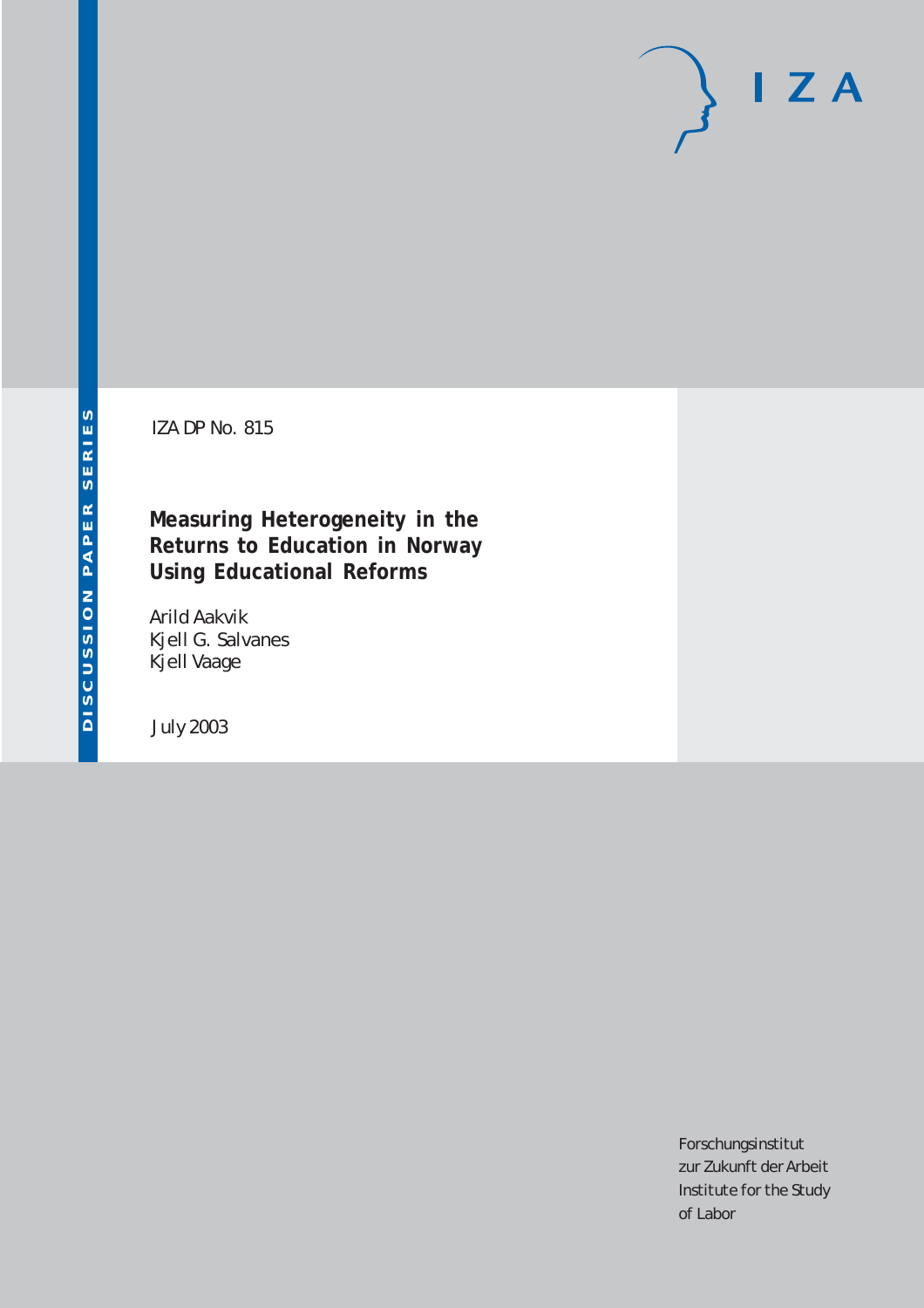DISCUSSION PAPER SERIES

IZA DP No. 815

# Measuring Heterogeneity in the Returns to Education in Norway Using Educational Reforms

Arild Aakvik
Kjell G. Salvanes
Kjell Vaage

July 2003

Forschungsinstitut
zur Zukunft der Arbeit
Institute for the Study
of Labor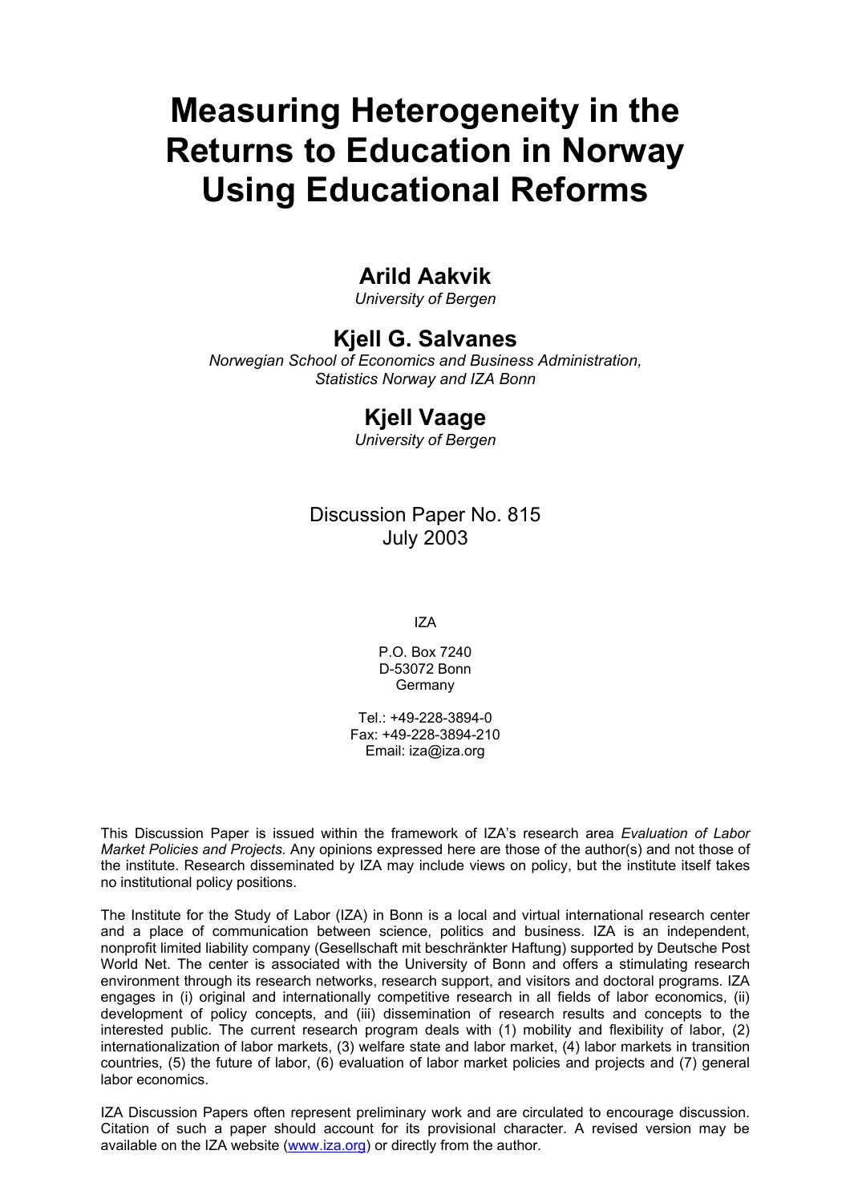# Measuring Heterogeneity in the Returns to Education in Norway Using Educational Reforms

## Arild Aakvik

*University of Bergen*

## Kjell G. Salvanes

*Norwegian School of Economics and Business Administration, Statistics Norway and IZA Bonn*

## Kjell Vaage

*University of Bergen*

Discussion Paper No. 815
July 2003

IZA

P.O. Box 7240
D-53072 Bonn
Germany

Tel.: +49-228-3894-0
Fax: +49-228-3894-210
Email: iza@iza.org

This Discussion Paper is issued within the framework of IZA's research area *Evaluation of Labor Market Policies and Projects.* Any opinions expressed here are those of the author(s) and not those of the institute. Research disseminated by IZA may include views on policy, but the institute itself takes no institutional policy positions.

The Institute for the Study of Labor (IZA) in Bonn is a local and virtual international research center and a place of communication between science, politics and business. IZA is an independent, nonprofit limited liability company (Gesellschaft mit beschränkter Haftung) supported by Deutsche Post World Net. The center is associated with the University of Bonn and offers a stimulating research environment through its research networks, research support, and visitors and doctoral programs. IZA engages in (i) original and internationally competitive research in all fields of labor economics, (ii) development of policy concepts, and (iii) dissemination of research results and concepts to the interested public. The current research program deals with (1) mobility and flexibility of labor, (2) internationalization of labor markets, (3) welfare state and labor market, (4) labor markets in transition countries, (5) the future of labor, (6) evaluation of labor market policies and projects and (7) general labor economics.

IZA Discussion Papers often represent preliminary work and are circulated to encourage discussion. Citation of such a paper should account for its provisional character. A revised version may be available on the IZA website (www.iza.org) or directly from the author.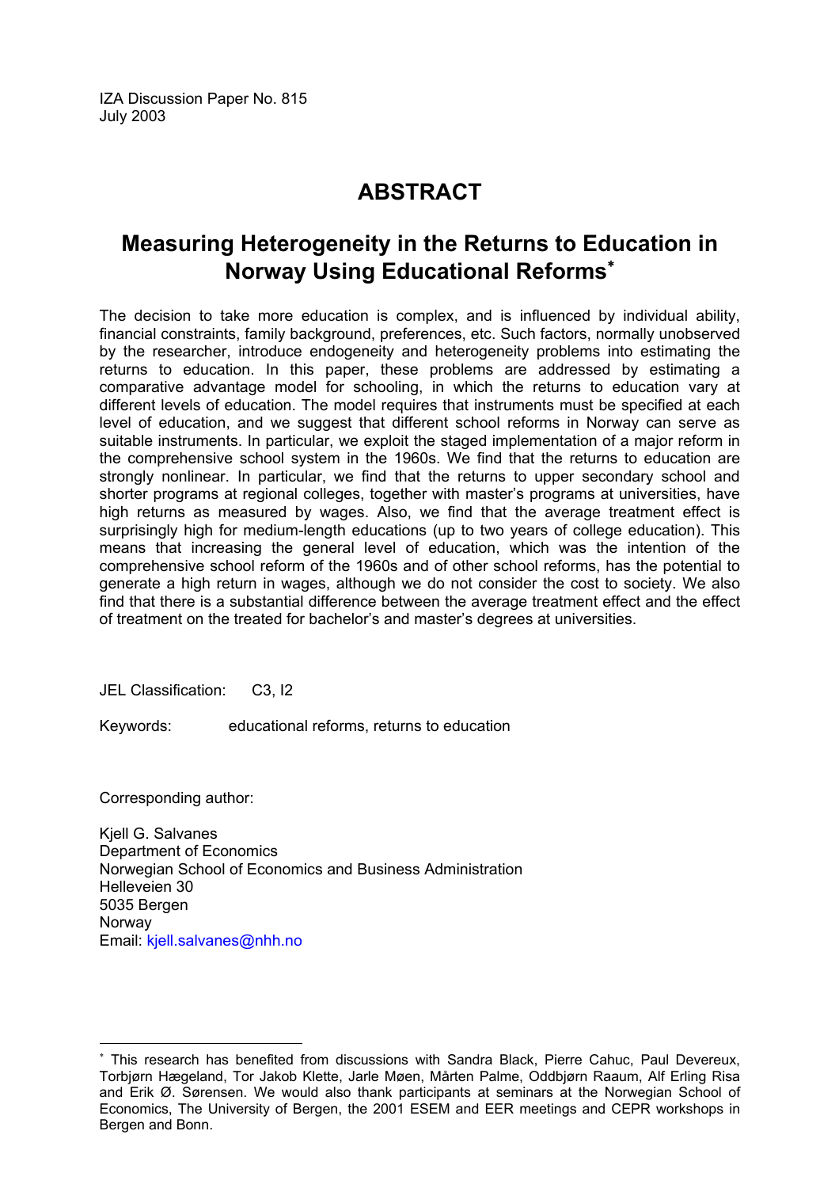IZA Discussion Paper No. 815
July 2003

# ABSTRACT

## Measuring Heterogeneity in the Returns to Education in Norway Using Educational Reforms[*]

The decision to take more education is complex, and is influenced by individual ability, financial constraints, family background, preferences, etc. Such factors, normally unobserved by the researcher, introduce endogeneity and heterogeneity problems into estimating the returns to education. In this paper, these problems are addressed by estimating a comparative advantage model for schooling, in which the returns to education vary at different levels of education. The model requires that instruments must be specified at each level of education, and we suggest that different school reforms in Norway can serve as suitable instruments. In particular, we exploit the staged implementation of a major reform in the comprehensive school system in the 1960s. We find that the returns to education are strongly nonlinear. In particular, we find that the returns to upper secondary school and shorter programs at regional colleges, together with master's programs at universities, have high returns as measured by wages. Also, we find that the average treatment effect is surprisingly high for medium-length educations (up to two years of college education). This means that increasing the general level of education, which was the intention of the comprehensive school reform of the 1960s and of other school reforms, has the potential to generate a high return in wages, although we do not consider the cost to society. We also find that there is a substantial difference between the average treatment effect and the effect of treatment on the treated for bachelor's and master's degrees at universities.

JEL Classification: C3, I2

Keywords: educational reforms, returns to education

Corresponding author:

Kjell G. Salvanes
Department of Economics
Norwegian School of Economics and Business Administration
Helleveien 30
5035 Bergen
Norway
Email: kjell.salvanes@nhh.no

[*] This research has benefited from discussions with Sandra Black, Pierre Cahuc, Paul Devereux, Torbjørn Hægeland, Tor Jakob Klette, Jarle Møen, Mårten Palme, Oddbjørn Raaum, Alf Erling Risa and Erik Ø. Sørensen. We would also thank participants at seminars at the Norwegian School of Economics, The University of Bergen, the 2001 ESEM and EER meetings and CEPR workshops in Bergen and Bonn.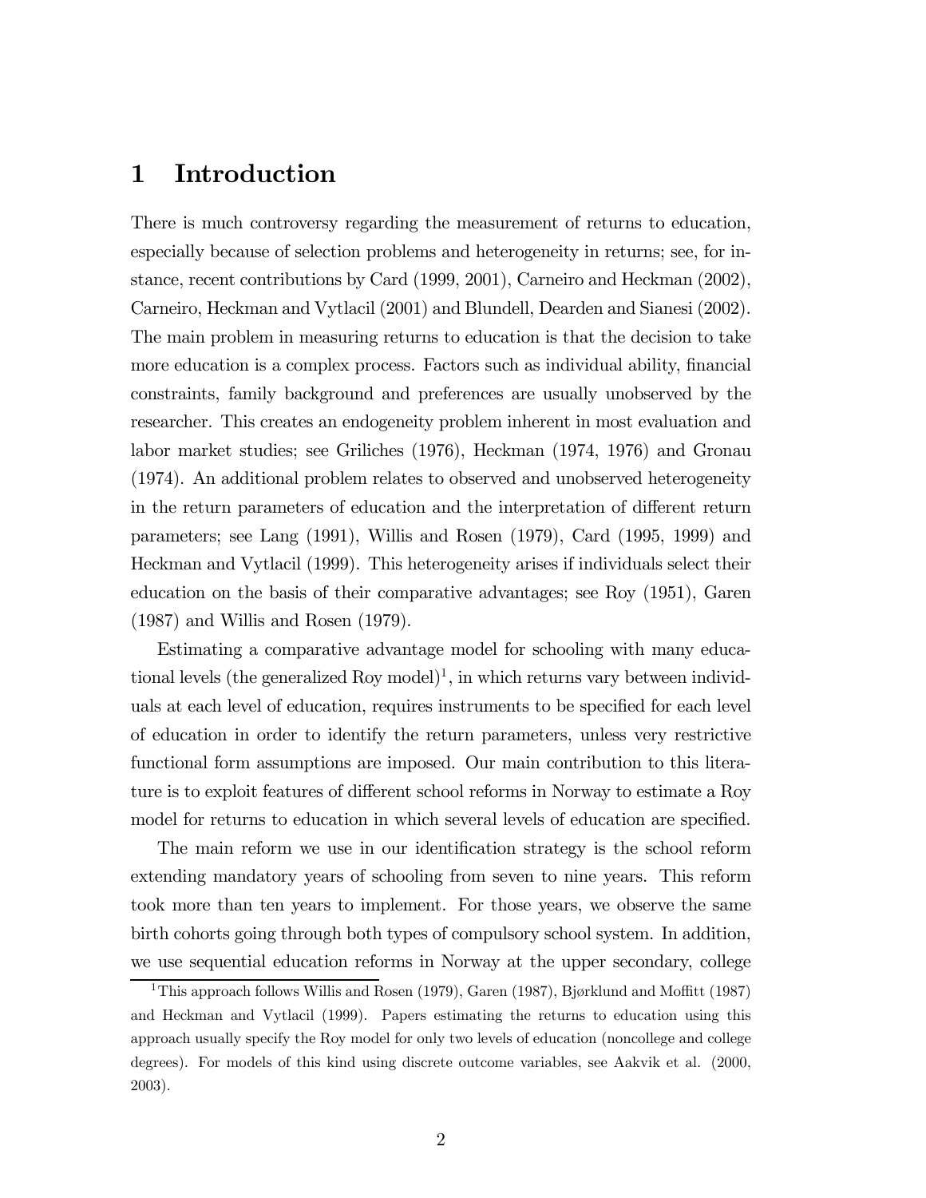# 1 Introduction

There is much controversy regarding the measurement of returns to education, especially because of selection problems and heterogeneity in returns; see, for instance, recent contributions by Card (1999, 2001), Carneiro and Heckman (2002), Carneiro, Heckman and Vytlacil (2001) and Blundell, Dearden and Sianesi (2002). The main problem in measuring returns to education is that the decision to take more education is a complex process. Factors such as individual ability, financial constraints, family background and preferences are usually unobserved by the researcher. This creates an endogeneity problem inherent in most evaluation and labor market studies; see Griliches (1976), Heckman (1974, 1976) and Gronau (1974). An additional problem relates to observed and unobserved heterogeneity in the return parameters of education and the interpretation of different return parameters; see Lang (1991), Willis and Rosen (1979), Card (1995, 1999) and Heckman and Vytlacil (1999). This heterogeneity arises if individuals select their education on the basis of their comparative advantages; see Roy (1951), Garen (1987) and Willis and Rosen (1979).

Estimating a comparative advantage model for schooling with many educational levels (the generalized Roy model)[1], in which returns vary between individuals at each level of education, requires instruments to be specified for each level of education in order to identify the return parameters, unless very restrictive functional form assumptions are imposed. Our main contribution to this literature is to exploit features of different school reforms in Norway to estimate a Roy model for returns to education in which several levels of education are specified.

The main reform we use in our identification strategy is the school reform extending mandatory years of schooling from seven to nine years. This reform took more than ten years to implement. For those years, we observe the same birth cohorts going through both types of compulsory school system. In addition, we use sequential education reforms in Norway at the upper secondary, college

[1] This approach follows Willis and Rosen (1979), Garen (1987), Bjørklund and Moffitt (1987) and Heckman and Vytlacil (1999). Papers estimating the returns to education using this approach usually specify the Roy model for only two levels of education (noncollege and college degrees). For models of this kind using discrete outcome variables, see Aakvik et al. (2000, 2003).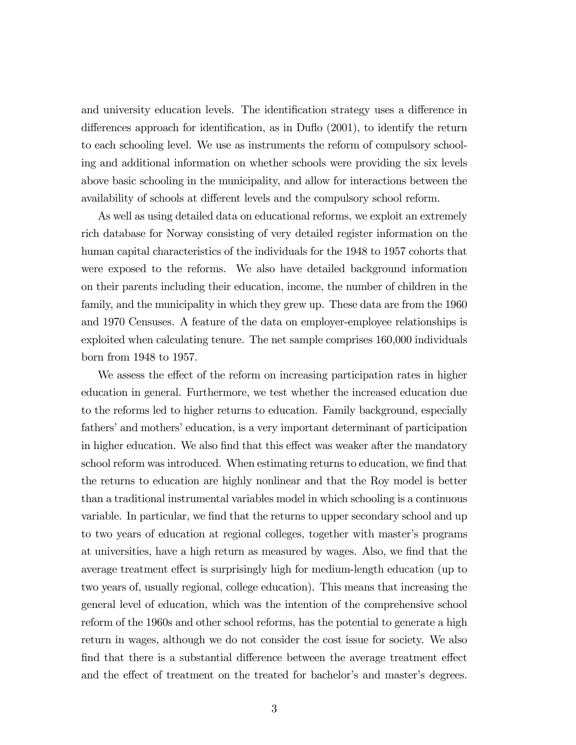and university education levels. The identification strategy uses a difference in differences approach for identification, as in Duflo (2001), to identify the return to each schooling level. We use as instruments the reform of compulsory schooling and additional information on whether schools were providing the six levels above basic schooling in the municipality, and allow for interactions between the availability of schools at different levels and the compulsory school reform.

As well as using detailed data on educational reforms, we exploit an extremely rich database for Norway consisting of very detailed register information on the human capital characteristics of the individuals for the 1948 to 1957 cohorts that were exposed to the reforms. We also have detailed background information on their parents including their education, income, the number of children in the family, and the municipality in which they grew up. These data are from the 1960 and 1970 Censuses. A feature of the data on employer-employee relationships is exploited when calculating tenure. The net sample comprises 160,000 individuals born from 1948 to 1957.

We assess the effect of the reform on increasing participation rates in higher education in general. Furthermore, we test whether the increased education due to the reforms led to higher returns to education. Family background, especially fathers' and mothers' education, is a very important determinant of participation in higher education. We also find that this effect was weaker after the mandatory school reform was introduced. When estimating returns to education, we find that the returns to education are highly nonlinear and that the Roy model is better than a traditional instrumental variables model in which schooling is a continuous variable. In particular, we find that the returns to upper secondary school and up to two years of education at regional colleges, together with master's programs at universities, have a high return as measured by wages. Also, we find that the average treatment effect is surprisingly high for medium-length education (up to two years of, usually regional, college education). This means that increasing the general level of education, which was the intention of the comprehensive school reform of the 1960s and other school reforms, has the potential to generate a high return in wages, although we do not consider the cost issue for society. We also find that there is a substantial difference between the average treatment effect and the effect of treatment on the treated for bachelor's and master's degrees.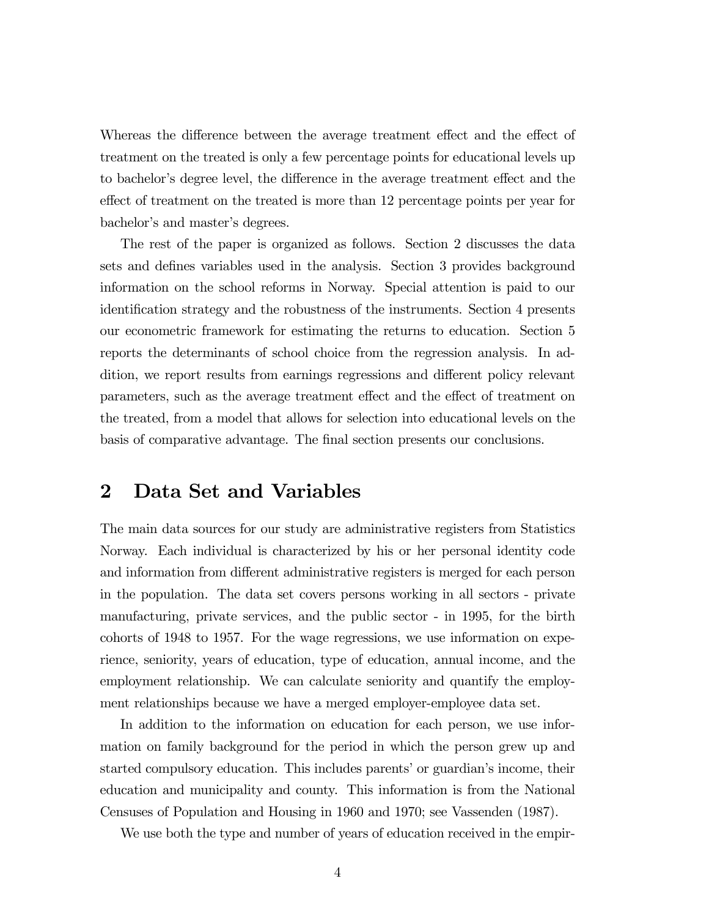Whereas the difference between the average treatment effect and the effect of treatment on the treated is only a few percentage points for educational levels up to bachelor's degree level, the difference in the average treatment effect and the effect of treatment on the treated is more than 12 percentage points per year for bachelor's and master's degrees.

The rest of the paper is organized as follows. Section 2 discusses the data sets and defines variables used in the analysis. Section 3 provides background information on the school reforms in Norway. Special attention is paid to our identification strategy and the robustness of the instruments. Section 4 presents our econometric framework for estimating the returns to education. Section 5 reports the determinants of school choice from the regression analysis. In addition, we report results from earnings regressions and different policy relevant parameters, such as the average treatment effect and the effect of treatment on the treated, from a model that allows for selection into educational levels on the basis of comparative advantage. The final section presents our conclusions.

## 2 Data Set and Variables

The main data sources for our study are administrative registers from Statistics Norway. Each individual is characterized by his or her personal identity code and information from different administrative registers is merged for each person in the population. The data set covers persons working in all sectors - private manufacturing, private services, and the public sector - in 1995, for the birth cohorts of 1948 to 1957. For the wage regressions, we use information on experience, seniority, years of education, type of education, annual income, and the employment relationship. We can calculate seniority and quantify the employment relationships because we have a merged employer-employee data set.

In addition to the information on education for each person, we use information on family background for the period in which the person grew up and started compulsory education. This includes parents' or guardian's income, their education and municipality and county. This information is from the National Censuses of Population and Housing in 1960 and 1970; see Vassenden (1987).

We use both the type and number of years of education received in the empir-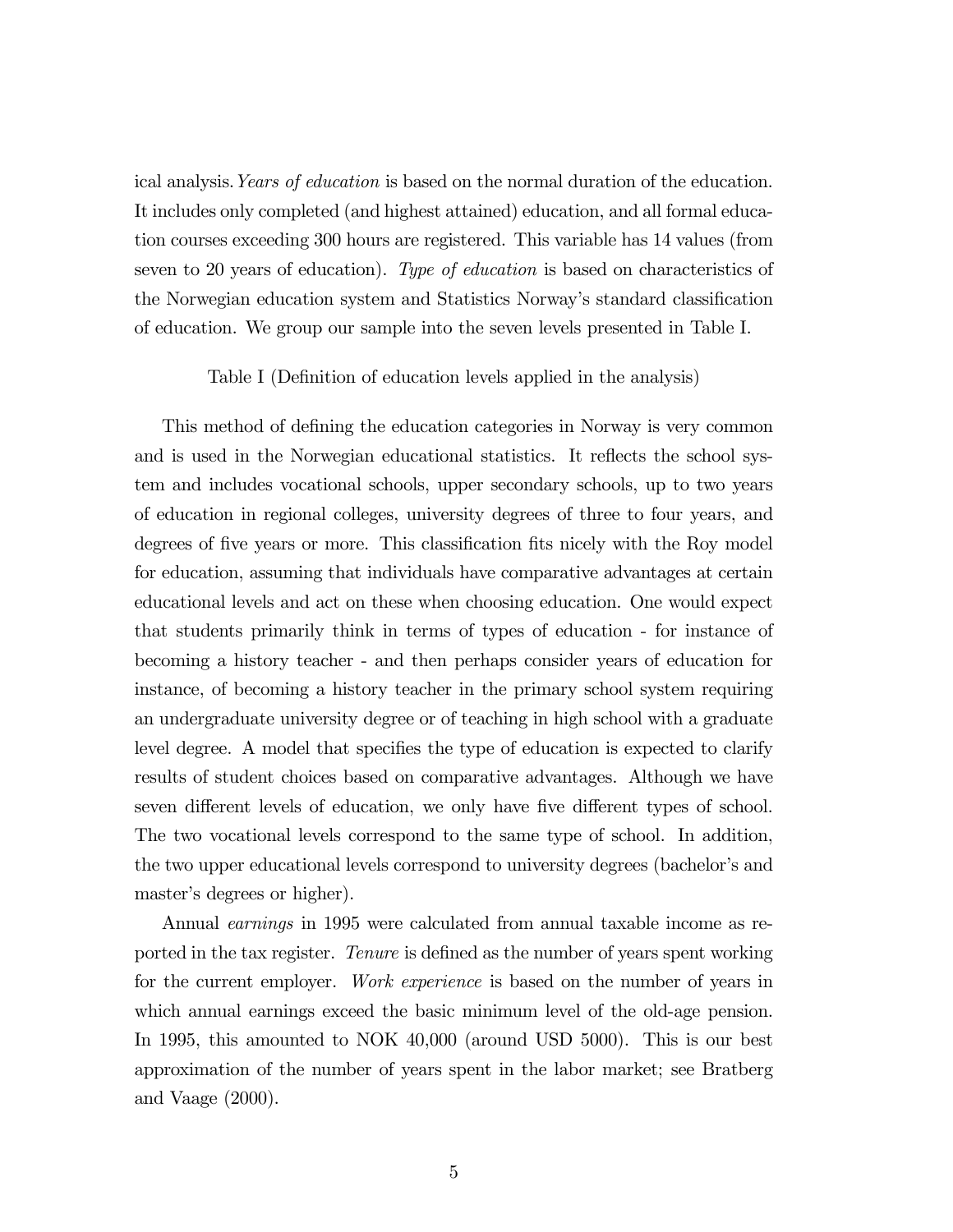ical analysis. *Years of education* is based on the normal duration of the education. It includes only completed (and highest attained) education, and all formal education courses exceeding 300 hours are registered. This variable has 14 values (from seven to 20 years of education). *Type of education* is based on characteristics of the Norwegian education system and Statistics Norway's standard classification of education. We group our sample into the seven levels presented in Table I.

Table I (Definition of education levels applied in the analysis)

This method of defining the education categories in Norway is very common and is used in the Norwegian educational statistics. It reflects the school system and includes vocational schools, upper secondary schools, up to two years of education in regional colleges, university degrees of three to four years, and degrees of five years or more. This classification fits nicely with the Roy model for education, assuming that individuals have comparative advantages at certain educational levels and act on these when choosing education. One would expect that students primarily think in terms of types of education - for instance of becoming a history teacher - and then perhaps consider years of education for instance, of becoming a history teacher in the primary school system requiring an undergraduate university degree or of teaching in high school with a graduate level degree. A model that specifies the type of education is expected to clarify results of student choices based on comparative advantages. Although we have seven different levels of education, we only have five different types of school. The two vocational levels correspond to the same type of school. In addition, the two upper educational levels correspond to university degrees (bachelor's and master's degrees or higher).

Annual *earnings* in 1995 were calculated from annual taxable income as reported in the tax register. *Tenure* is defined as the number of years spent working for the current employer. *Work experience* is based on the number of years in which annual earnings exceed the basic minimum level of the old-age pension. In 1995, this amounted to NOK 40,000 (around USD 5000). This is our best approximation of the number of years spent in the labor market; see Bratberg and Vaage (2000).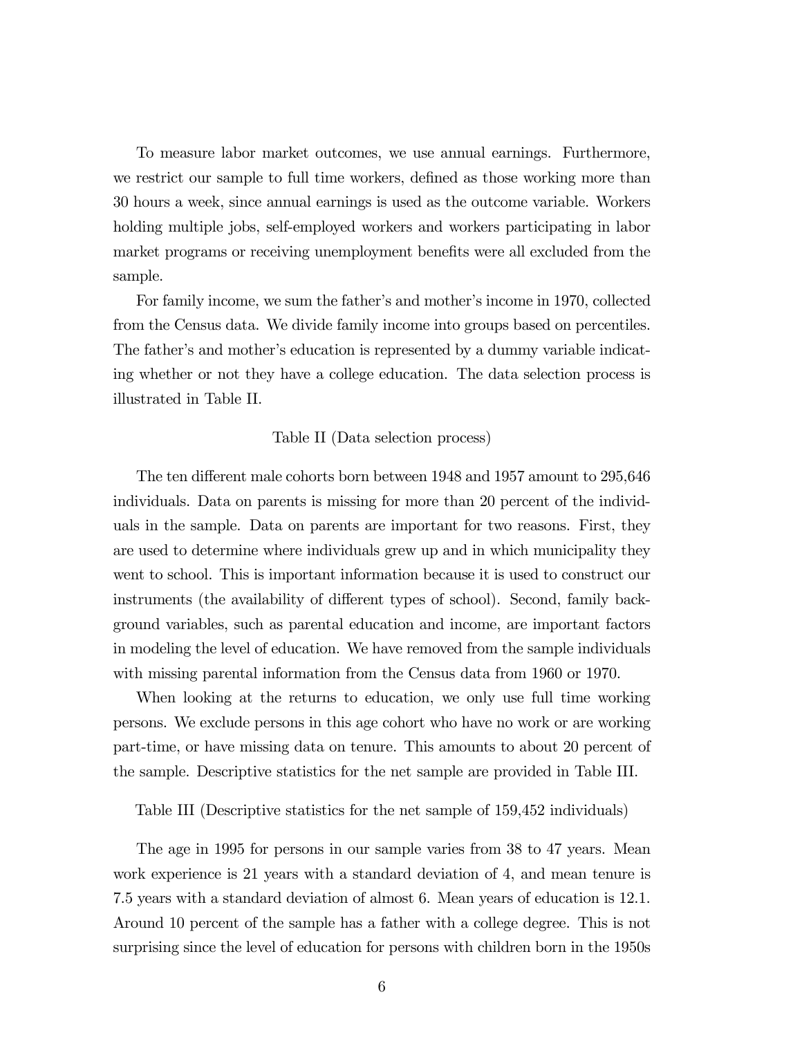To measure labor market outcomes, we use annual earnings. Furthermore, we restrict our sample to full time workers, defined as those working more than 30 hours a week, since annual earnings is used as the outcome variable. Workers holding multiple jobs, self-employed workers and workers participating in labor market programs or receiving unemployment benefits were all excluded from the sample.

For family income, we sum the father's and mother's income in 1970, collected from the Census data. We divide family income into groups based on percentiles. The father's and mother's education is represented by a dummy variable indicating whether or not they have a college education. The data selection process is illustrated in Table II.

Table II (Data selection process)

The ten different male cohorts born between 1948 and 1957 amount to 295,646 individuals. Data on parents is missing for more than 20 percent of the individuals in the sample. Data on parents are important for two reasons. First, they are used to determine where individuals grew up and in which municipality they went to school. This is important information because it is used to construct our instruments (the availability of different types of school). Second, family background variables, such as parental education and income, are important factors in modeling the level of education. We have removed from the sample individuals with missing parental information from the Census data from 1960 or 1970.

When looking at the returns to education, we only use full time working persons. We exclude persons in this age cohort who have no work or are working part-time, or have missing data on tenure. This amounts to about 20 percent of the sample. Descriptive statistics for the net sample are provided in Table III.

Table III (Descriptive statistics for the net sample of 159,452 individuals)

The age in 1995 for persons in our sample varies from 38 to 47 years. Mean work experience is 21 years with a standard deviation of 4, and mean tenure is 7.5 years with a standard deviation of almost 6. Mean years of education is 12.1. Around 10 percent of the sample has a father with a college degree. This is not surprising since the level of education for persons with children born in the 1950s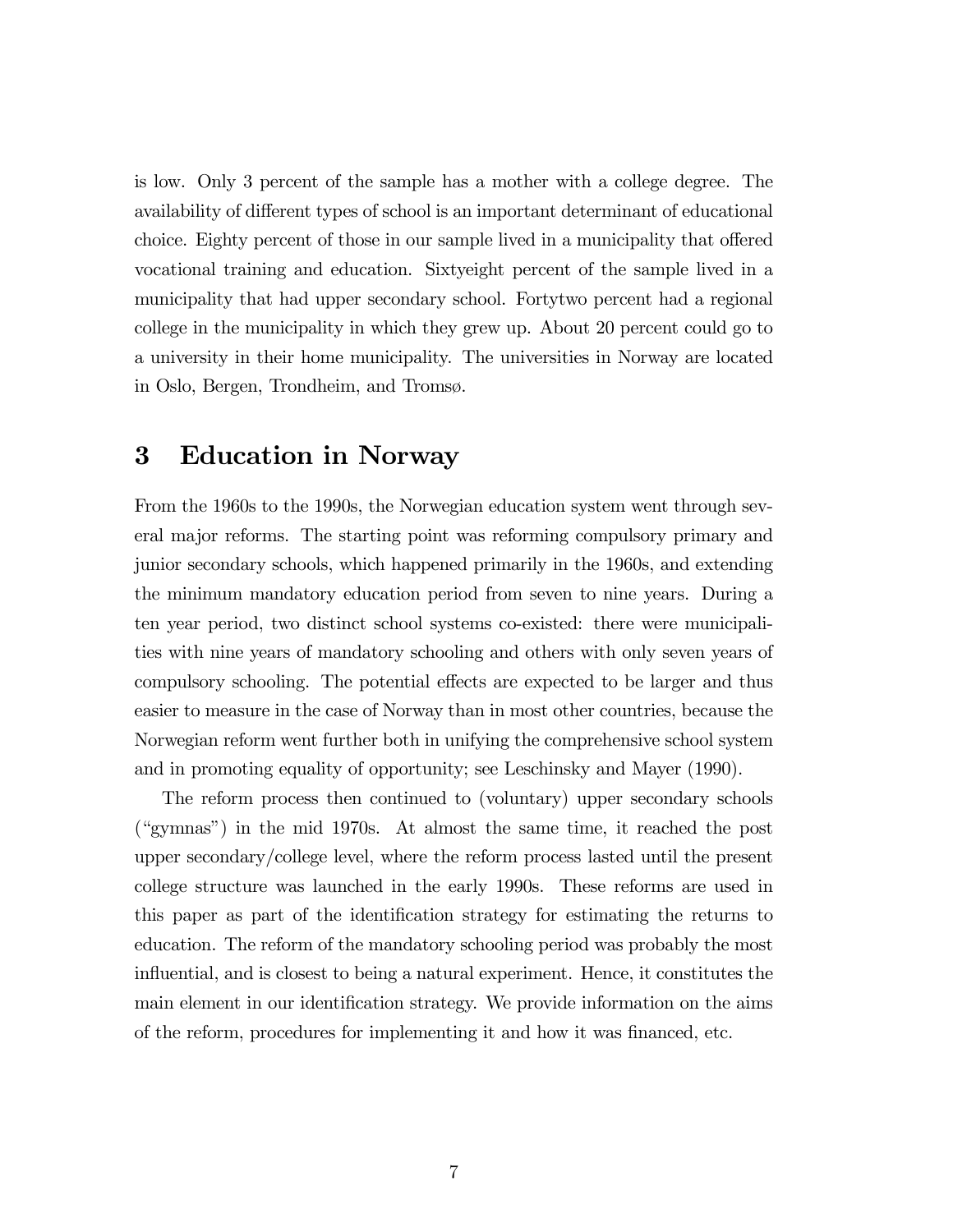is low. Only 3 percent of the sample has a mother with a college degree. The availability of different types of school is an important determinant of educational choice. Eighty percent of those in our sample lived in a municipality that offered vocational training and education. Sixtyeight percent of the sample lived in a municipality that had upper secondary school. Fortytwo percent had a regional college in the municipality in which they grew up. About 20 percent could go to a university in their home municipality. The universities in Norway are located in Oslo, Bergen, Trondheim, and Tromsø.

# 3 Education in Norway

From the 1960s to the 1990s, the Norwegian education system went through several major reforms. The starting point was reforming compulsory primary and junior secondary schools, which happened primarily in the 1960s, and extending the minimum mandatory education period from seven to nine years. During a ten year period, two distinct school systems co-existed: there were municipalities with nine years of mandatory schooling and others with only seven years of compulsory schooling. The potential effects are expected to be larger and thus easier to measure in the case of Norway than in most other countries, because the Norwegian reform went further both in unifying the comprehensive school system and in promoting equality of opportunity; see Leschinsky and Mayer (1990).

The reform process then continued to (voluntary) upper secondary schools ("gymnas") in the mid 1970s. At almost the same time, it reached the post upper secondary/college level, where the reform process lasted until the present college structure was launched in the early 1990s. These reforms are used in this paper as part of the identification strategy for estimating the returns to education. The reform of the mandatory schooling period was probably the most influential, and is closest to being a natural experiment. Hence, it constitutes the main element in our identification strategy. We provide information on the aims of the reform, procedures for implementing it and how it was financed, etc.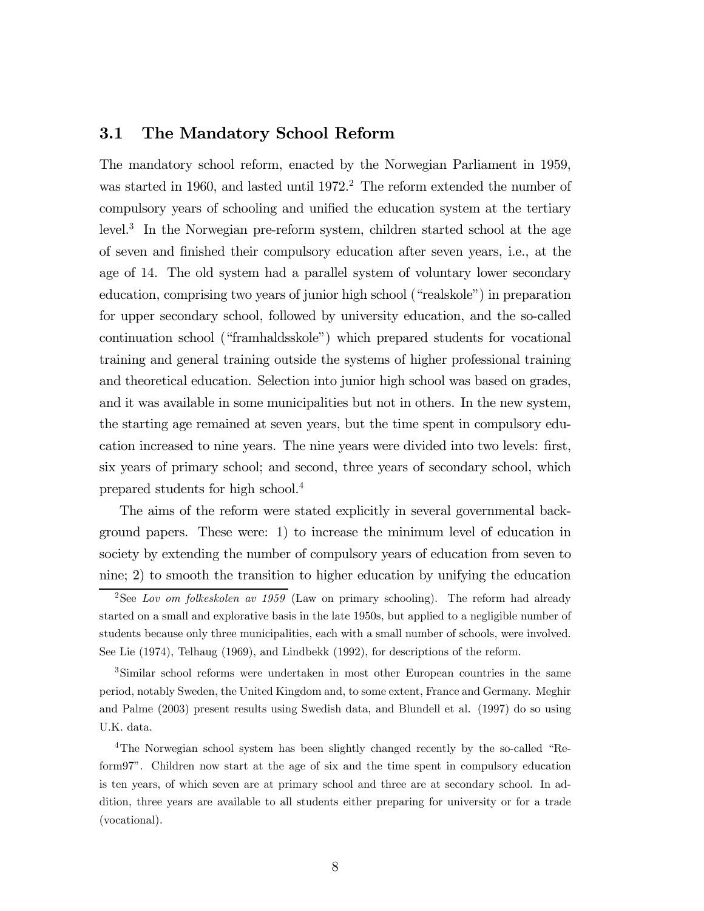### 3.1 The Mandatory School Reform

The mandatory school reform, enacted by the Norwegian Parliament in 1959, was started in 1960, and lasted until 1972.[2] The reform extended the number of compulsory years of schooling and unified the education system at the tertiary level.[3] In the Norwegian pre-reform system, children started school at the age of seven and finished their compulsory education after seven years, i.e., at the age of 14. The old system had a parallel system of voluntary lower secondary education, comprising two years of junior high school ("realskole") in preparation for upper secondary school, followed by university education, and the so-called continuation school ("framhaldsskole") which prepared students for vocational training and general training outside the systems of higher professional training and theoretical education. Selection into junior high school was based on grades, and it was available in some municipalities but not in others. In the new system, the starting age remained at seven years, but the time spent in compulsory education increased to nine years. The nine years were divided into two levels: first, six years of primary school; and second, three years of secondary school, which prepared students for high school.[4]

The aims of the reform were stated explicitly in several governmental background papers. These were: 1) to increase the minimum level of education in society by extending the number of compulsory years of education from seven to nine; 2) to smooth the transition to higher education by unifying the education

[2] See *Lov om folkeskolen av 1959* (Law on primary schooling). The reform had already started on a small and explorative basis in the late 1950s, but applied to a negligible number of students because only three municipalities, each with a small number of schools, were involved. See Lie (1974), Telhaug (1969), and Lindbekk (1992), for descriptions of the reform.

[3] Similar school reforms were undertaken in most other European countries in the same period, notably Sweden, the United Kingdom and, to some extent, France and Germany. Meghir and Palme (2003) present results using Swedish data, and Blundell et al. (1997) do so using U.K. data.

[4] The Norwegian school system has been slightly changed recently by the so-called "Reform97". Children now start at the age of six and the time spent in compulsory education is ten years, of which seven are at primary school and three are at secondary school. In addition, three years are available to all students either preparing for university or for a trade (vocational).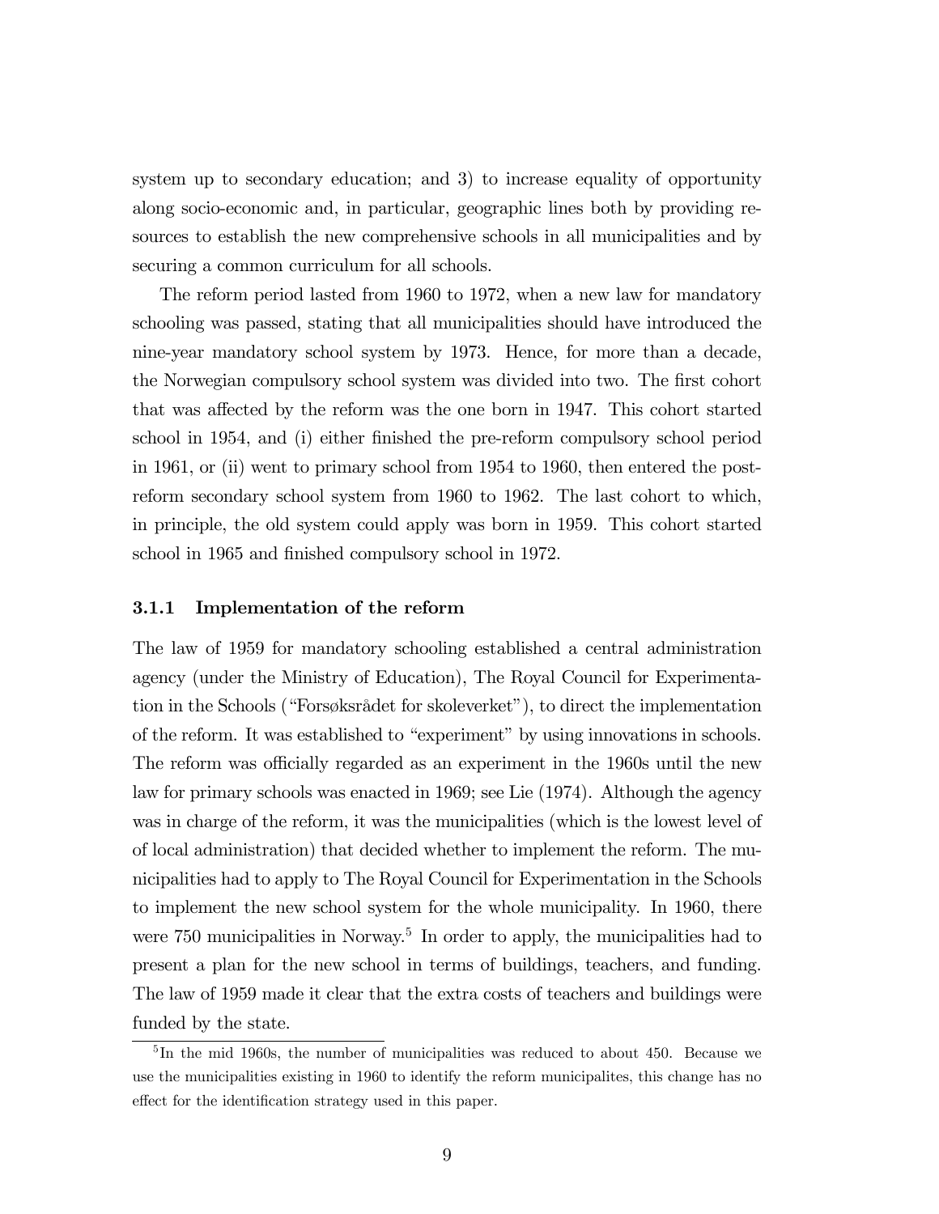system up to secondary education; and 3) to increase equality of opportunity along socio-economic and, in particular, geographic lines both by providing resources to establish the new comprehensive schools in all municipalities and by securing a common curriculum for all schools.

The reform period lasted from 1960 to 1972, when a new law for mandatory schooling was passed, stating that all municipalities should have introduced the nine-year mandatory school system by 1973. Hence, for more than a decade, the Norwegian compulsory school system was divided into two. The first cohort that was affected by the reform was the one born in 1947. This cohort started school in 1954, and (i) either finished the pre-reform compulsory school period in 1961, or (ii) went to primary school from 1954 to 1960, then entered the post-reform secondary school system from 1960 to 1962. The last cohort to which, in principle, the old system could apply was born in 1959. This cohort started school in 1965 and finished compulsory school in 1972.

### 3.1.1 Implementation of the reform

The law of 1959 for mandatory schooling established a central administration agency (under the Ministry of Education), The Royal Council for Experimentation in the Schools ("Forsøksrådet for skoleverket"), to direct the implementation of the reform. It was established to "experiment" by using innovations in schools. The reform was officially regarded as an experiment in the 1960s until the new law for primary schools was enacted in 1969; see Lie (1974). Although the agency was in charge of the reform, it was the municipalities (which is the lowest level of of local administration) that decided whether to implement the reform. The municipalities had to apply to The Royal Council for Experimentation in the Schools to implement the new school system for the whole municipality. In 1960, there were 750 municipalities in Norway.[5] In order to apply, the municipalities had to present a plan for the new school in terms of buildings, teachers, and funding. The law of 1959 made it clear that the extra costs of teachers and buildings were funded by the state.

[5] In the mid 1960s, the number of municipalities was reduced to about 450. Because we use the municipalities existing in 1960 to identify the reform municipalites, this change has no effect for the identification strategy used in this paper.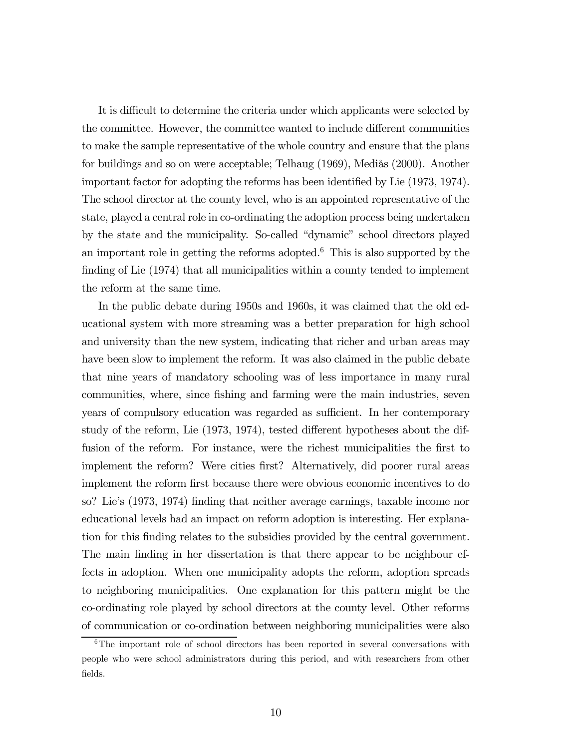It is difficult to determine the criteria under which applicants were selected by the committee. However, the committee wanted to include different communities to make the sample representative of the whole country and ensure that the plans for buildings and so on were acceptable; Telhaug (1969), Mediås (2000). Another important factor for adopting the reforms has been identified by Lie (1973, 1974). The school director at the county level, who is an appointed representative of the state, played a central role in co-ordinating the adoption process being undertaken by the state and the municipality. So-called "dynamic" school directors played an important role in getting the reforms adopted.[6] This is also supported by the finding of Lie (1974) that all municipalities within a county tended to implement the reform at the same time.

In the public debate during 1950s and 1960s, it was claimed that the old educational system with more streaming was a better preparation for high school and university than the new system, indicating that richer and urban areas may have been slow to implement the reform. It was also claimed in the public debate that nine years of mandatory schooling was of less importance in many rural communities, where, since fishing and farming were the main industries, seven years of compulsory education was regarded as sufficient. In her contemporary study of the reform, Lie (1973, 1974), tested different hypotheses about the diffusion of the reform. For instance, were the richest municipalities the first to implement the reform? Were cities first? Alternatively, did poorer rural areas implement the reform first because there were obvious economic incentives to do so? Lie's (1973, 1974) finding that neither average earnings, taxable income nor educational levels had an impact on reform adoption is interesting. Her explanation for this finding relates to the subsidies provided by the central government. The main finding in her dissertation is that there appear to be neighbour effects in adoption. When one municipality adopts the reform, adoption spreads to neighboring municipalities. One explanation for this pattern might be the co-ordinating role played by school directors at the county level. Other reforms of communication or co-ordination between neighboring municipalities were also

[6] The important role of school directors has been reported in several conversations with people who were school administrators during this period, and with researchers from other fields.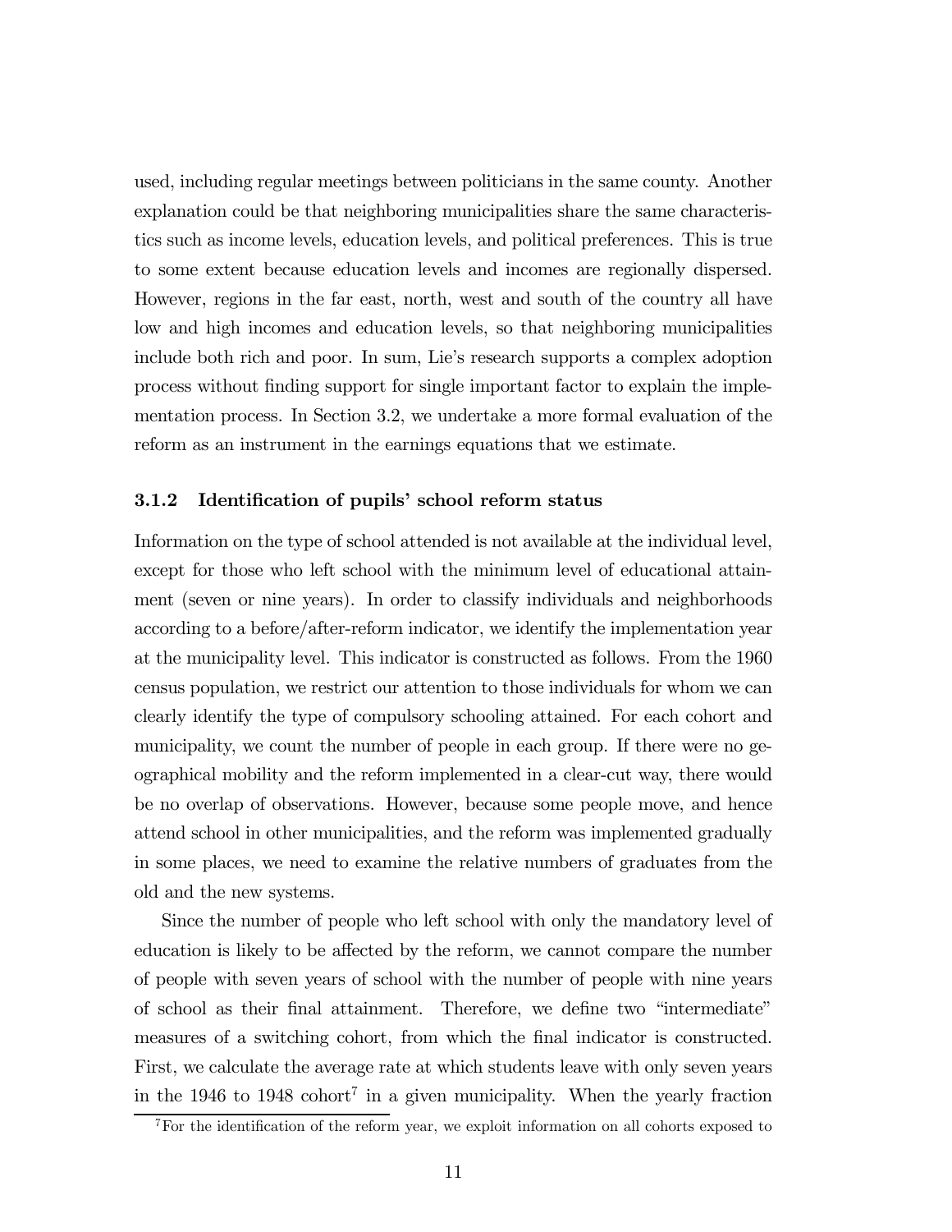used, including regular meetings between politicians in the same county. Another explanation could be that neighboring municipalities share the same characteristics such as income levels, education levels, and political preferences. This is true to some extent because education levels and incomes are regionally dispersed. However, regions in the far east, north, west and south of the country all have low and high incomes and education levels, so that neighboring municipalities include both rich and poor. In sum, Lie's research supports a complex adoption process without finding support for single important factor to explain the implementation process. In Section 3.2, we undertake a more formal evaluation of the reform as an instrument in the earnings equations that we estimate.

### 3.1.2 Identification of pupils' school reform status

Information on the type of school attended is not available at the individual level, except for those who left school with the minimum level of educational attainment (seven or nine years). In order to classify individuals and neighborhoods according to a before/after-reform indicator, we identify the implementation year at the municipality level. This indicator is constructed as follows. From the 1960 census population, we restrict our attention to those individuals for whom we can clearly identify the type of compulsory schooling attained. For each cohort and municipality, we count the number of people in each group. If there were no geographical mobility and the reform implemented in a clear-cut way, there would be no overlap of observations. However, because some people move, and hence attend school in other municipalities, and the reform was implemented gradually in some places, we need to examine the relative numbers of graduates from the old and the new systems.

Since the number of people who left school with only the mandatory level of education is likely to be affected by the reform, we cannot compare the number of people with seven years of school with the number of people with nine years of school as their final attainment. Therefore, we define two "intermediate" measures of a switching cohort, from which the final indicator is constructed. First, we calculate the average rate at which students leave with only seven years in the 1946 to 1948 cohort[7] in a given municipality. When the yearly fraction

[7]For the identification of the reform year, we exploit information on all cohorts exposed to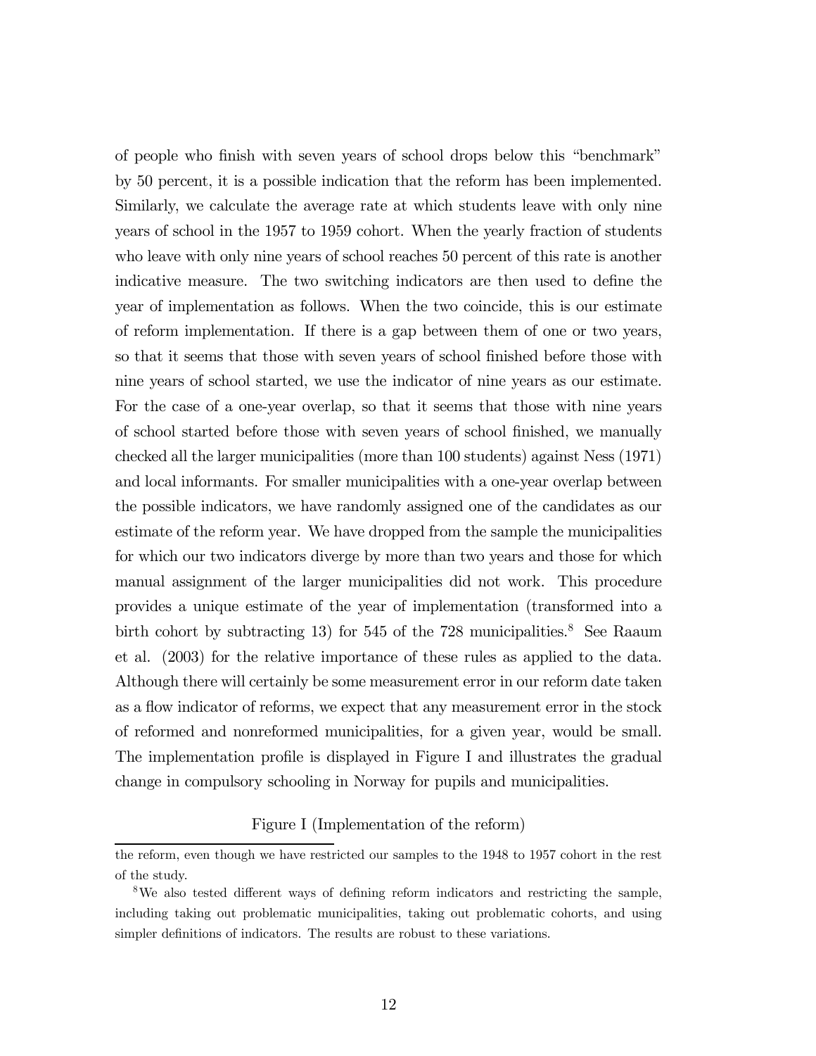of people who finish with seven years of school drops below this "benchmark" by 50 percent, it is a possible indication that the reform has been implemented. Similarly, we calculate the average rate at which students leave with only nine years of school in the 1957 to 1959 cohort. When the yearly fraction of students who leave with only nine years of school reaches 50 percent of this rate is another indicative measure. The two switching indicators are then used to define the year of implementation as follows. When the two coincide, this is our estimate of reform implementation. If there is a gap between them of one or two years, so that it seems that those with seven years of school finished before those with nine years of school started, we use the indicator of nine years as our estimate. For the case of a one-year overlap, so that it seems that those with nine years of school started before those with seven years of school finished, we manually checked all the larger municipalities (more than 100 students) against Ness (1971) and local informants. For smaller municipalities with a one-year overlap between the possible indicators, we have randomly assigned one of the candidates as our estimate of the reform year. We have dropped from the sample the municipalities for which our two indicators diverge by more than two years and those for which manual assignment of the larger municipalities did not work. This procedure provides a unique estimate of the year of implementation (transformed into a birth cohort by subtracting 13) for 545 of the 728 municipalities.[8] See Raaum et al. (2003) for the relative importance of these rules as applied to the data. Although there will certainly be some measurement error in our reform date taken as a flow indicator of reforms, we expect that any measurement error in the stock of reformed and nonreformed municipalities, for a given year, would be small. The implementation profile is displayed in Figure I and illustrates the gradual change in compulsory schooling in Norway for pupils and municipalities.

Figure I (Implementation of the reform)

the reform, even though we have restricted our samples to the 1948 to 1957 cohort in the rest of the study.

[8] We also tested different ways of defining reform indicators and restricting the sample, including taking out problematic municipalities, taking out problematic cohorts, and using simpler definitions of indicators. The results are robust to these variations.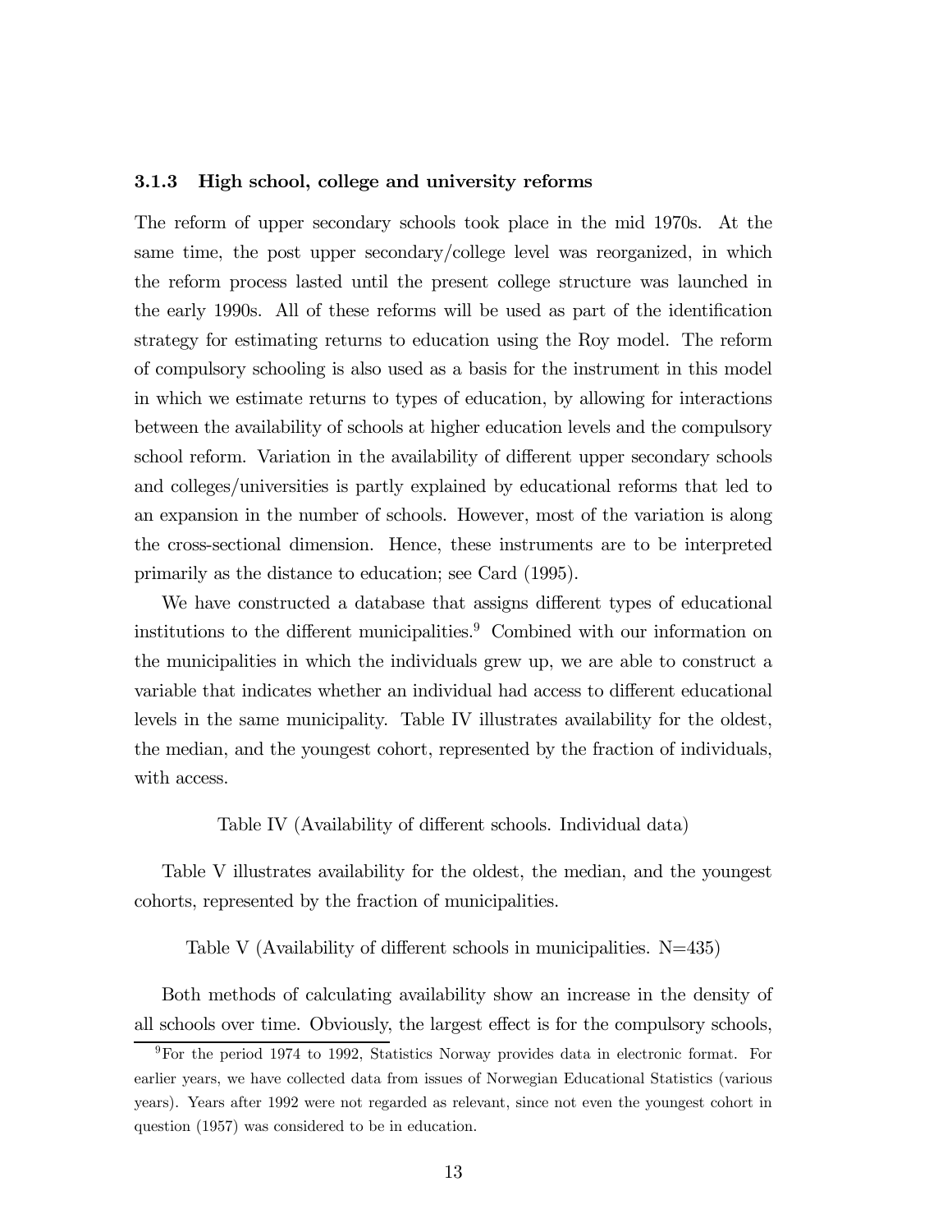### 3.1.3 High school, college and university reforms

The reform of upper secondary schools took place in the mid 1970s. At the same time, the post upper secondary/college level was reorganized, in which the reform process lasted until the present college structure was launched in the early 1990s. All of these reforms will be used as part of the identification strategy for estimating returns to education using the Roy model. The reform of compulsory schooling is also used as a basis for the instrument in this model in which we estimate returns to types of education, by allowing for interactions between the availability of schools at higher education levels and the compulsory school reform. Variation in the availability of different upper secondary schools and colleges/universities is partly explained by educational reforms that led to an expansion in the number of schools. However, most of the variation is along the cross-sectional dimension. Hence, these instruments are to be interpreted primarily as the distance to education; see Card (1995).

We have constructed a database that assigns different types of educational institutions to the different municipalities.[9] Combined with our information on the municipalities in which the individuals grew up, we are able to construct a variable that indicates whether an individual had access to different educational levels in the same municipality. Table IV illustrates availability for the oldest, the median, and the youngest cohort, represented by the fraction of individuals, with access.

Table IV (Availability of different schools. Individual data)

Table V illustrates availability for the oldest, the median, and the youngest cohorts, represented by the fraction of municipalities.

Table V (Availability of different schools in municipalities. N=435)

Both methods of calculating availability show an increase in the density of all schools over time. Obviously, the largest effect is for the compulsory schools,

[9] For the period 1974 to 1992, Statistics Norway provides data in electronic format. For earlier years, we have collected data from issues of Norwegian Educational Statistics (various years). Years after 1992 were not regarded as relevant, since not even the youngest cohort in question (1957) was considered to be in education.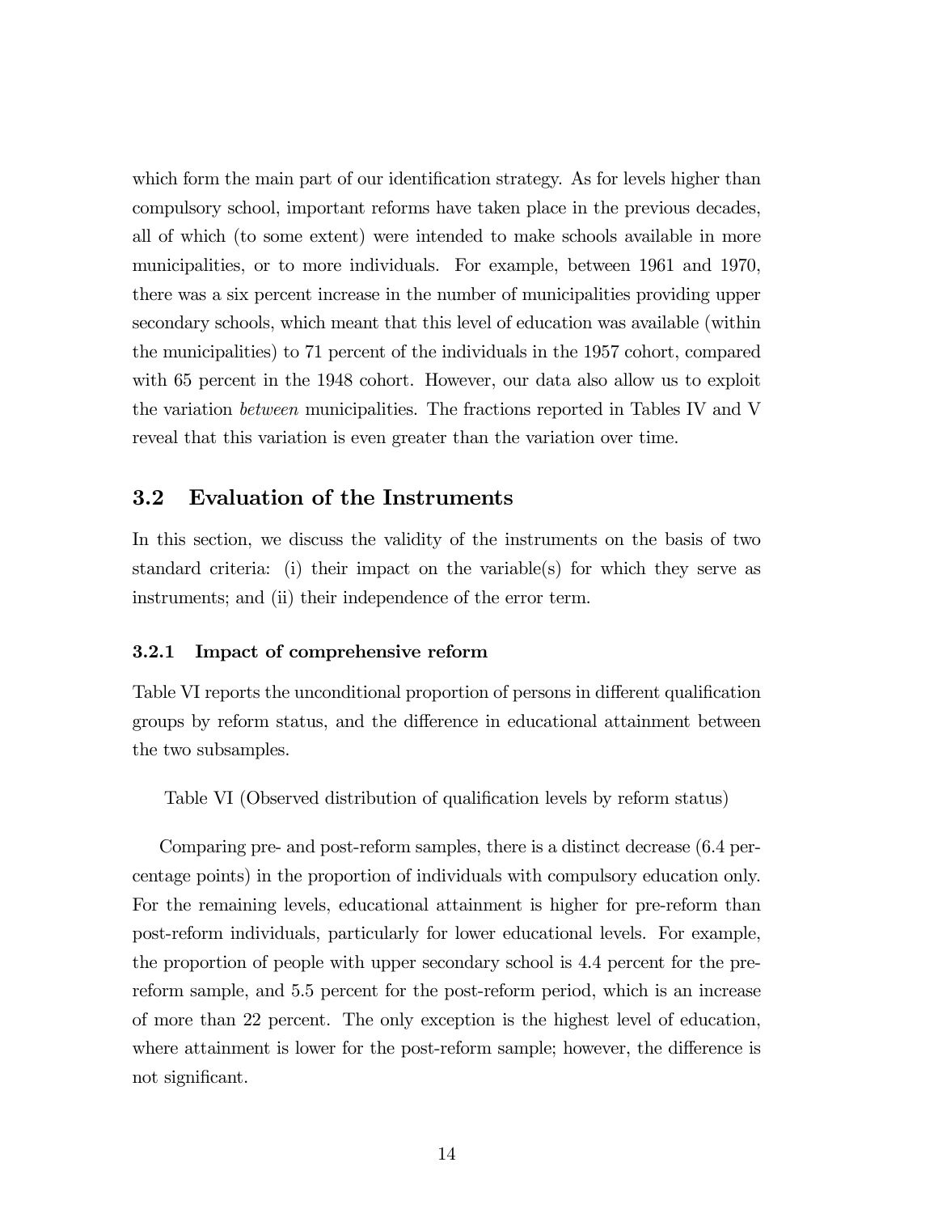which form the main part of our identification strategy. As for levels higher than compulsory school, important reforms have taken place in the previous decades, all of which (to some extent) were intended to make schools available in more municipalities, or to more individuals. For example, between 1961 and 1970, there was a six percent increase in the number of municipalities providing upper secondary schools, which meant that this level of education was available (within the municipalities) to 71 percent of the individuals in the 1957 cohort, compared with 65 percent in the 1948 cohort. However, our data also allow us to exploit the variation *between* municipalities. The fractions reported in Tables IV and V reveal that this variation is even greater than the variation over time.

## 3.2 Evaluation of the Instruments

In this section, we discuss the validity of the instruments on the basis of two standard criteria: (i) their impact on the variable(s) for which they serve as instruments; and (ii) their independence of the error term.

### 3.2.1 Impact of comprehensive reform

Table VI reports the unconditional proportion of persons in different qualification groups by reform status, and the difference in educational attainment between the two subsamples.

Table VI (Observed distribution of qualification levels by reform status)

Comparing pre- and post-reform samples, there is a distinct decrease (6.4 percentage points) in the proportion of individuals with compulsory education only. For the remaining levels, educational attainment is higher for pre-reform than post-reform individuals, particularly for lower educational levels. For example, the proportion of people with upper secondary school is 4.4 percent for the pre-reform sample, and 5.5 percent for the post-reform period, which is an increase of more than 22 percent. The only exception is the highest level of education, where attainment is lower for the post-reform sample; however, the difference is not significant.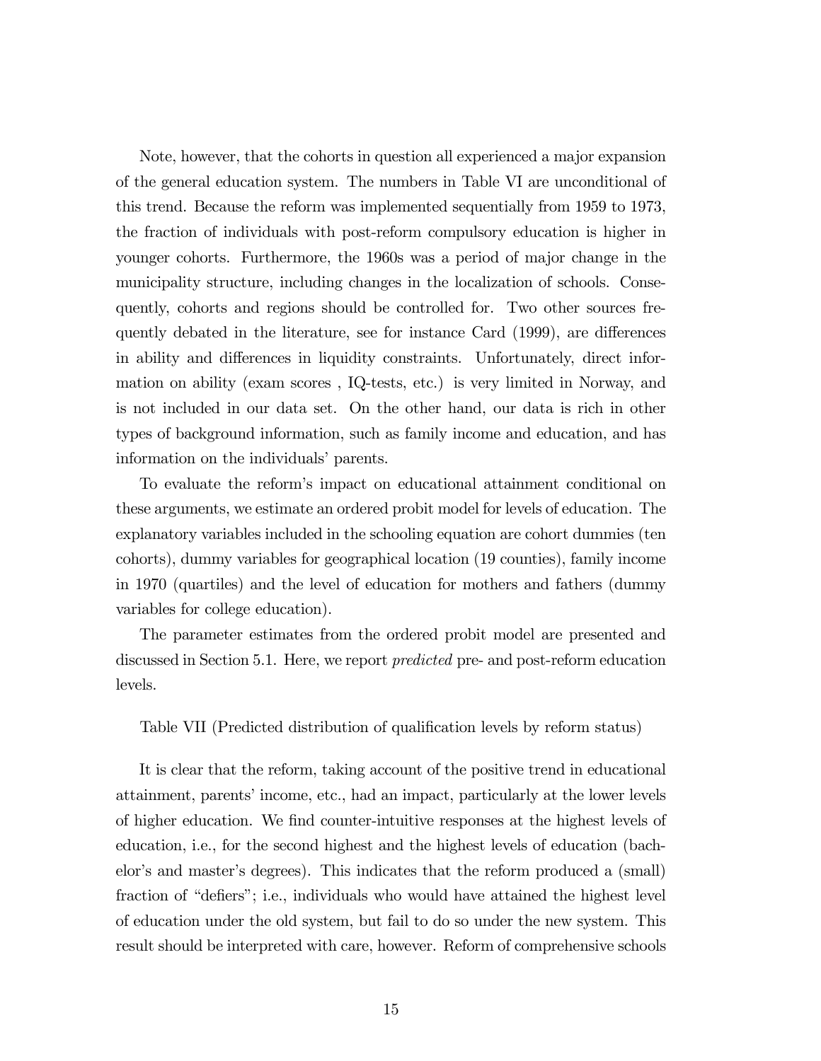Note, however, that the cohorts in question all experienced a major expansion of the general education system. The numbers in Table VI are unconditional of this trend. Because the reform was implemented sequentially from 1959 to 1973, the fraction of individuals with post-reform compulsory education is higher in younger cohorts. Furthermore, the 1960s was a period of major change in the municipality structure, including changes in the localization of schools. Consequently, cohorts and regions should be controlled for. Two other sources frequently debated in the literature, see for instance Card (1999), are differences in ability and differences in liquidity constraints. Unfortunately, direct information on ability (exam scores , IQ-tests, etc.) is very limited in Norway, and is not included in our data set. On the other hand, our data is rich in other types of background information, such as family income and education, and has information on the individuals' parents.

To evaluate the reform's impact on educational attainment conditional on these arguments, we estimate an ordered probit model for levels of education. The explanatory variables included in the schooling equation are cohort dummies (ten cohorts), dummy variables for geographical location (19 counties), family income in 1970 (quartiles) and the level of education for mothers and fathers (dummy variables for college education).

The parameter estimates from the ordered probit model are presented and discussed in Section 5.1. Here, we report *predicted* pre- and post-reform education levels.

Table VII (Predicted distribution of qualification levels by reform status)

It is clear that the reform, taking account of the positive trend in educational attainment, parents' income, etc., had an impact, particularly at the lower levels of higher education. We find counter-intuitive responses at the highest levels of education, i.e., for the second highest and the highest levels of education (bachelor's and master's degrees). This indicates that the reform produced a (small) fraction of "defiers"; i.e., individuals who would have attained the highest level of education under the old system, but fail to do so under the new system. This result should be interpreted with care, however. Reform of comprehensive schools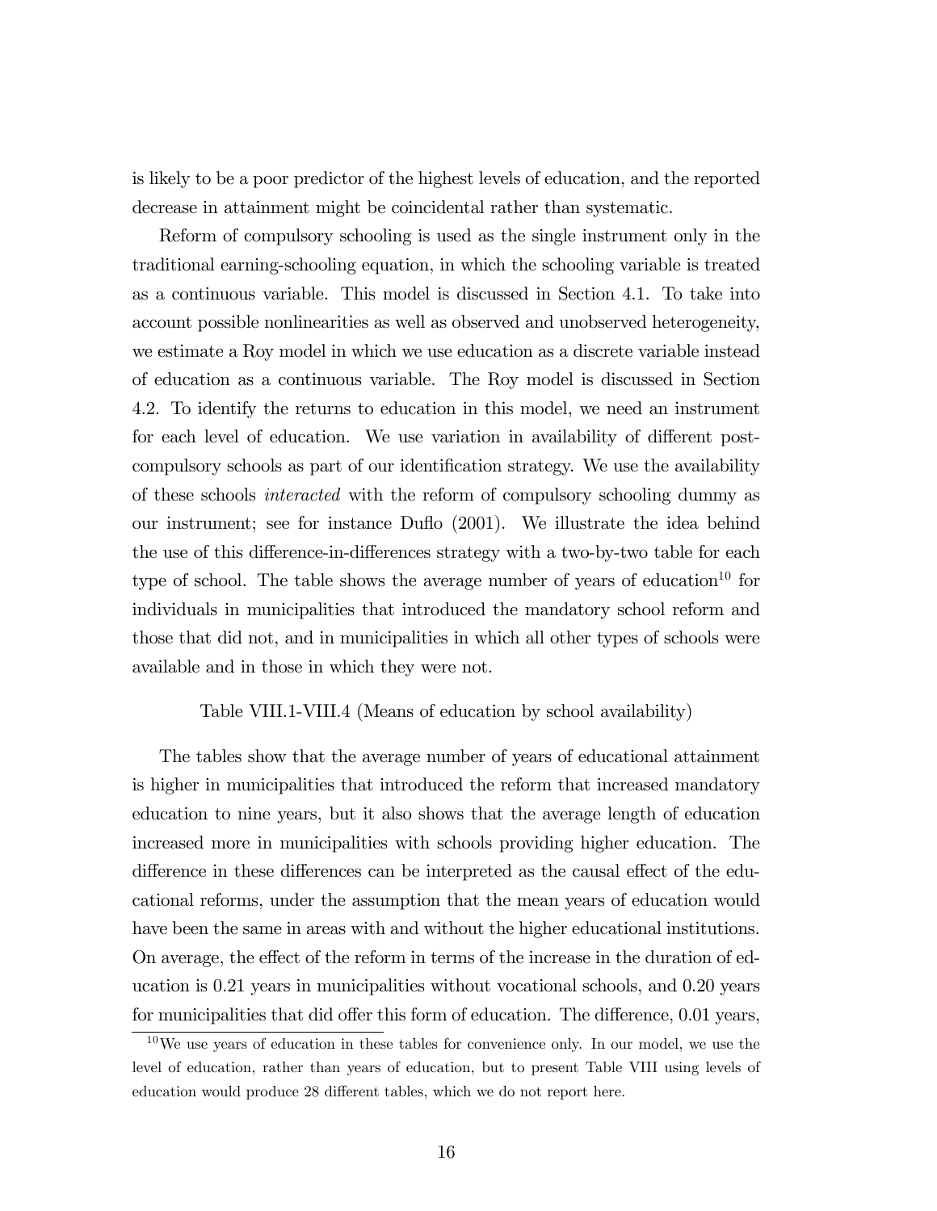is likely to be a poor predictor of the highest levels of education, and the reported decrease in attainment might be coincidental rather than systematic.

Reform of compulsory schooling is used as the single instrument only in the traditional earning-schooling equation, in which the schooling variable is treated as a continuous variable. This model is discussed in Section 4.1. To take into account possible nonlinearities as well as observed and unobserved heterogeneity, we estimate a Roy model in which we use education as a discrete variable instead of education as a continuous variable. The Roy model is discussed in Section 4.2. To identify the returns to education in this model, we need an instrument for each level of education. We use variation in availability of different post-compulsory schools as part of our identification strategy. We use the availability of these schools *interacted* with the reform of compulsory schooling dummy as our instrument; see for instance Duflo (2001). We illustrate the idea behind the use of this difference-in-differences strategy with a two-by-two table for each type of school. The table shows the average number of years of education[10] for individuals in municipalities that introduced the mandatory school reform and those that did not, and in municipalities in which all other types of schools were available and in those in which they were not.

Table VIII.1-VIII.4 (Means of education by school availability)

The tables show that the average number of years of educational attainment is higher in municipalities that introduced the reform that increased mandatory education to nine years, but it also shows that the average length of education increased more in municipalities with schools providing higher education. The difference in these differences can be interpreted as the causal effect of the educational reforms, under the assumption that the mean years of education would have been the same in areas with and without the higher educational institutions. On average, the effect of the reform in terms of the increase in the duration of education is 0.21 years in municipalities without vocational schools, and 0.20 years for municipalities that did offer this form of education. The difference, 0.01 years,

[10] We use years of education in these tables for convenience only. In our model, we use the level of education, rather than years of education, but to present Table VIII using levels of education would produce 28 different tables, which we do not report here.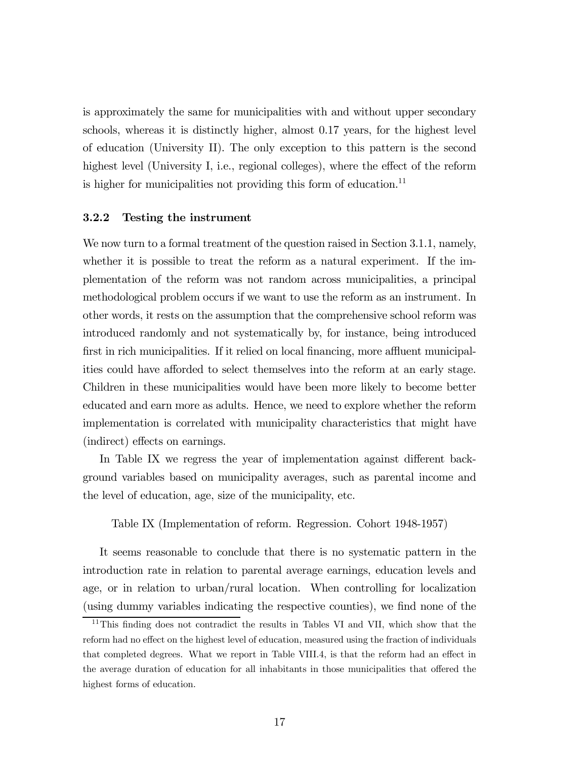is approximately the same for municipalities with and without upper secondary schools, whereas it is distinctly higher, almost 0.17 years, for the highest level of education (University II). The only exception to this pattern is the second highest level (University I, i.e., regional colleges), where the effect of the reform is higher for municipalities not providing this form of education.[11]

### 3.2.2 Testing the instrument

We now turn to a formal treatment of the question raised in Section 3.1.1, namely, whether it is possible to treat the reform as a natural experiment. If the implementation of the reform was not random across municipalities, a principal methodological problem occurs if we want to use the reform as an instrument. In other words, it rests on the assumption that the comprehensive school reform was introduced randomly and not systematically by, for instance, being introduced first in rich municipalities. If it relied on local financing, more affluent municipalities could have afforded to select themselves into the reform at an early stage. Children in these municipalities would have been more likely to become better educated and earn more as adults. Hence, we need to explore whether the reform implementation is correlated with municipality characteristics that might have (indirect) effects on earnings.

In Table IX we regress the year of implementation against different background variables based on municipality averages, such as parental income and the level of education, age, size of the municipality, etc.

Table IX (Implementation of reform. Regression. Cohort 1948-1957)

It seems reasonable to conclude that there is no systematic pattern in the introduction rate in relation to parental average earnings, education levels and age, or in relation to urban/rural location. When controlling for localization (using dummy variables indicating the respective counties), we find none of the

[11] This finding does not contradict the results in Tables VI and VII, which show that the reform had no effect on the highest level of education, measured using the fraction of individuals that completed degrees. What we report in Table VIII.4, is that the reform had an effect in the average duration of education for all inhabitants in those municipalities that offered the highest forms of education.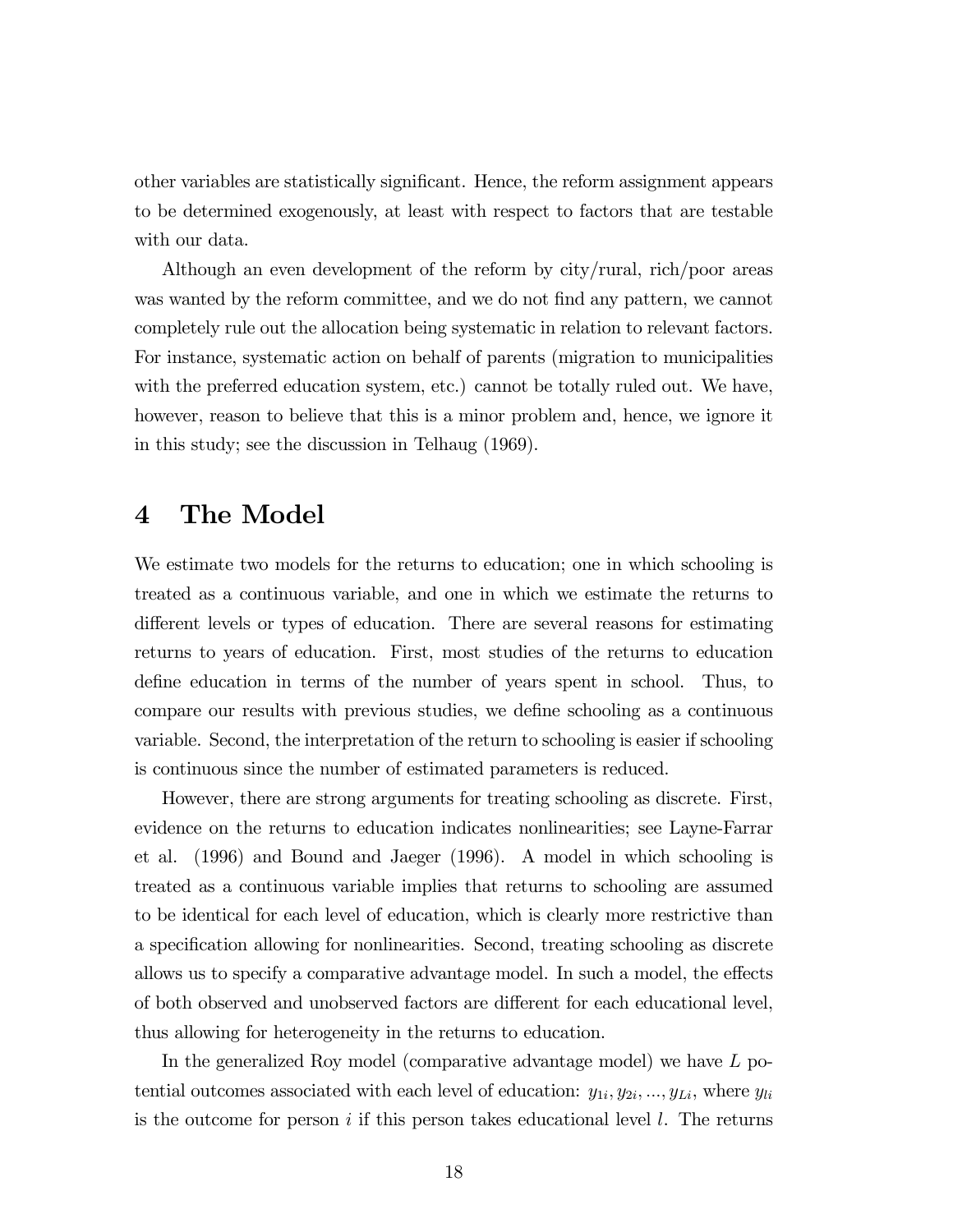other variables are statistically significant. Hence, the reform assignment appears to be determined exogenously, at least with respect to factors that are testable with our data.

Although an even development of the reform by city/rural, rich/poor areas was wanted by the reform committee, and we do not find any pattern, we cannot completely rule out the allocation being systematic in relation to relevant factors. For instance, systematic action on behalf of parents (migration to municipalities with the preferred education system, etc.) cannot be totally ruled out. We have, however, reason to believe that this is a minor problem and, hence, we ignore it in this study; see the discussion in Telhaug (1969).

# 4 The Model

We estimate two models for the returns to education; one in which schooling is treated as a continuous variable, and one in which we estimate the returns to different levels or types of education. There are several reasons for estimating returns to years of education. First, most studies of the returns to education define education in terms of the number of years spent in school. Thus, to compare our results with previous studies, we define schooling as a continuous variable. Second, the interpretation of the return to schooling is easier if schooling is continuous since the number of estimated parameters is reduced.

However, there are strong arguments for treating schooling as discrete. First, evidence on the returns to education indicates nonlinearities; see Layne-Farrar et al. (1996) and Bound and Jaeger (1996). A model in which schooling is treated as a continuous variable implies that returns to schooling are assumed to be identical for each level of education, which is clearly more restrictive than a specification allowing for nonlinearities. Second, treating schooling as discrete allows us to specify a comparative advantage model. In such a model, the effects of both observed and unobserved factors are different for each educational level, thus allowing for heterogeneity in the returns to education.

In the generalized Roy model (comparative advantage model) we have $L$ potential outcomes associated with each level of education: $y_{1i}, y_{2i}, ..., y_{Li}$, where $y_{li}$ is the outcome for person $i$ if this person takes educational level $l$. The returns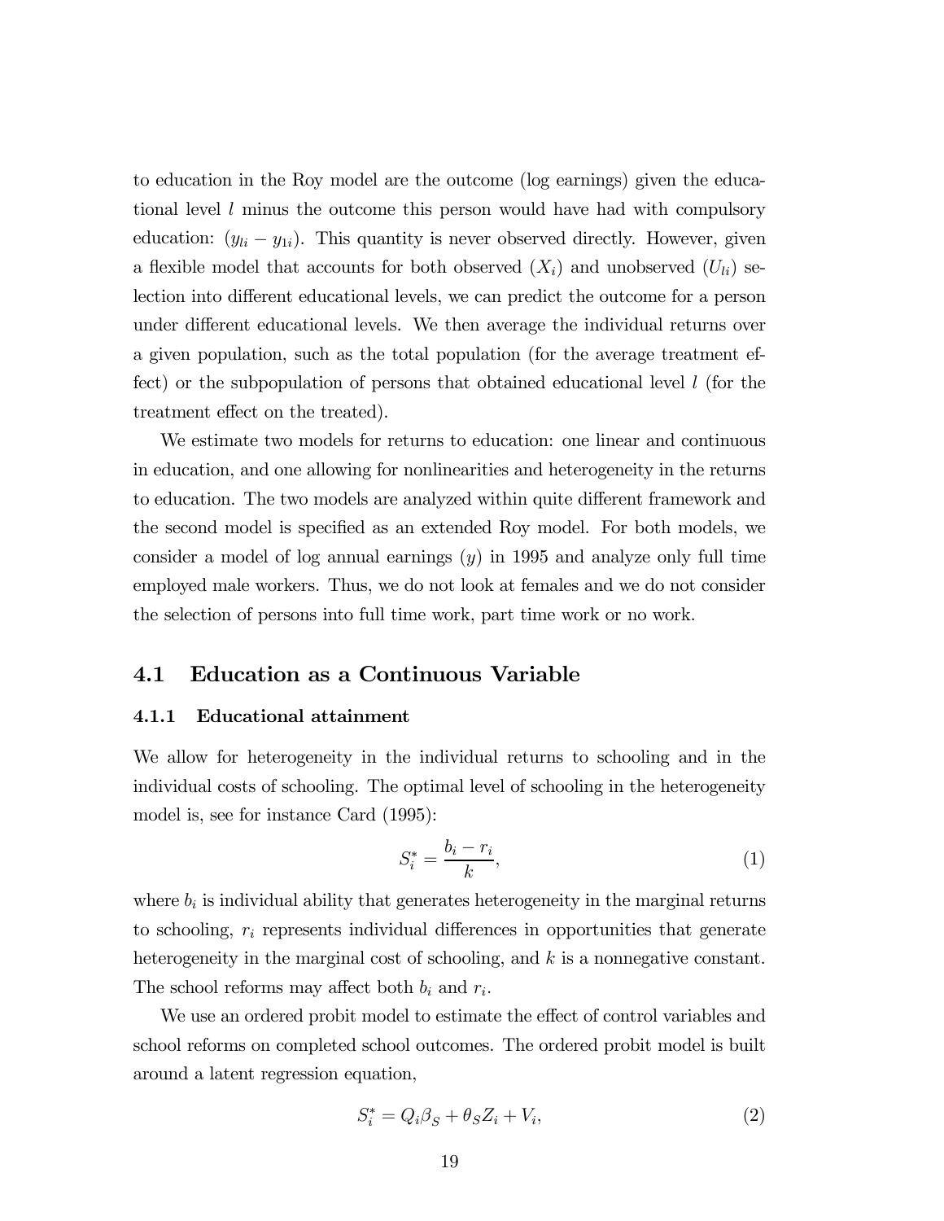to education in the Roy model are the outcome (log earnings) given the educational level $l$ minus the outcome this person would have had with compulsory education: $(y_{li} - y_{1i})$. This quantity is never observed directly. However, given a flexible model that accounts for both observed ($X_i$) and unobserved ($U_{li}$) selection into different educational levels, we can predict the outcome for a person under different educational levels. We then average the individual returns over a given population, such as the total population (for the average treatment effect) or the subpopulation of persons that obtained educational level $l$ (for the treatment effect on the treated).

We estimate two models for returns to education: one linear and continuous in education, and one allowing for nonlinearities and heterogeneity in the returns to education. The two models are analyzed within quite different framework and the second model is specified as an extended Roy model. For both models, we consider a model of log annual earnings ($y$) in 1995 and analyze only full time employed male workers. Thus, we do not look at females and we do not consider the selection of persons into full time work, part time work or no work.

## 4.1 Education as a Continuous Variable

### 4.1.1 Educational attainment

We allow for heterogeneity in the individual returns to schooling and in the individual costs of schooling. The optimal level of schooling in the heterogeneity model is, see for instance Card (1995):

$$S_i^* = \frac{b_i - r_i}{k}, \tag{1}$$

where $b_i$ is individual ability that generates heterogeneity in the marginal returns to schooling, $r_i$ represents individual differences in opportunities that generate heterogeneity in the marginal cost of schooling, and $k$ is a nonnegative constant. The school reforms may affect both $b_i$ and $r_i$.

We use an ordered probit model to estimate the effect of control variables and school reforms on completed school outcomes. The ordered probit model is built around a latent regression equation,

$$S_i^* = Q_i\beta_S + \theta_S Z_i + V_i, \tag{2}$$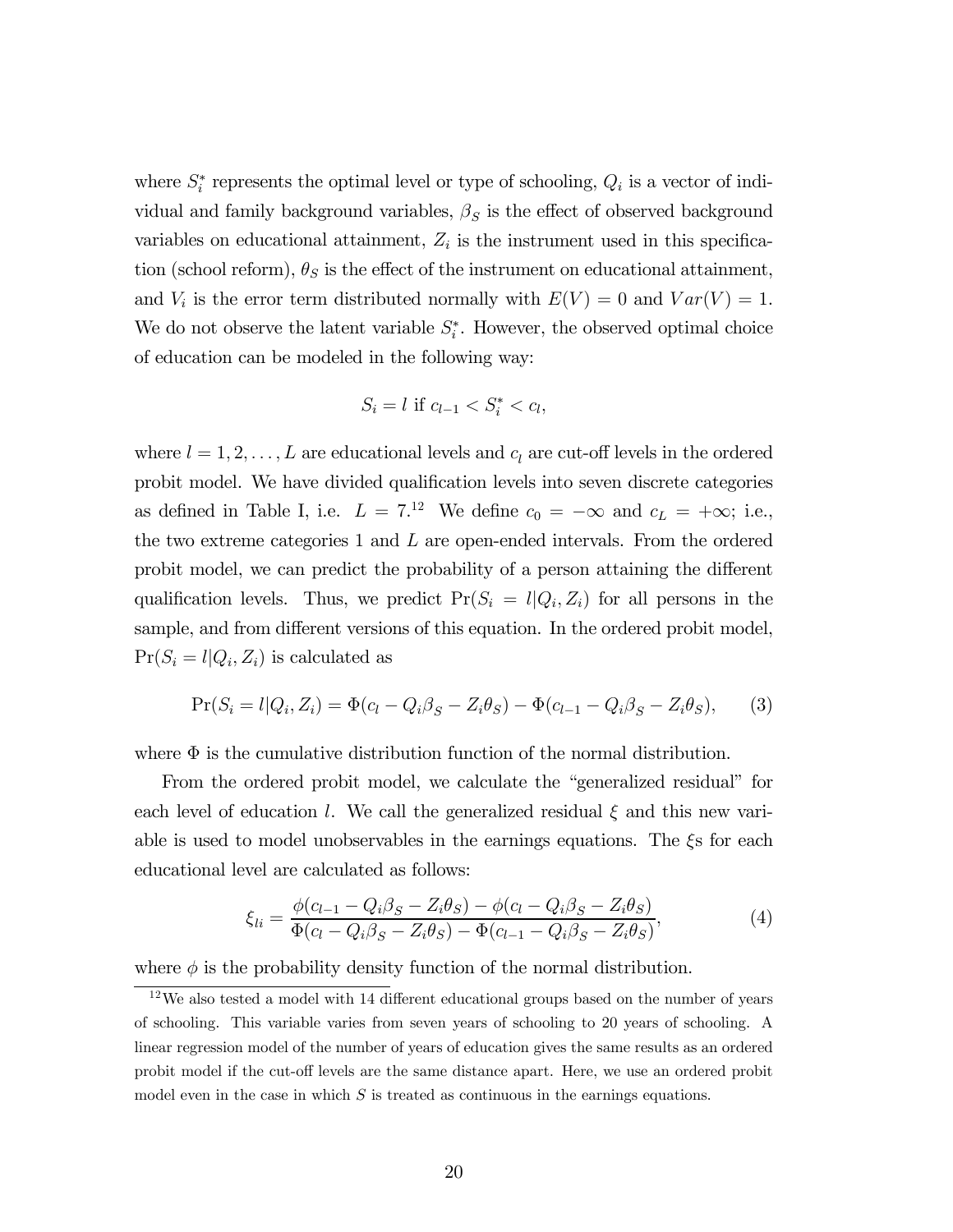where $S_i^*$ represents the optimal level or type of schooling, $Q_i$ is a vector of individual and family background variables, $\beta_S$ is the effect of observed background variables on educational attainment, $Z_i$ is the instrument used in this specification (school reform), $\theta_S$ is the effect of the instrument on educational attainment, and $V_i$ is the error term distributed normally with $E(V) = 0$ and $Var(V) = 1$. We do not observe the latent variable $S_i^*$. However, the observed optimal choice of education can be modeled in the following way:

$$S_i = l \text{ if } c_{l-1} < S_i^* < c_l,$$

where $l = 1, 2, \ldots, L$ are educational levels and $c_l$ are cut-off levels in the ordered probit model. We have divided qualification levels into seven discrete categories as defined in Table I, i.e. $L = 7$.[12] We define $c_0 = -\infty$ and $c_L = +\infty$; i.e., the two extreme categories 1 and $L$ are open-ended intervals. From the ordered probit model, we can predict the probability of a person attaining the different qualification levels. Thus, we predict $\Pr(S_i = l|Q_i, Z_i)$ for all persons in the sample, and from different versions of this equation. In the ordered probit model, $\Pr(S_i = l|Q_i, Z_i)$ is calculated as

$$\Pr(S_i = l|Q_i, Z_i) = \Phi(c_l - Q_i\beta_S - Z_i\theta_S) - \Phi(c_{l-1} - Q_i\beta_S - Z_i\theta_S), \qquad (3)$$

where $\Phi$ is the cumulative distribution function of the normal distribution.

From the ordered probit model, we calculate the "generalized residual" for each level of education $l$. We call the generalized residual $\xi$ and this new variable is used to model unobservables in the earnings equations. The $\xi$s for each educational level are calculated as follows:

$$\xi_{li} = \frac{\phi(c_{l-1} - Q_i\beta_S - Z_i\theta_S) - \phi(c_l - Q_i\beta_S - Z_i\theta_S)}{\Phi(c_l - Q_i\beta_S - Z_i\theta_S) - \Phi(c_{l-1} - Q_i\beta_S - Z_i\theta_S)}, \qquad (4)$$

where $\phi$ is the probability density function of the normal distribution.

[12] We also tested a model with 14 different educational groups based on the number of years of schooling. This variable varies from seven years of schooling to 20 years of schooling. A linear regression model of the number of years of education gives the same results as an ordered probit model if the cut-off levels are the same distance apart. Here, we use an ordered probit model even in the case in which $S$ is treated as continuous in the earnings equations.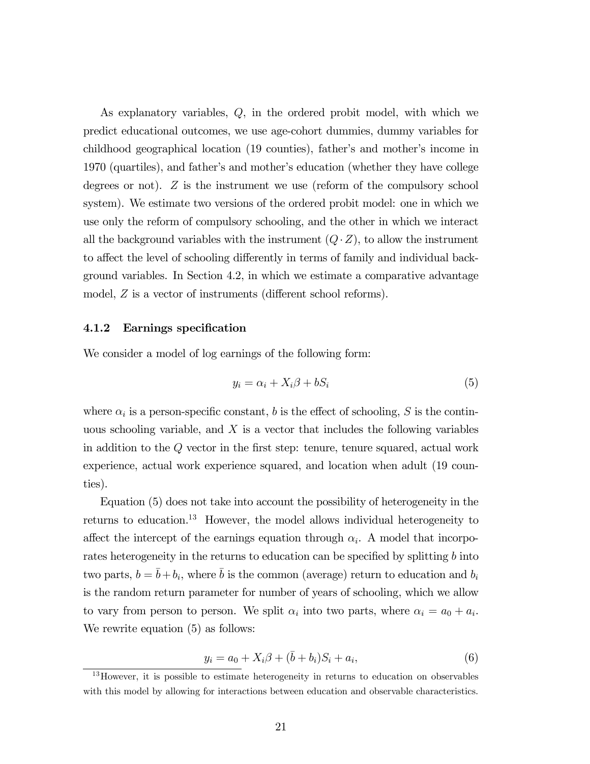As explanatory variables, $Q$, in the ordered probit model, with which we predict educational outcomes, we use age-cohort dummies, dummy variables for childhood geographical location (19 counties), father's and mother's income in 1970 (quartiles), and father's and mother's education (whether they have college degrees or not). $Z$ is the instrument we use (reform of the compulsory school system). We estimate two versions of the ordered probit model: one in which we use only the reform of compulsory schooling, and the other in which we interact all the background variables with the instrument ($Q \cdot Z$), to allow the instrument to affect the level of schooling differently in terms of family and individual background variables. In Section 4.2, in which we estimate a comparative advantage model, $Z$ is a vector of instruments (different school reforms).

### 4.1.2 Earnings specification

We consider a model of log earnings of the following form:

$$y_i = \alpha_i + X_i\beta + bS_i \tag{5}$$

where $\alpha_i$ is a person-specific constant, $b$ is the effect of schooling, $S$ is the continuous schooling variable, and $X$ is a vector that includes the following variables in addition to the $Q$ vector in the first step: tenure, tenure squared, actual work experience, actual work experience squared, and location when adult (19 counties).

Equation (5) does not take into account the possibility of heterogeneity in the returns to education.[13] However, the model allows individual heterogeneity to affect the intercept of the earnings equation through $\alpha_i$. A model that incorporates heterogeneity in the returns to education can be specified by splitting $b$ into two parts, $b = \bar{b} + b_i$, where $\bar{b}$ is the common (average) return to education and $b_i$ is the random return parameter for number of years of schooling, which we allow to vary from person to person. We split $\alpha_i$ into two parts, where $\alpha_i = a_0 + a_i$. We rewrite equation (5) as follows:

$$y_i = a_0 + X_i\beta + (\bar{b} + b_i)S_i + a_i, \tag{6}$$

[13] However, it is possible to estimate heterogeneity in returns to education on observables with this model by allowing for interactions between education and observable characteristics.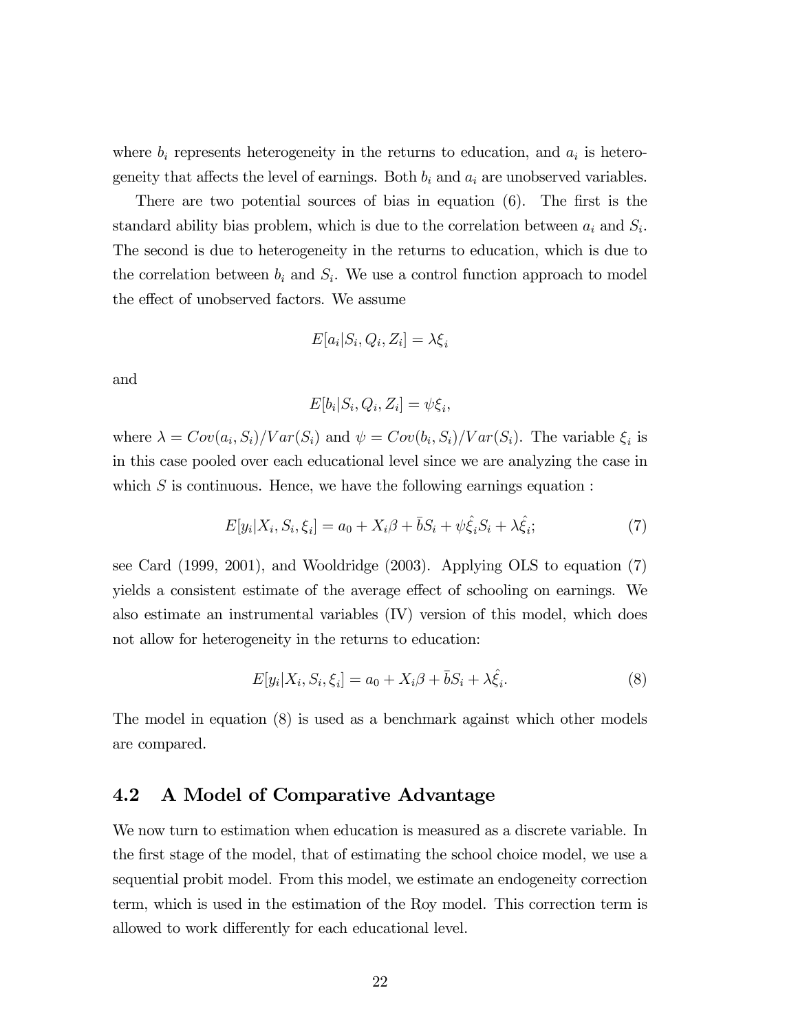where $b_i$ represents heterogeneity in the returns to education, and $a_i$ is heterogeneity that affects the level of earnings. Both $b_i$ and $a_i$ are unobserved variables.

There are two potential sources of bias in equation (6). The first is the standard ability bias problem, which is due to the correlation between $a_i$ and $S_i$. The second is due to heterogeneity in the returns to education, which is due to the correlation between $b_i$ and $S_i$. We use a control function approach to model the effect of unobserved factors. We assume

$$E[a_i|S_i, Q_i, Z_i] = \lambda \xi_i$$

and

$$E[b_i|S_i, Q_i, Z_i] = \psi \xi_i,$$

where $\lambda = Cov(a_i, S_i)/Var(S_i)$ and $\psi = Cov(b_i, S_i)/Var(S_i)$. The variable $\xi_i$ is in this case pooled over each educational level since we are analyzing the case in which $S$ is continuous. Hence, we have the following earnings equation :

$$E[y_i|X_i, S_i, \xi_i] = a_0 + X_i\beta + \bar{b}S_i + \psi\hat{\xi}_i S_i + \lambda\hat{\xi}_i; \tag{7}$$

see Card (1999, 2001), and Wooldridge (2003). Applying OLS to equation (7) yields a consistent estimate of the average effect of schooling on earnings. We also estimate an instrumental variables (IV) version of this model, which does not allow for heterogeneity in the returns to education:

$$E[y_i|X_i, S_i, \xi_i] = a_0 + X_i\beta + \bar{b}S_i + \lambda\hat{\xi}_i. \tag{8}$$

The model in equation (8) is used as a benchmark against which other models are compared.

### 4.2 A Model of Comparative Advantage

We now turn to estimation when education is measured as a discrete variable. In the first stage of the model, that of estimating the school choice model, we use a sequential probit model. From this model, we estimate an endogeneity correction term, which is used in the estimation of the Roy model. This correction term is allowed to work differently for each educational level.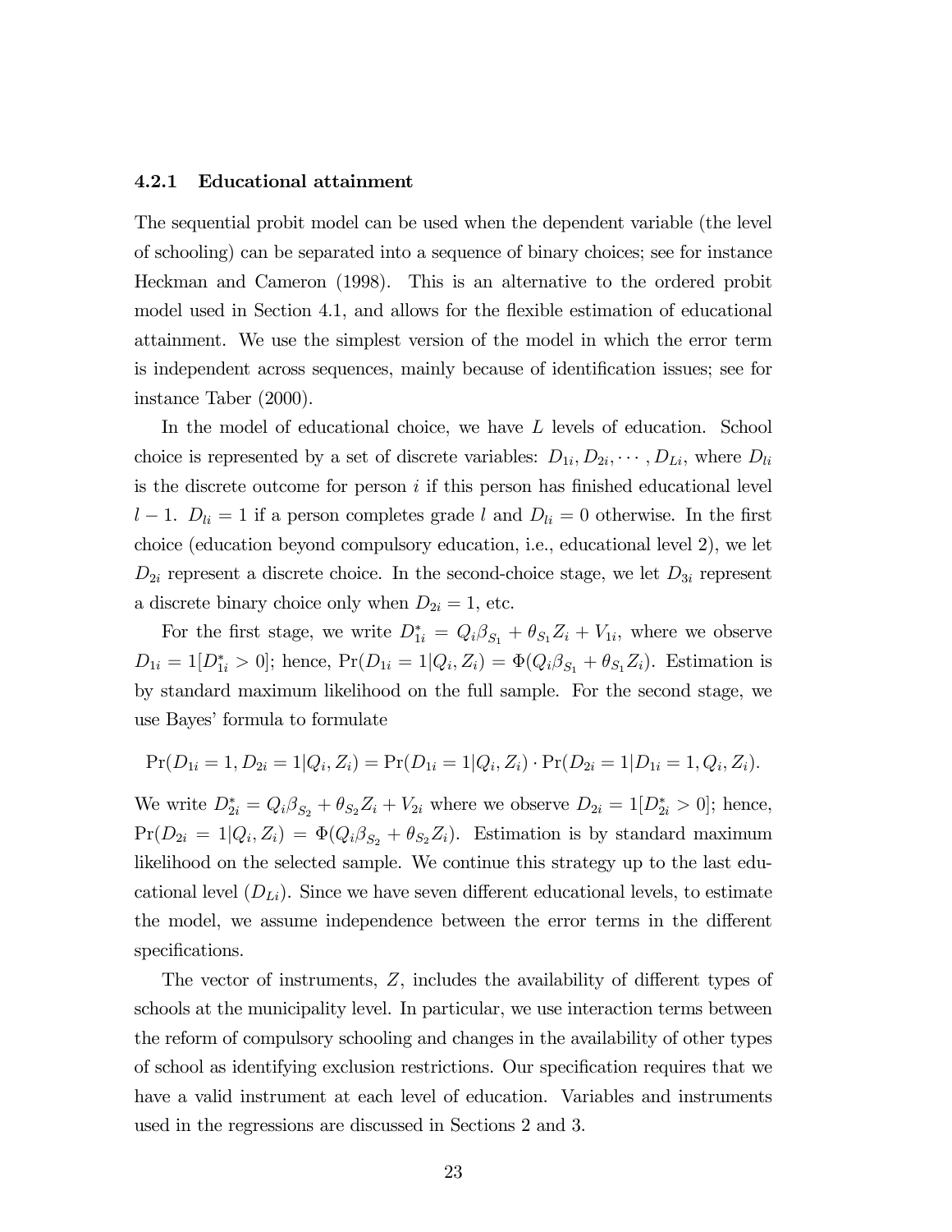### 4.2.1 Educational attainment

The sequential probit model can be used when the dependent variable (the level of schooling) can be separated into a sequence of binary choices; see for instance Heckman and Cameron (1998). This is an alternative to the ordered probit model used in Section 4.1, and allows for the flexible estimation of educational attainment. We use the simplest version of the model in which the error term is independent across sequences, mainly because of identification issues; see for instance Taber (2000).

In the model of educational choice, we have $L$ levels of education. School choice is represented by a set of discrete variables: $D_{1i}, D_{2i}, \cdots, D_{Li}$, where $D_{li}$ is the discrete outcome for person $i$ if this person has finished educational level $l-1$. $D_{li} = 1$ if a person completes grade $l$ and $D_{li} = 0$ otherwise. In the first choice (education beyond compulsory education, i.e., educational level 2), we let $D_{2i}$ represent a discrete choice. In the second-choice stage, we let $D_{3i}$ represent a discrete binary choice only when $D_{2i} = 1$, etc.

For the first stage, we write $D^*_{1i} = Q_i\beta_{S_1} + \theta_{S_1}Z_i + V_{1i}$, where we observe $D_{1i} = 1[D^*_{1i} > 0]$; hence, $\Pr(D_{1i} = 1|Q_i, Z_i) = \Phi(Q_i\beta_{S_1} + \theta_{S_1}Z_i)$. Estimation is by standard maximum likelihood on the full sample. For the second stage, we use Bayes' formula to formulate

$$\Pr(D_{1i} = 1, D_{2i} = 1|Q_i, Z_i) = \Pr(D_{1i} = 1|Q_i, Z_i) \cdot \Pr(D_{2i} = 1|D_{1i} = 1, Q_i, Z_i).$$

We write $D^*_{2i} = Q_i\beta_{S_2} + \theta_{S_2}Z_i + V_{2i}$ where we observe $D_{2i} = 1[D^*_{2i} > 0]$; hence, $\Pr(D_{2i} = 1|Q_i, Z_i) = \Phi(Q_i\beta_{S_2} + \theta_{S_2}Z_i)$. Estimation is by standard maximum likelihood on the selected sample. We continue this strategy up to the last educational level ($D_{Li}$). Since we have seven different educational levels, to estimate the model, we assume independence between the error terms in the different specifications.

The vector of instruments, $Z$, includes the availability of different types of schools at the municipality level. In particular, we use interaction terms between the reform of compulsory schooling and changes in the availability of other types of school as identifying exclusion restrictions. Our specification requires that we have a valid instrument at each level of education. Variables and instruments used in the regressions are discussed in Sections 2 and 3.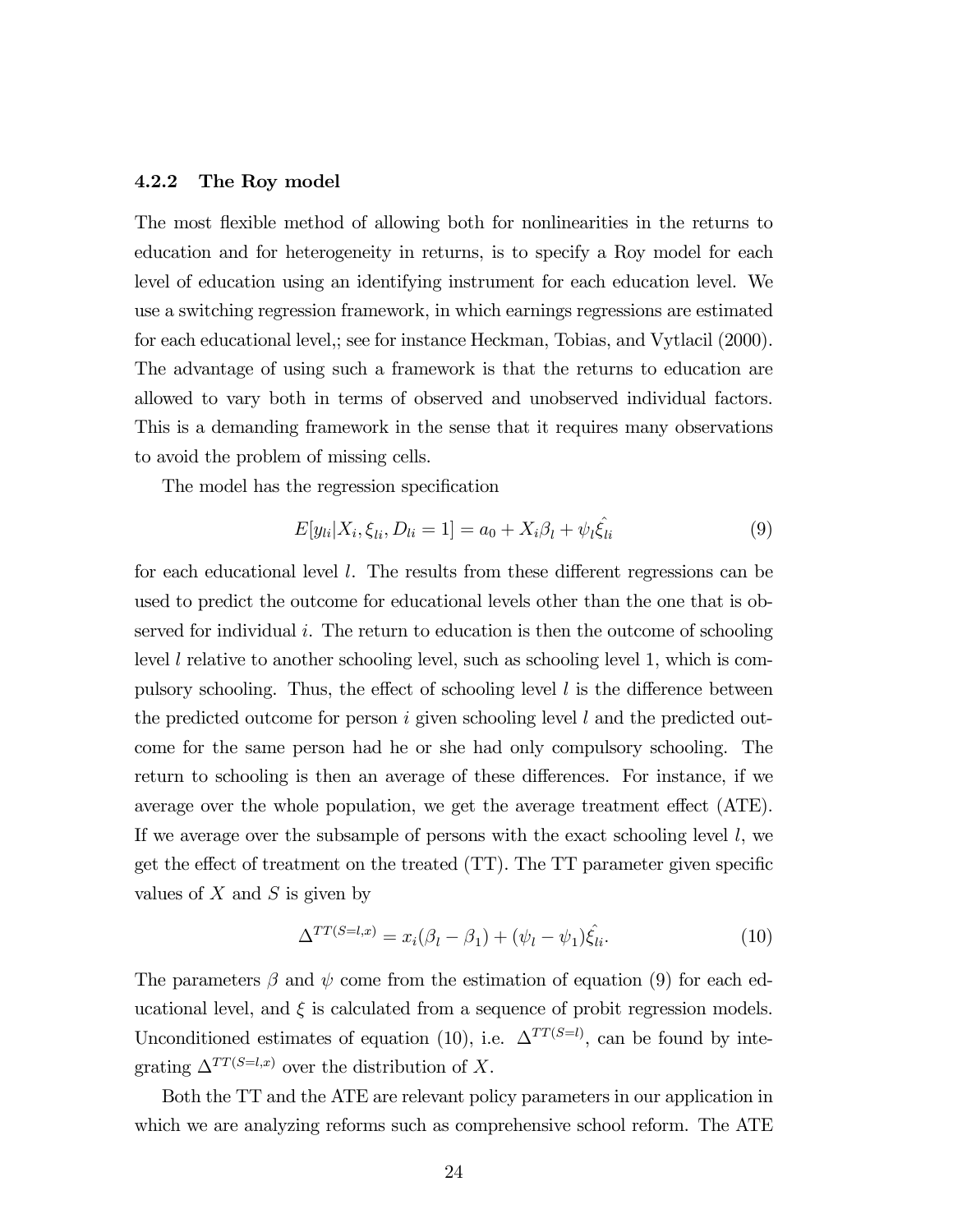### 4.2.2 The Roy model

The most flexible method of allowing both for nonlinearities in the returns to education and for heterogeneity in returns, is to specify a Roy model for each level of education using an identifying instrument for each education level. We use a switching regression framework, in which earnings regressions are estimated for each educational level,; see for instance Heckman, Tobias, and Vytlacil (2000). The advantage of using such a framework is that the returns to education are allowed to vary both in terms of observed and unobserved individual factors. This is a demanding framework in the sense that it requires many observations to avoid the problem of missing cells.

The model has the regression specification

$$E[y_{li}|X_i, \xi_{li}, D_{li} = 1] = a_0 + X_i\beta_l + \psi_l\hat{\xi_{li}} \tag{9}$$

for each educational level $l$. The results from these different regressions can be used to predict the outcome for educational levels other than the one that is observed for individual $i$. The return to education is then the outcome of schooling level $l$ relative to another schooling level, such as schooling level 1, which is compulsory schooling. Thus, the effect of schooling level $l$ is the difference between the predicted outcome for person $i$ given schooling level $l$ and the predicted outcome for the same person had he or she had only compulsory schooling. The return to schooling is then an average of these differences. For instance, if we average over the whole population, we get the average treatment effect (ATE). If we average over the subsample of persons with the exact schooling level $l$, we get the effect of treatment on the treated (TT). The TT parameter given specific values of $X$ and $S$ is given by

$$\Delta^{TT(S=l,x)} = x_i(\beta_l - \beta_1) + (\psi_l - \psi_1)\hat{\xi_{li}}. \tag{10}$$

The parameters $\beta$ and $\psi$ come from the estimation of equation (9) for each educational level, and $\xi$ is calculated from a sequence of probit regression models. Unconditioned estimates of equation (10), i.e. $\Delta^{TT(S=l)}$, can be found by integrating $\Delta^{TT(S=l,x)}$ over the distribution of $X$.

Both the TT and the ATE are relevant policy parameters in our application in which we are analyzing reforms such as comprehensive school reform. The ATE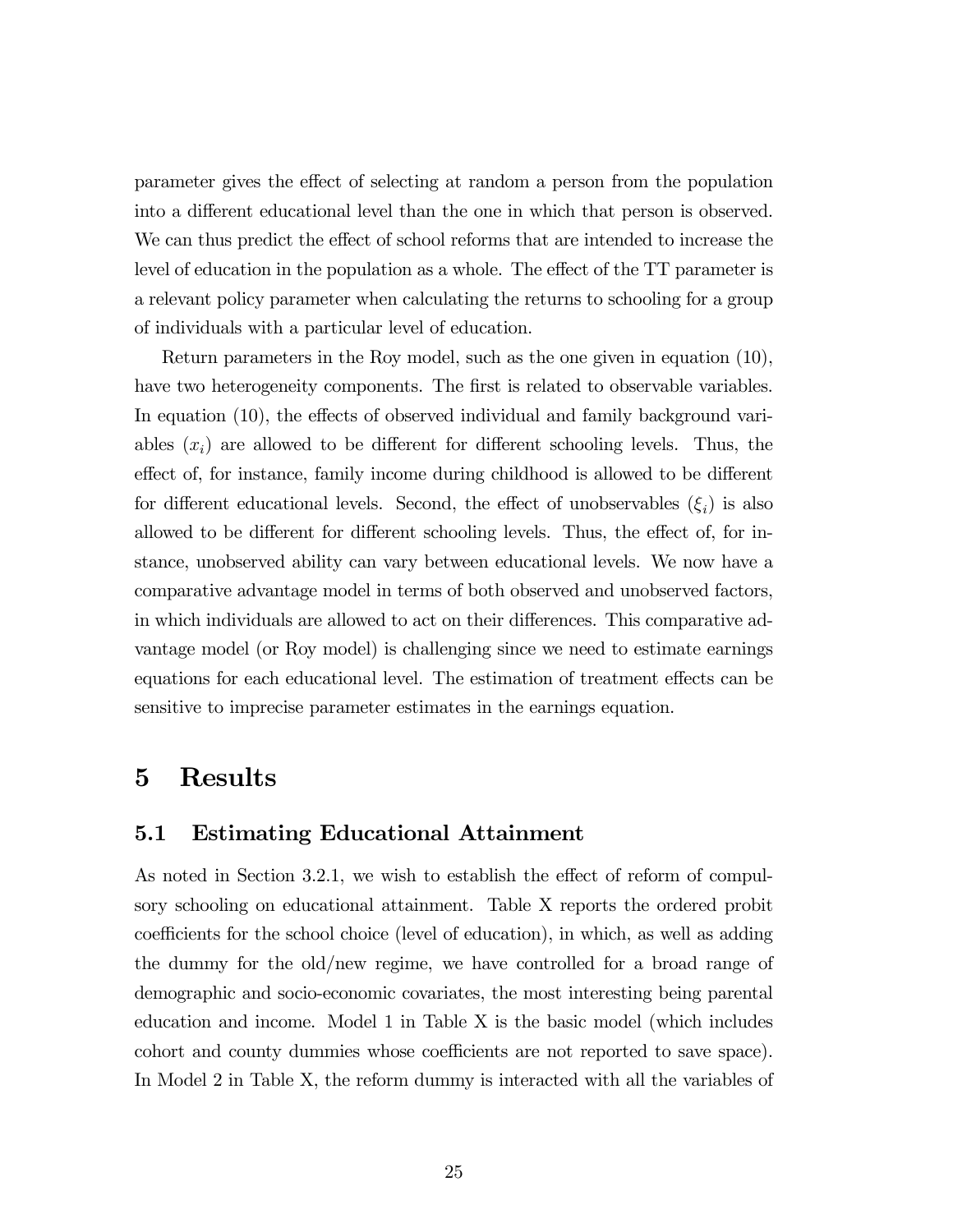parameter gives the effect of selecting at random a person from the population into a different educational level than the one in which that person is observed. We can thus predict the effect of school reforms that are intended to increase the level of education in the population as a whole. The effect of the TT parameter is a relevant policy parameter when calculating the returns to schooling for a group of individuals with a particular level of education.

Return parameters in the Roy model, such as the one given in equation (10), have two heterogeneity components. The first is related to observable variables. In equation (10), the effects of observed individual and family background variables ($x_i$) are allowed to be different for different schooling levels. Thus, the effect of, for instance, family income during childhood is allowed to be different for different educational levels. Second, the effect of unobservables ($\xi_i$) is also allowed to be different for different schooling levels. Thus, the effect of, for instance, unobserved ability can vary between educational levels. We now have a comparative advantage model in terms of both observed and unobserved factors, in which individuals are allowed to act on their differences. This comparative advantage model (or Roy model) is challenging since we need to estimate earnings equations for each educational level. The estimation of treatment effects can be sensitive to imprecise parameter estimates in the earnings equation.

# 5 Results

## 5.1 Estimating Educational Attainment

As noted in Section 3.2.1, we wish to establish the effect of reform of compulsory schooling on educational attainment. Table X reports the ordered probit coefficients for the school choice (level of education), in which, as well as adding the dummy for the old/new regime, we have controlled for a broad range of demographic and socio-economic covariates, the most interesting being parental education and income. Model 1 in Table X is the basic model (which includes cohort and county dummies whose coefficients are not reported to save space). In Model 2 in Table X, the reform dummy is interacted with all the variables of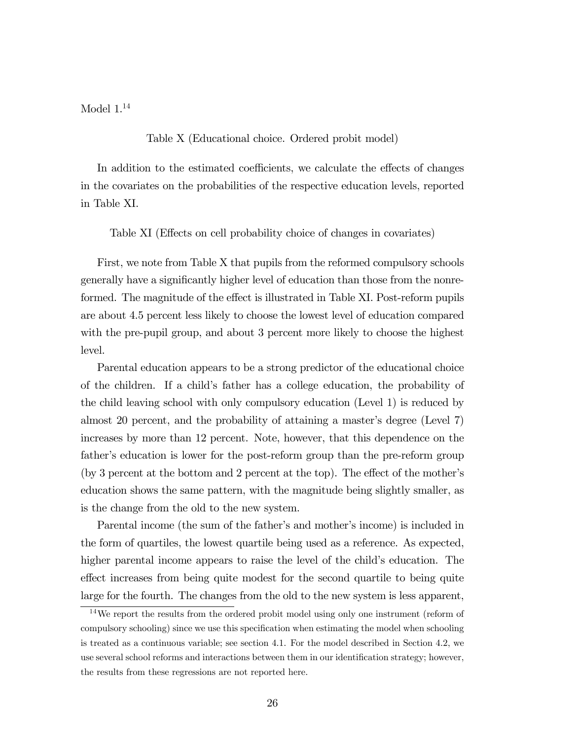Model 1.[14]

Table X (Educational choice. Ordered probit model)

In addition to the estimated coefficients, we calculate the effects of changes in the covariates on the probabilities of the respective education levels, reported in Table XI.

Table XI (Effects on cell probability choice of changes in covariates)

First, we note from Table X that pupils from the reformed compulsory schools generally have a significantly higher level of education than those from the nonreformed. The magnitude of the effect is illustrated in Table XI. Post-reform pupils are about 4.5 percent less likely to choose the lowest level of education compared with the pre-pupil group, and about 3 percent more likely to choose the highest level.

Parental education appears to be a strong predictor of the educational choice of the children. If a child's father has a college education, the probability of the child leaving school with only compulsory education (Level 1) is reduced by almost 20 percent, and the probability of attaining a master's degree (Level 7) increases by more than 12 percent. Note, however, that this dependence on the father's education is lower for the post-reform group than the pre-reform group (by 3 percent at the bottom and 2 percent at the top). The effect of the mother's education shows the same pattern, with the magnitude being slightly smaller, as is the change from the old to the new system.

Parental income (the sum of the father's and mother's income) is included in the form of quartiles, the lowest quartile being used as a reference. As expected, higher parental income appears to raise the level of the child's education. The effect increases from being quite modest for the second quartile to being quite large for the fourth. The changes from the old to the new system is less apparent,

[14] We report the results from the ordered probit model using only one instrument (reform of compulsory schooling) since we use this specification when estimating the model when schooling is treated as a continuous variable; see section 4.1. For the model described in Section 4.2, we use several school reforms and interactions between them in our identification strategy; however, the results from these regressions are not reported here.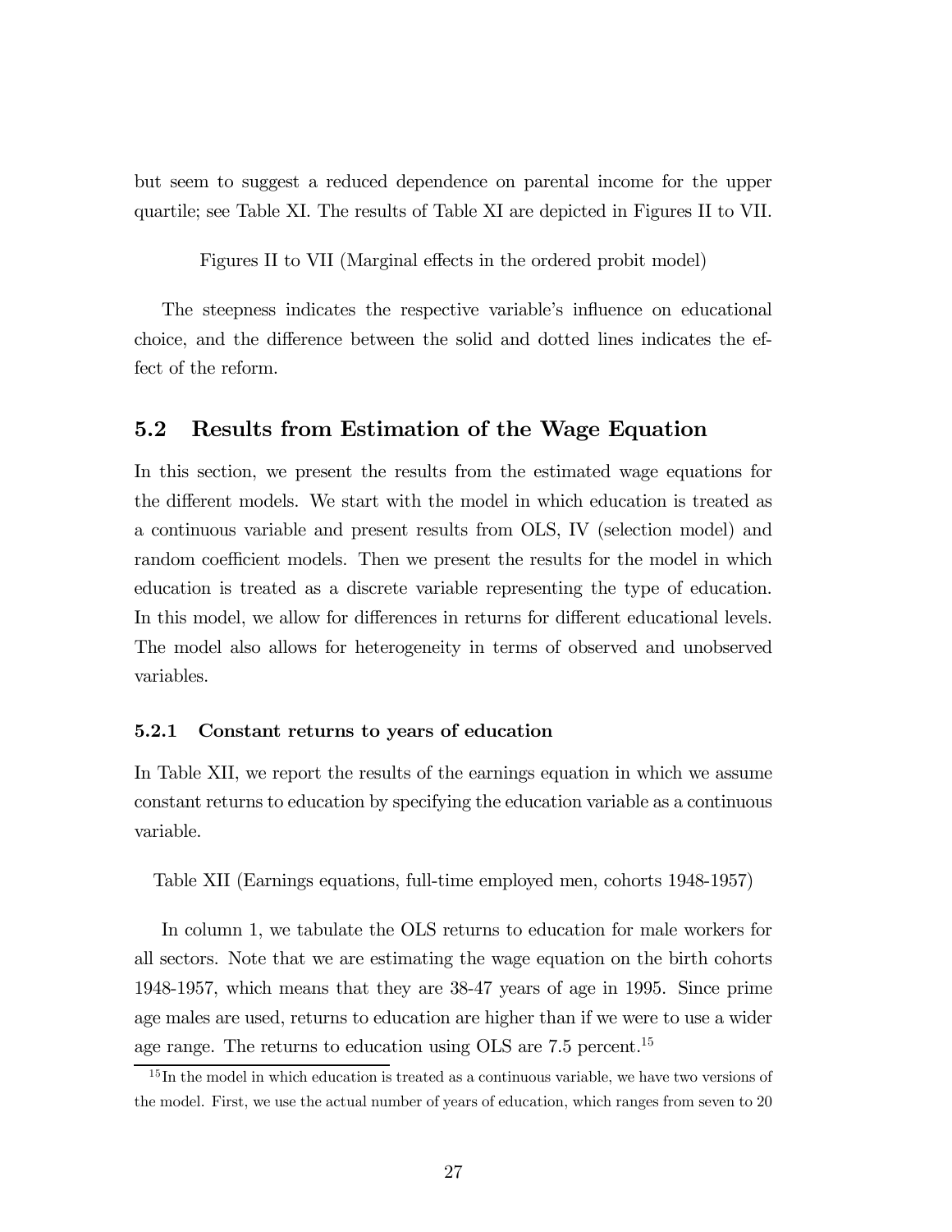but seem to suggest a reduced dependence on parental income for the upper quartile; see Table XI. The results of Table XI are depicted in Figures II to VII.

Figures II to VII (Marginal effects in the ordered probit model)

The steepness indicates the respective variable's influence on educational choice, and the difference between the solid and dotted lines indicates the effect of the reform.

## 5.2 Results from Estimation of the Wage Equation

In this section, we present the results from the estimated wage equations for the different models. We start with the model in which education is treated as a continuous variable and present results from OLS, IV (selection model) and random coefficient models. Then we present the results for the model in which education is treated as a discrete variable representing the type of education. In this model, we allow for differences in returns for different educational levels. The model also allows for heterogeneity in terms of observed and unobserved variables.

### 5.2.1 Constant returns to years of education

In Table XII, we report the results of the earnings equation in which we assume constant returns to education by specifying the education variable as a continuous variable.

Table XII (Earnings equations, full-time employed men, cohorts 1948-1957)

In column 1, we tabulate the OLS returns to education for male workers for all sectors. Note that we are estimating the wage equation on the birth cohorts 1948-1957, which means that they are 38-47 years of age in 1995. Since prime age males are used, returns to education are higher than if we were to use a wider age range. The returns to education using OLS are 7.5 percent.[15]

[15] In the model in which education is treated as a continuous variable, we have two versions of the model. First, we use the actual number of years of education, which ranges from seven to 20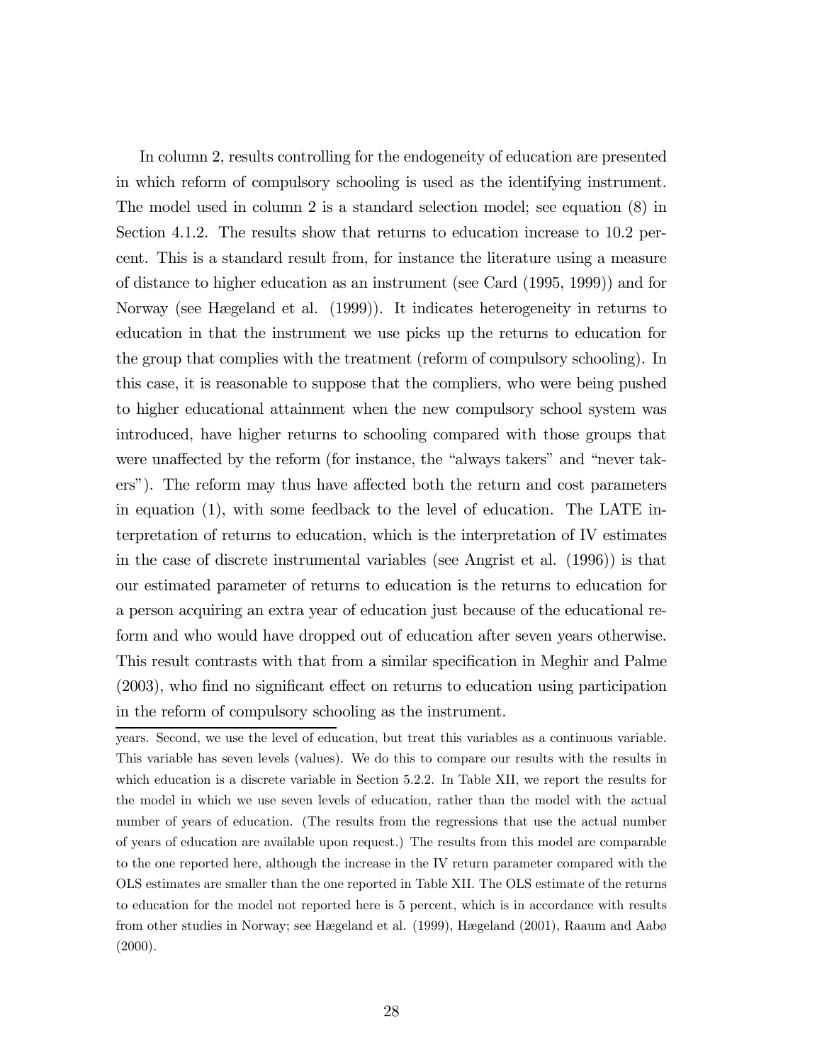In column 2, results controlling for the endogeneity of education are presented in which reform of compulsory schooling is used as the identifying instrument. The model used in column 2 is a standard selection model; see equation (8) in Section 4.1.2. The results show that returns to education increase to 10.2 percent. This is a standard result from, for instance the literature using a measure of distance to higher education as an instrument (see Card (1995, 1999)) and for Norway (see Hægeland et al. (1999)). It indicates heterogeneity in returns to education in that the instrument we use picks up the returns to education for the group that complies with the treatment (reform of compulsory schooling). In this case, it is reasonable to suppose that the compliers, who were being pushed to higher educational attainment when the new compulsory school system was introduced, have higher returns to schooling compared with those groups that were unaffected by the reform (for instance, the "always takers" and "never takers"). The reform may thus have affected both the return and cost parameters in equation (1), with some feedback to the level of education. The LATE interpretation of returns to education, which is the interpretation of IV estimates in the case of discrete instrumental variables (see Angrist et al. (1996)) is that our estimated parameter of returns to education is the returns to education for a person acquiring an extra year of education just because of the educational reform and who would have dropped out of education after seven years otherwise. This result contrasts with that from a similar specification in Meghir and Palme (2003), who find no significant effect on returns to education using participation in the reform of compulsory schooling as the instrument.

years. Second, we use the level of education, but treat this variables as a continuous variable. This variable has seven levels (values). We do this to compare our results with the results in which education is a discrete variable in Section 5.2.2. In Table XII, we report the results for the model in which we use seven levels of education, rather than the model with the actual number of years of education. (The results from the regressions that use the actual number of years of education are available upon request.) The results from this model are comparable to the one reported here, although the increase in the IV return parameter compared with the OLS estimates are smaller than the one reported in Table XII. The OLS estimate of the returns to education for the model not reported here is 5 percent, which is in accordance with results from other studies in Norway; see Hægeland et al. (1999), Hægeland (2001), Raaum and Aabø (2000).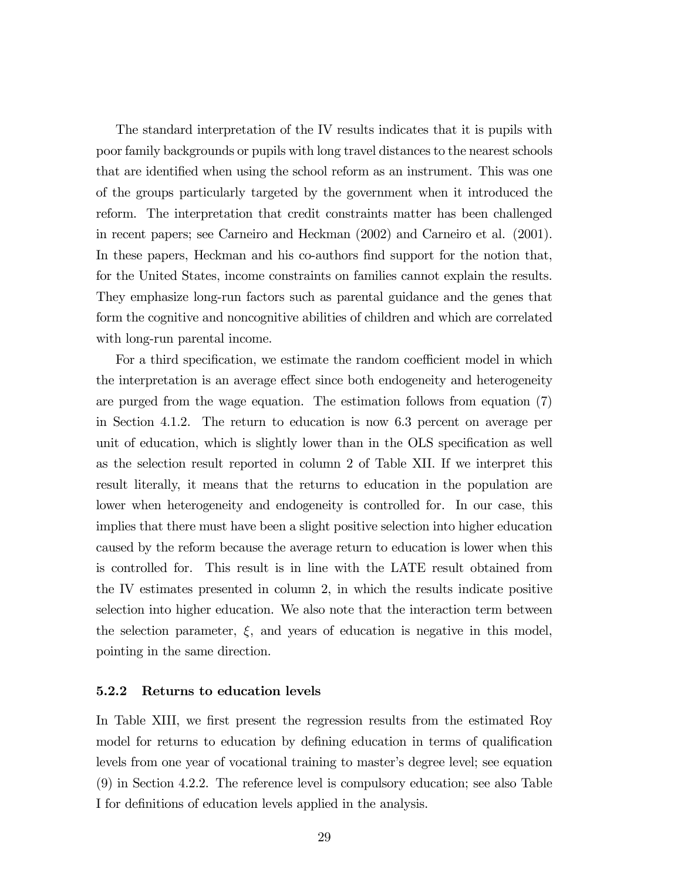The standard interpretation of the IV results indicates that it is pupils with poor family backgrounds or pupils with long travel distances to the nearest schools that are identified when using the school reform as an instrument. This was one of the groups particularly targeted by the government when it introduced the reform. The interpretation that credit constraints matter has been challenged in recent papers; see Carneiro and Heckman (2002) and Carneiro et al. (2001). In these papers, Heckman and his co-authors find support for the notion that, for the United States, income constraints on families cannot explain the results. They emphasize long-run factors such as parental guidance and the genes that form the cognitive and noncognitive abilities of children and which are correlated with long-run parental income.

For a third specification, we estimate the random coefficient model in which the interpretation is an average effect since both endogeneity and heterogeneity are purged from the wage equation. The estimation follows from equation (7) in Section 4.1.2. The return to education is now 6.3 percent on average per unit of education, which is slightly lower than in the OLS specification as well as the selection result reported in column 2 of Table XII. If we interpret this result literally, it means that the returns to education in the population are lower when heterogeneity and endogeneity is controlled for. In our case, this implies that there must have been a slight positive selection into higher education caused by the reform because the average return to education is lower when this is controlled for. This result is in line with the LATE result obtained from the IV estimates presented in column 2, in which the results indicate positive selection into higher education. We also note that the interaction term between the selection parameter, $\xi$, and years of education is negative in this model, pointing in the same direction.

### 5.2.2 Returns to education levels

In Table XIII, we first present the regression results from the estimated Roy model for returns to education by defining education in terms of qualification levels from one year of vocational training to master's degree level; see equation (9) in Section 4.2.2. The reference level is compulsory education; see also Table I for definitions of education levels applied in the analysis.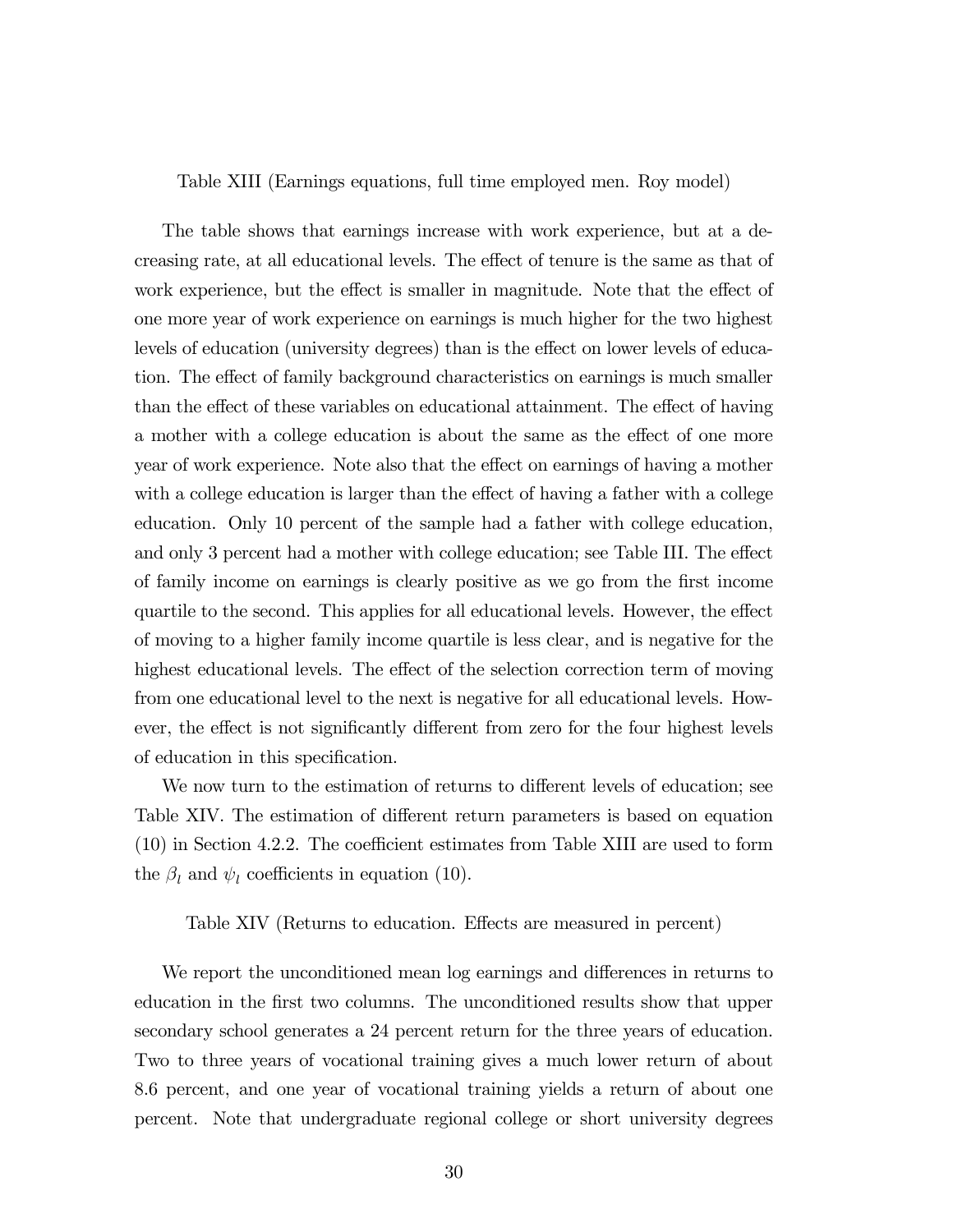Table XIII (Earnings equations, full time employed men. Roy model)

The table shows that earnings increase with work experience, but at a decreasing rate, at all educational levels. The effect of tenure is the same as that of work experience, but the effect is smaller in magnitude. Note that the effect of one more year of work experience on earnings is much higher for the two highest levels of education (university degrees) than is the effect on lower levels of education. The effect of family background characteristics on earnings is much smaller than the effect of these variables on educational attainment. The effect of having a mother with a college education is about the same as the effect of one more year of work experience. Note also that the effect on earnings of having a mother with a college education is larger than the effect of having a father with a college education. Only 10 percent of the sample had a father with college education, and only 3 percent had a mother with college education; see Table III. The effect of family income on earnings is clearly positive as we go from the first income quartile to the second. This applies for all educational levels. However, the effect of moving to a higher family income quartile is less clear, and is negative for the highest educational levels. The effect of the selection correction term of moving from one educational level to the next is negative for all educational levels. However, the effect is not significantly different from zero for the four highest levels of education in this specification.

We now turn to the estimation of returns to different levels of education; see Table XIV. The estimation of different return parameters is based on equation (10) in Section 4.2.2. The coefficient estimates from Table XIII are used to form the $\beta_l$ and $\psi_l$ coefficients in equation (10).

Table XIV (Returns to education. Effects are measured in percent)

We report the unconditioned mean log earnings and differences in returns to education in the first two columns. The unconditioned results show that upper secondary school generates a 24 percent return for the three years of education. Two to three years of vocational training gives a much lower return of about 8.6 percent, and one year of vocational training yields a return of about one percent. Note that undergraduate regional college or short university degrees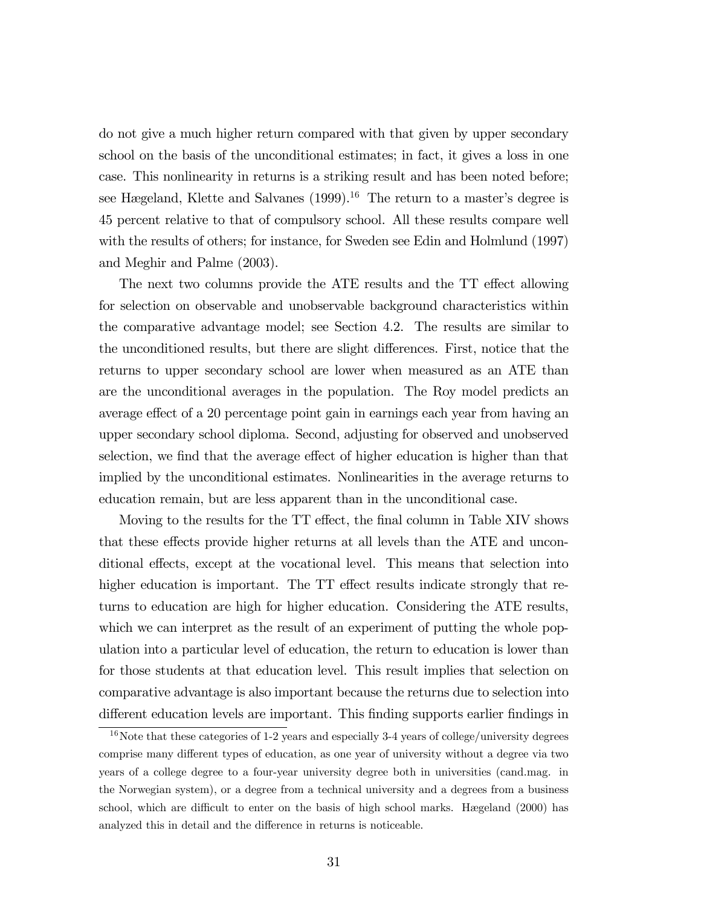do not give a much higher return compared with that given by upper secondary school on the basis of the unconditional estimates; in fact, it gives a loss in one case. This nonlinearity in returns is a striking result and has been noted before; see Hægeland, Klette and Salvanes (1999).[16] The return to a master's degree is 45 percent relative to that of compulsory school. All these results compare well with the results of others; for instance, for Sweden see Edin and Holmlund (1997) and Meghir and Palme (2003).

The next two columns provide the ATE results and the TT effect allowing for selection on observable and unobservable background characteristics within the comparative advantage model; see Section 4.2. The results are similar to the unconditioned results, but there are slight differences. First, notice that the returns to upper secondary school are lower when measured as an ATE than are the unconditional averages in the population. The Roy model predicts an average effect of a 20 percentage point gain in earnings each year from having an upper secondary school diploma. Second, adjusting for observed and unobserved selection, we find that the average effect of higher education is higher than that implied by the unconditional estimates. Nonlinearities in the average returns to education remain, but are less apparent than in the unconditional case.

Moving to the results for the TT effect, the final column in Table XIV shows that these effects provide higher returns at all levels than the ATE and unconditional effects, except at the vocational level. This means that selection into higher education is important. The TT effect results indicate strongly that returns to education are high for higher education. Considering the ATE results, which we can interpret as the result of an experiment of putting the whole population into a particular level of education, the return to education is lower than for those students at that education level. This result implies that selection on comparative advantage is also important because the returns due to selection into different education levels are important. This finding supports earlier findings in

[16] Note that these categories of 1-2 years and especially 3-4 years of college/university degrees comprise many different types of education, as one year of university without a degree via two years of a college degree to a four-year university degree both in universities (cand.mag. in the Norwegian system), or a degree from a technical university and a degrees from a business school, which are difficult to enter on the basis of high school marks. Hægeland (2000) has analyzed this in detail and the difference in returns is noticeable.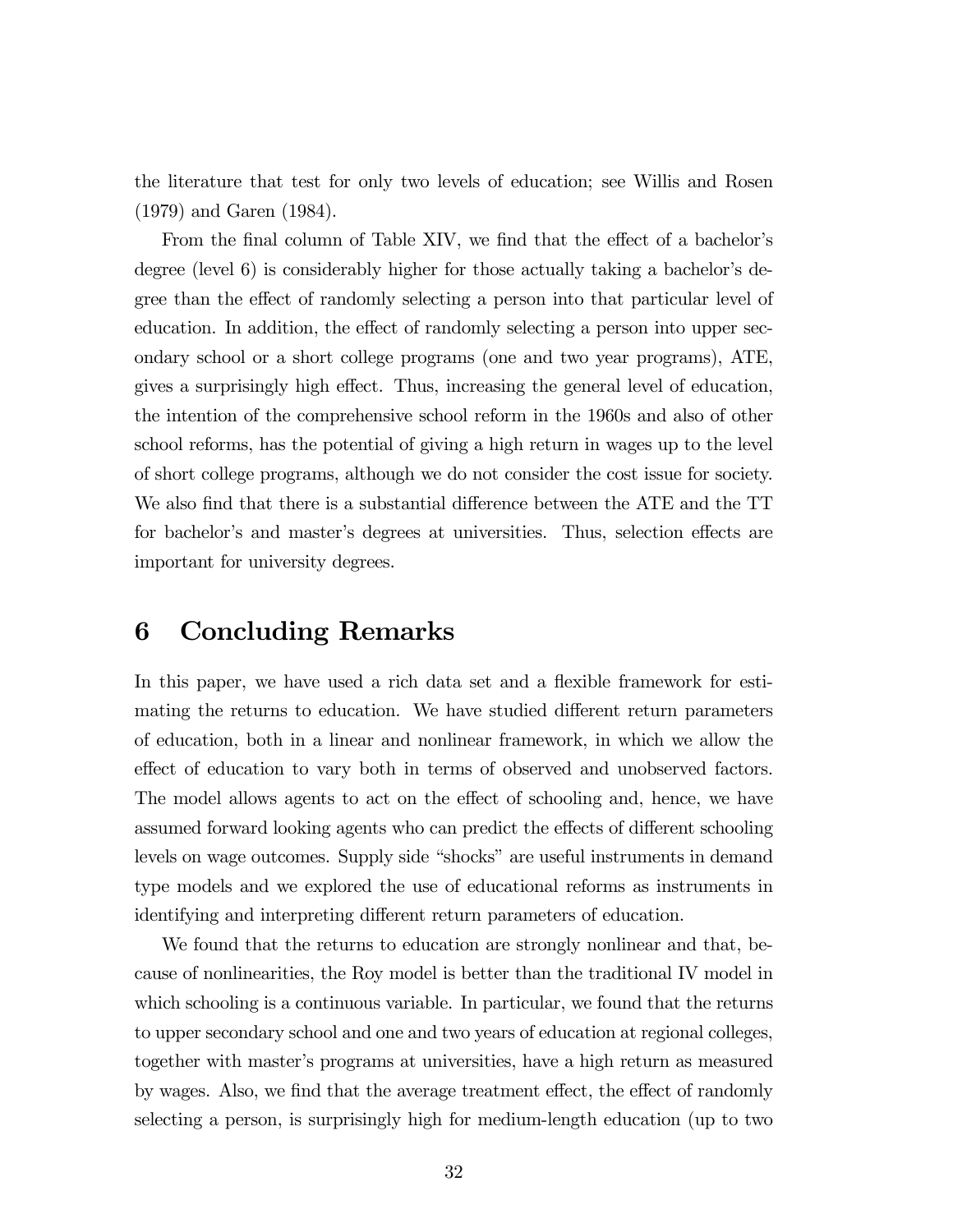the literature that test for only two levels of education; see Willis and Rosen (1979) and Garen (1984).

From the final column of Table XIV, we find that the effect of a bachelor's degree (level 6) is considerably higher for those actually taking a bachelor's degree than the effect of randomly selecting a person into that particular level of education. In addition, the effect of randomly selecting a person into upper secondary school or a short college programs (one and two year programs), ATE, gives a surprisingly high effect. Thus, increasing the general level of education, the intention of the comprehensive school reform in the 1960s and also of other school reforms, has the potential of giving a high return in wages up to the level of short college programs, although we do not consider the cost issue for society. We also find that there is a substantial difference between the ATE and the TT for bachelor's and master's degrees at universities. Thus, selection effects are important for university degrees.

# 6 Concluding Remarks

In this paper, we have used a rich data set and a flexible framework for estimating the returns to education. We have studied different return parameters of education, both in a linear and nonlinear framework, in which we allow the effect of education to vary both in terms of observed and unobserved factors. The model allows agents to act on the effect of schooling and, hence, we have assumed forward looking agents who can predict the effects of different schooling levels on wage outcomes. Supply side "shocks" are useful instruments in demand type models and we explored the use of educational reforms as instruments in identifying and interpreting different return parameters of education.

We found that the returns to education are strongly nonlinear and that, because of nonlinearities, the Roy model is better than the traditional IV model in which schooling is a continuous variable. In particular, we found that the returns to upper secondary school and one and two years of education at regional colleges, together with master's programs at universities, have a high return as measured by wages. Also, we find that the average treatment effect, the effect of randomly selecting a person, is surprisingly high for medium-length education (up to two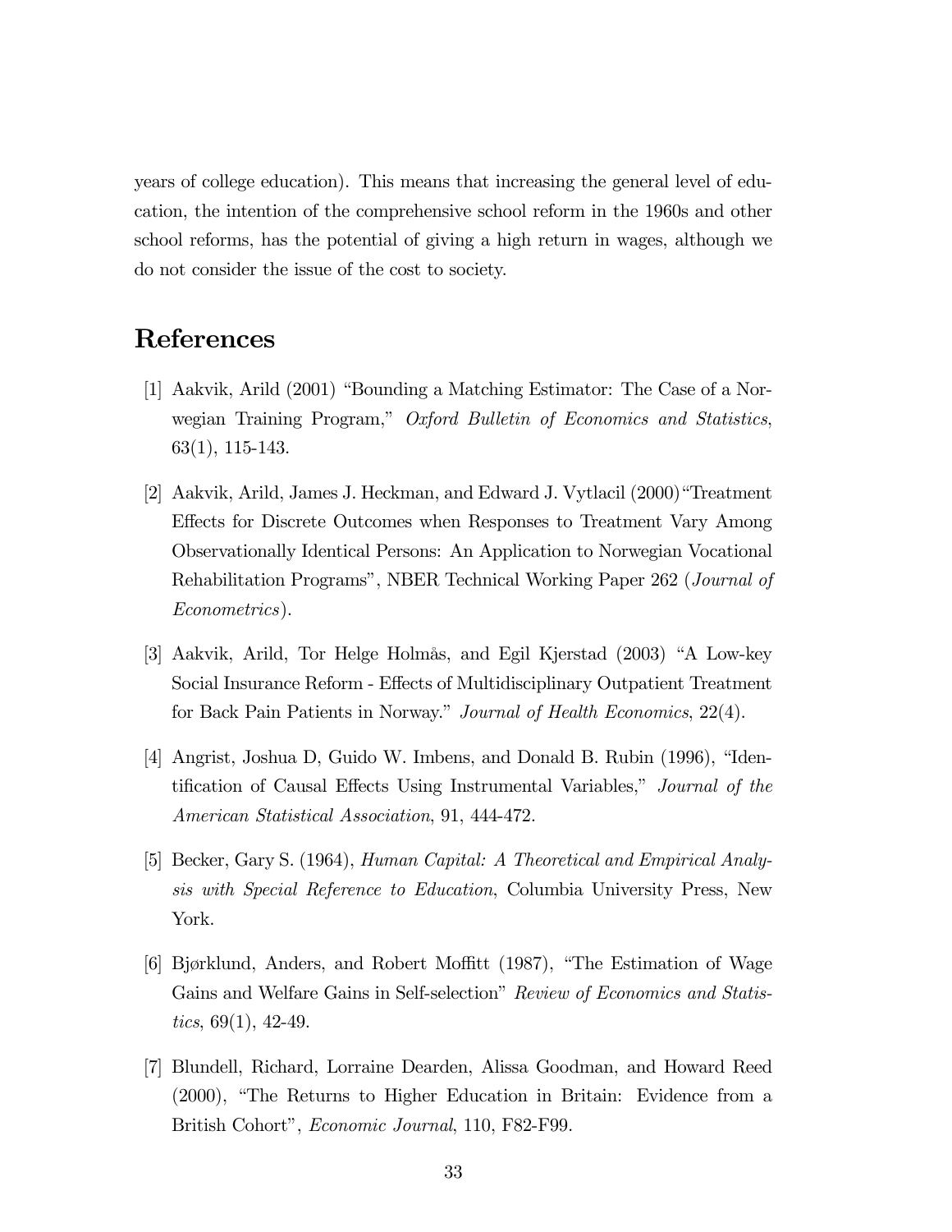years of college education). This means that increasing the general level of education, the intention of the comprehensive school reform in the 1960s and other school reforms, has the potential of giving a high return in wages, although we do not consider the issue of the cost to society.

# References

[1] Aakvik, Arild (2001) "Bounding a Matching Estimator: The Case of a Norwegian Training Program," *Oxford Bulletin of Economics and Statistics*, 63(1), 115-143.

[2] Aakvik, Arild, James J. Heckman, and Edward J. Vytlacil (2000) "Treatment Effects for Discrete Outcomes when Responses to Treatment Vary Among Observationally Identical Persons: An Application to Norwegian Vocational Rehabilitation Programs", NBER Technical Working Paper 262 (*Journal of Econometrics*).

[3] Aakvik, Arild, Tor Helge Holmås, and Egil Kjerstad (2003) "A Low-key Social Insurance Reform - Effects of Multidisciplinary Outpatient Treatment for Back Pain Patients in Norway." *Journal of Health Economics*, 22(4).

[4] Angrist, Joshua D, Guido W. Imbens, and Donald B. Rubin (1996), "Identification of Causal Effects Using Instrumental Variables," *Journal of the American Statistical Association*, 91, 444-472.

[5] Becker, Gary S. (1964), *Human Capital: A Theoretical and Empirical Analysis with Special Reference to Education*, Columbia University Press, New York.

[6] Bjørklund, Anders, and Robert Moffitt (1987), "The Estimation of Wage Gains and Welfare Gains in Self-selection" *Review of Economics and Statistics*, 69(1), 42-49.

[7] Blundell, Richard, Lorraine Dearden, Alissa Goodman, and Howard Reed (2000), "The Returns to Higher Education in Britain: Evidence from a British Cohort", *Economic Journal*, 110, F82-F99.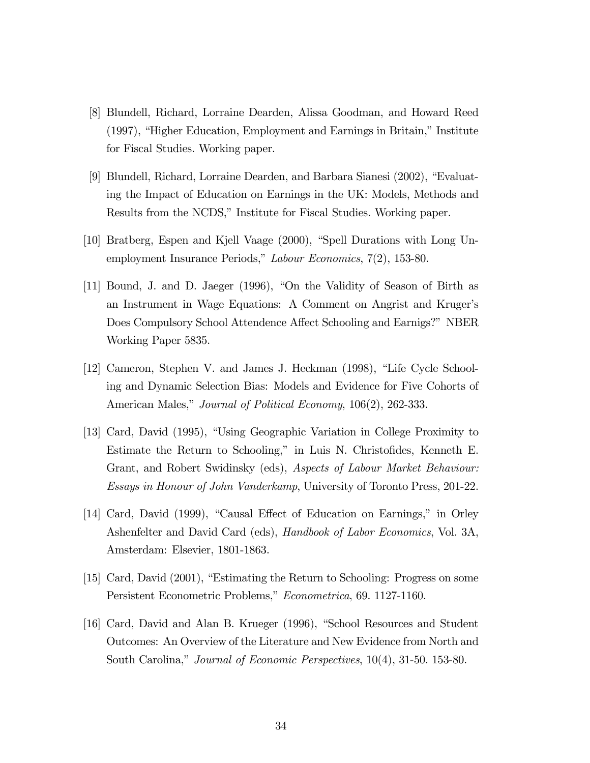[8] Blundell, Richard, Lorraine Dearden, Alissa Goodman, and Howard Reed (1997), "Higher Education, Employment and Earnings in Britain," Institute for Fiscal Studies. Working paper.

[9] Blundell, Richard, Lorraine Dearden, and Barbara Sianesi (2002), "Evaluating the Impact of Education on Earnings in the UK: Models, Methods and Results from the NCDS," Institute for Fiscal Studies. Working paper.

[10] Bratberg, Espen and Kjell Vaage (2000), "Spell Durations with Long Unemployment Insurance Periods," *Labour Economics*, 7(2), 153-80.

[11] Bound, J. and D. Jaeger (1996), "On the Validity of Season of Birth as an Instrument in Wage Equations: A Comment on Angrist and Kruger's Does Compulsory School Attendence Affect Schooling and Earnigs?" NBER Working Paper 5835.

[12] Cameron, Stephen V. and James J. Heckman (1998), "Life Cycle Schooling and Dynamic Selection Bias: Models and Evidence for Five Cohorts of American Males," *Journal of Political Economy*, 106(2), 262-333.

[13] Card, David (1995), "Using Geographic Variation in College Proximity to Estimate the Return to Schooling," in Luis N. Christofides, Kenneth E. Grant, and Robert Swidinsky (eds), *Aspects of Labour Market Behaviour: Essays in Honour of John Vanderkamp*, University of Toronto Press, 201-22.

[14] Card, David (1999), "Causal Effect of Education on Earnings," in Orley Ashenfelter and David Card (eds), *Handbook of Labor Economics*, Vol. 3A, Amsterdam: Elsevier, 1801-1863.

[15] Card, David (2001), "Estimating the Return to Schooling: Progress on some Persistent Econometric Problems," *Econometrica*, 69. 1127-1160.

[16] Card, David and Alan B. Krueger (1996), "School Resources and Student Outcomes: An Overview of the Literature and New Evidence from North and South Carolina," *Journal of Economic Perspectives*, 10(4), 31-50. 153-80.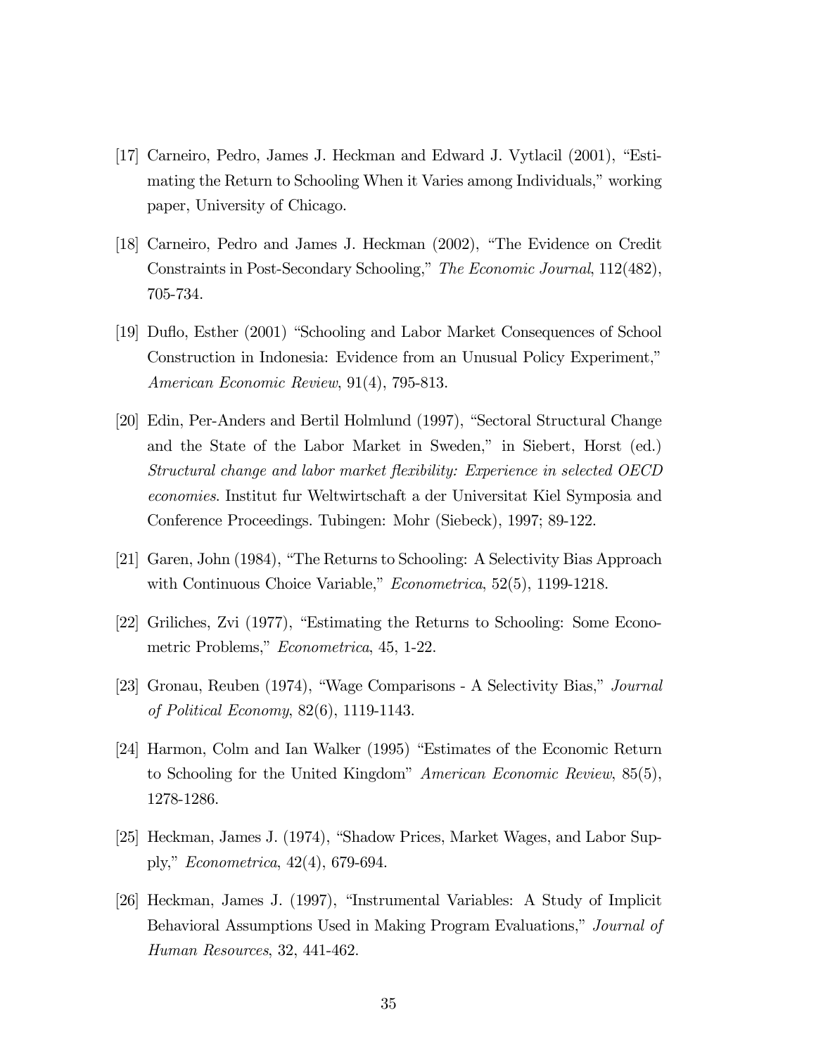[17] Carneiro, Pedro, James J. Heckman and Edward J. Vytlacil (2001), "Estimating the Return to Schooling When it Varies among Individuals," working paper, University of Chicago.

[18] Carneiro, Pedro and James J. Heckman (2002), "The Evidence on Credit Constraints in Post-Secondary Schooling," *The Economic Journal*, 112(482), 705-734.

[19] Duflo, Esther (2001) "Schooling and Labor Market Consequences of School Construction in Indonesia: Evidence from an Unusual Policy Experiment," *American Economic Review*, 91(4), 795-813.

[20] Edin, Per-Anders and Bertil Holmlund (1997), "Sectoral Structural Change and the State of the Labor Market in Sweden," in Siebert, Horst (ed.) *Structural change and labor market flexibility: Experience in selected OECD economies*. Institut fur Weltwirtschaft a der Universitat Kiel Symposia and Conference Proceedings. Tubingen: Mohr (Siebeck), 1997; 89-122.

[21] Garen, John (1984), "The Returns to Schooling: A Selectivity Bias Approach with Continuous Choice Variable," *Econometrica*, 52(5), 1199-1218.

[22] Griliches, Zvi (1977), "Estimating the Returns to Schooling: Some Econometric Problems," *Econometrica*, 45, 1-22.

[23] Gronau, Reuben (1974), "Wage Comparisons - A Selectivity Bias," *Journal of Political Economy*, 82(6), 1119-1143.

[24] Harmon, Colm and Ian Walker (1995) "Estimates of the Economic Return to Schooling for the United Kingdom" *American Economic Review*, 85(5), 1278-1286.

[25] Heckman, James J. (1974), "Shadow Prices, Market Wages, and Labor Supply," *Econometrica*, 42(4), 679-694.

[26] Heckman, James J. (1997), "Instrumental Variables: A Study of Implicit Behavioral Assumptions Used in Making Program Evaluations," *Journal of Human Resources*, 32, 441-462.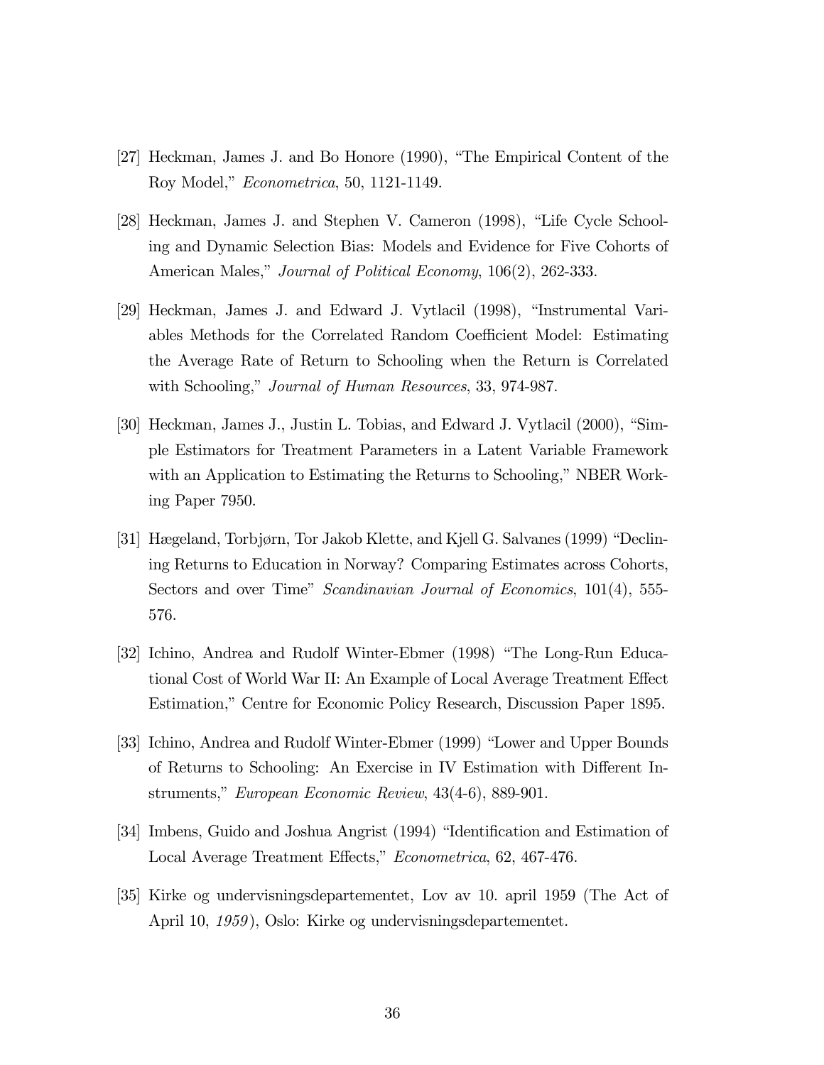[27] Heckman, James J. and Bo Honore (1990), "The Empirical Content of the Roy Model," *Econometrica*, 50, 1121-1149.

[28] Heckman, James J. and Stephen V. Cameron (1998), "Life Cycle Schooling and Dynamic Selection Bias: Models and Evidence for Five Cohorts of American Males," *Journal of Political Economy*, 106(2), 262-333.

[29] Heckman, James J. and Edward J. Vytlacil (1998), "Instrumental Variables Methods for the Correlated Random Coefficient Model: Estimating the Average Rate of Return to Schooling when the Return is Correlated with Schooling," *Journal of Human Resources*, 33, 974-987.

[30] Heckman, James J., Justin L. Tobias, and Edward J. Vytlacil (2000), "Simple Estimators for Treatment Parameters in a Latent Variable Framework with an Application to Estimating the Returns to Schooling," NBER Working Paper 7950.

[31] Hægeland, Torbjørn, Tor Jakob Klette, and Kjell G. Salvanes (1999) "Declining Returns to Education in Norway? Comparing Estimates across Cohorts, Sectors and over Time" *Scandinavian Journal of Economics*, 101(4), 555-576.

[32] Ichino, Andrea and Rudolf Winter-Ebmer (1998) "The Long-Run Educational Cost of World War II: An Example of Local Average Treatment Effect Estimation," Centre for Economic Policy Research, Discussion Paper 1895.

[33] Ichino, Andrea and Rudolf Winter-Ebmer (1999) "Lower and Upper Bounds of Returns to Schooling: An Exercise in IV Estimation with Different Instruments," *European Economic Review*, 43(4-6), 889-901.

[34] Imbens, Guido and Joshua Angrist (1994) "Identification and Estimation of Local Average Treatment Effects," *Econometrica*, 62, 467-476.

[35] Kirke og undervisningsdepartementet, Lov av 10. april 1959 (The Act of April 10, *1959*), Oslo: Kirke og undervisningsdepartementet.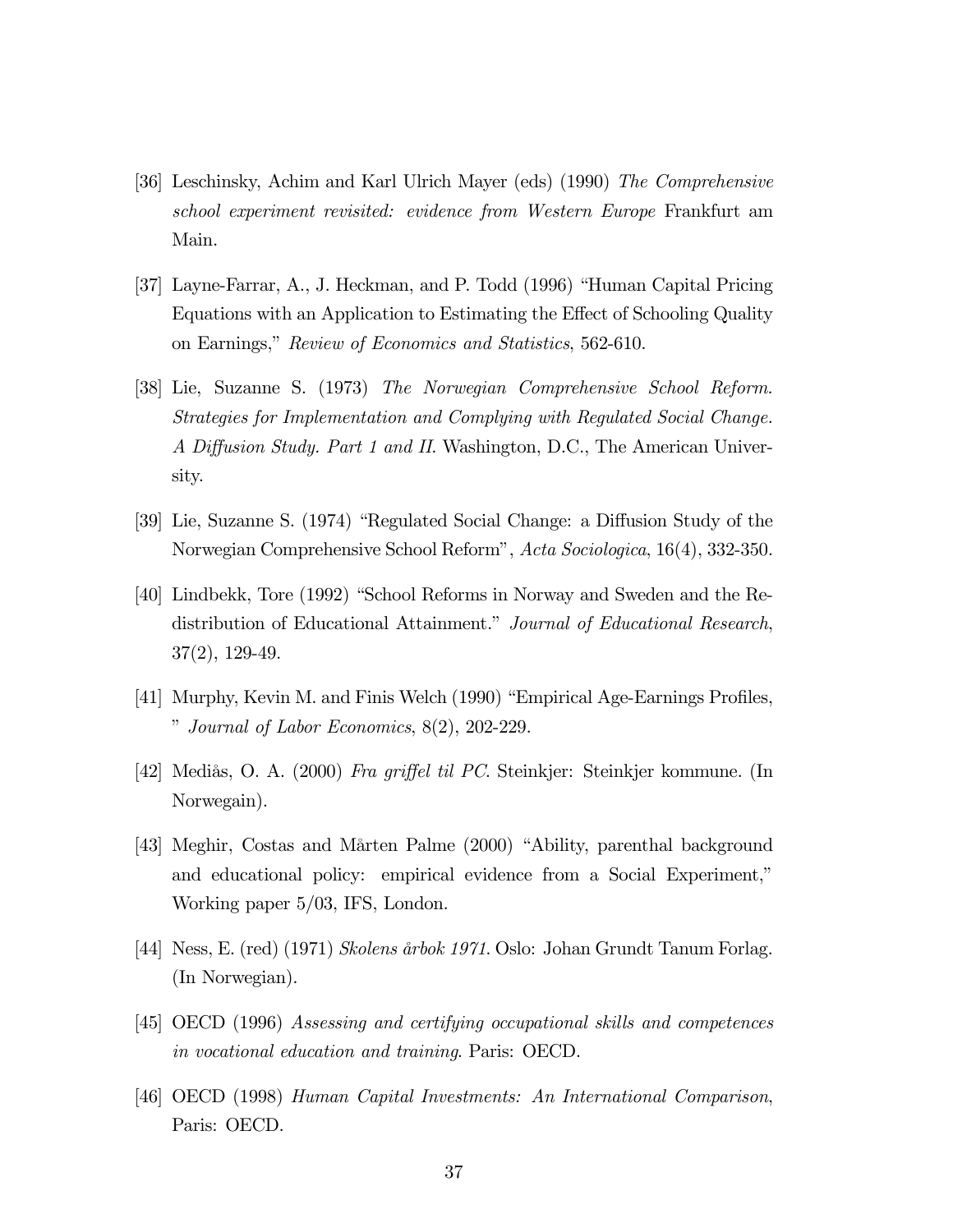[36] Leschinsky, Achim and Karl Ulrich Mayer (eds) (1990) *The Comprehensive school experiment revisited: evidence from Western Europe* Frankfurt am Main.

[37] Layne-Farrar, A., J. Heckman, and P. Todd (1996) "Human Capital Pricing Equations with an Application to Estimating the Effect of Schooling Quality on Earnings," *Review of Economics and Statistics*, 562-610.

[38] Lie, Suzanne S. (1973) *The Norwegian Comprehensive School Reform. Strategies for Implementation and Complying with Regulated Social Change. A Diffusion Study. Part 1 and II.* Washington, D.C., The American University.

[39] Lie, Suzanne S. (1974) "Regulated Social Change: a Diffusion Study of the Norwegian Comprehensive School Reform", *Acta Sociologica*, 16(4), 332-350.

[40] Lindbekk, Tore (1992) "School Reforms in Norway and Sweden and the Redistribution of Educational Attainment." *Journal of Educational Research*, 37(2), 129-49.

[41] Murphy, Kevin M. and Finis Welch (1990) "Empirical Age-Earnings Profiles, " *Journal of Labor Economics*, 8(2), 202-229.

[42] Mediås, O. A. (2000) *Fra griffel til PC*. Steinkjer: Steinkjer kommune. (In Norwegain).

[43] Meghir, Costas and Mårten Palme (2000) "Ability, parenthal background and educational policy: empirical evidence from a Social Experiment," Working paper 5/03, IFS, London.

[44] Ness, E. (red) (1971) *Skolens årbok 1971.* Oslo: Johan Grundt Tanum Forlag. (In Norwegian).

[45] OECD (1996) *Assessing and certifying occupational skills and competences in vocational education and training*. Paris: OECD.

[46] OECD (1998) *Human Capital Investments: An International Comparison*, Paris: OECD.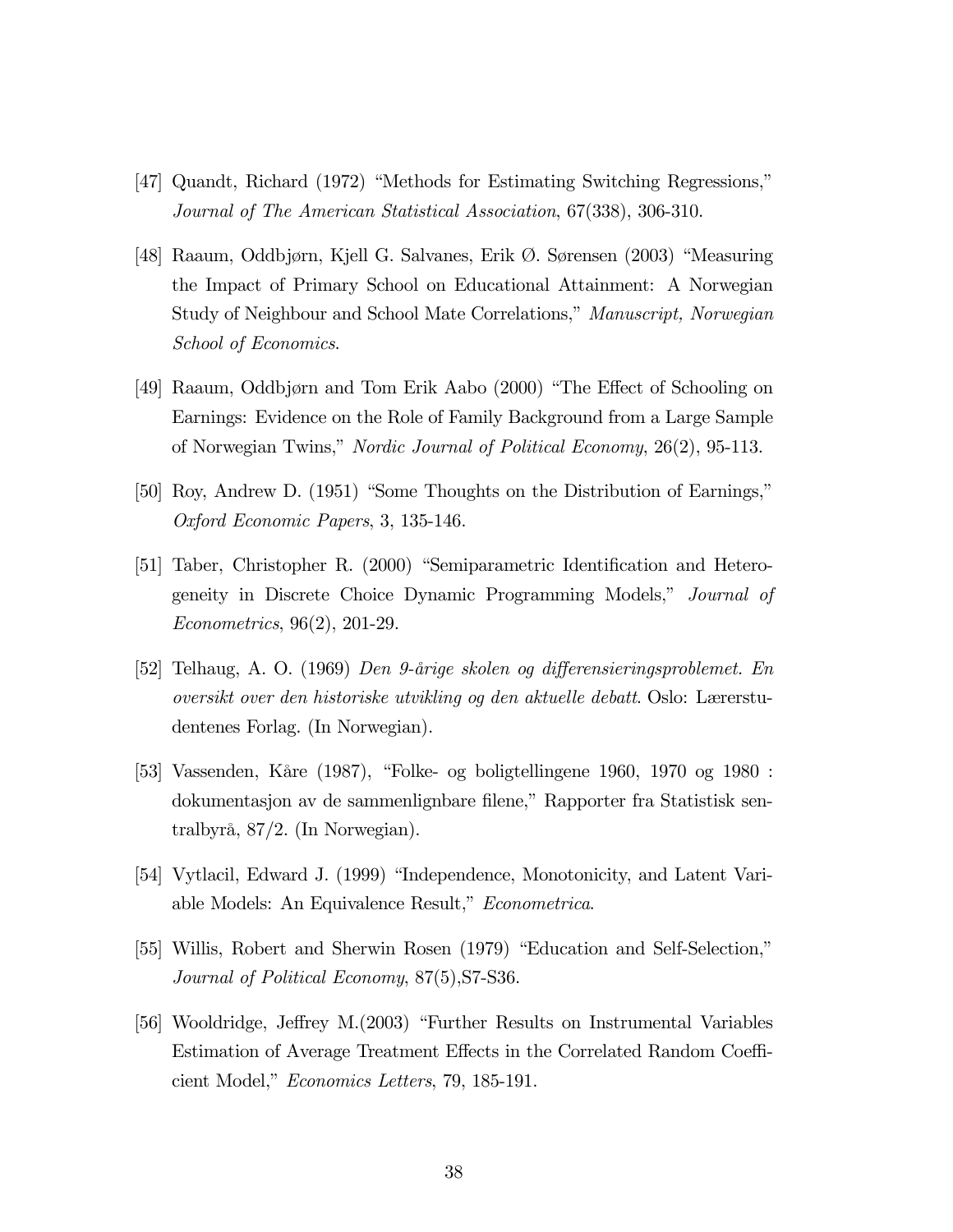[47] Quandt, Richard (1972) "Methods for Estimating Switching Regressions," *Journal of The American Statistical Association*, 67(338), 306-310.

[48] Raaum, Oddbjørn, Kjell G. Salvanes, Erik Ø. Sørensen (2003) "Measuring the Impact of Primary School on Educational Attainment: A Norwegian Study of Neighbour and School Mate Correlations," *Manuscript, Norwegian School of Economics*.

[49] Raaum, Oddbjørn and Tom Erik Aabo (2000) "The Effect of Schooling on Earnings: Evidence on the Role of Family Background from a Large Sample of Norwegian Twins," *Nordic Journal of Political Economy*, 26(2), 95-113.

[50] Roy, Andrew D. (1951) "Some Thoughts on the Distribution of Earnings," *Oxford Economic Papers*, 3, 135-146.

[51] Taber, Christopher R. (2000) "Semiparametric Identification and Heterogeneity in Discrete Choice Dynamic Programming Models," *Journal of Econometrics*, 96(2), 201-29.

[52] Telhaug, A. O. (1969) *Den 9-årige skolen og differensieringsproblemet. En oversikt over den historiske utvikling og den aktuelle debatt*. Oslo: Lærerstudentenes Forlag. (In Norwegian).

[53] Vassenden, Kåre (1987), "Folke- og boligtellingene 1960, 1970 og 1980 : dokumentasjon av de sammenlignbare filene," Rapporter fra Statistisk sentralbyrå, 87/2. (In Norwegian).

[54] Vytlacil, Edward J. (1999) "Independence, Monotonicity, and Latent Variable Models: An Equivalence Result," *Econometrica*.

[55] Willis, Robert and Sherwin Rosen (1979) "Education and Self-Selection," *Journal of Political Economy*, 87(5),S7-S36.

[56] Wooldridge, Jeffrey M.(2003) "Further Results on Instrumental Variables Estimation of Average Treatment Effects in the Correlated Random Coefficient Model," *Economics Letters*, 79, 185-191.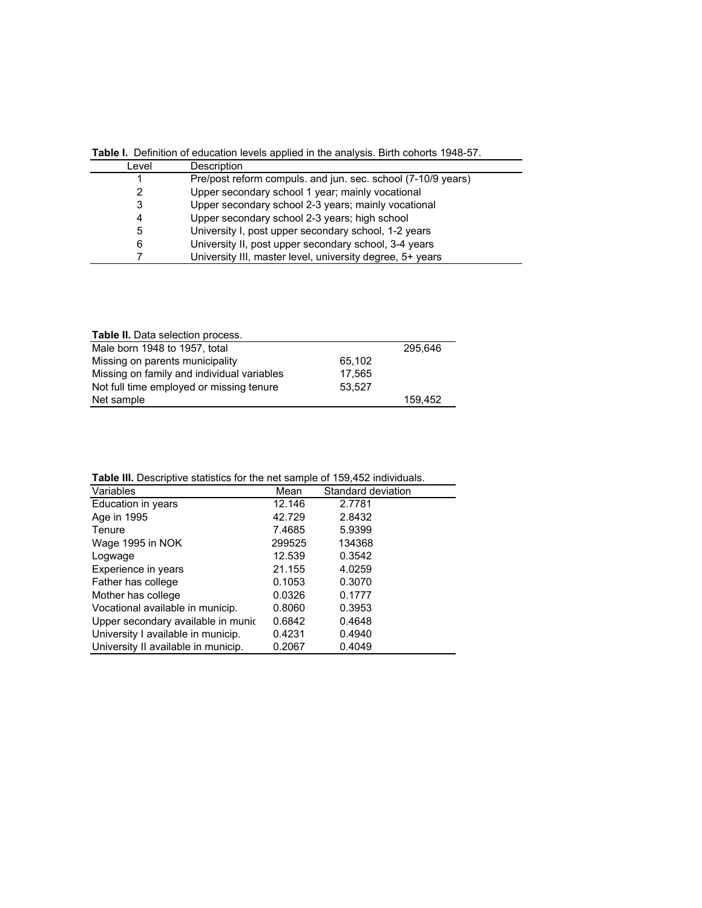**Table I.** Definition of education levels applied in the analysis. Birth cohorts 1948-57.

| Level | Description |
|---|---|
| 1 | Pre/post reform compuls. and jun. sec. school (7-10/9 years) |
| 2 | Upper secondary school 1 year; mainly vocational |
| 3 | Upper secondary school 2-3 years; mainly vocational |
| 4 | Upper secondary school 2-3 years; high school |
| 5 | University I, post upper secondary school, 1-2 years |
| 6 | University II, post upper secondary school, 3-4 years |
| 7 | University III, master level, university degree, 5+ years |

**Table II.** Data selection process.

| | | |
|---|---|---|
| Male born 1948 to 1957, total | | 295,646 |
| Missing on parents municipality | 65,102 | |
| Missing on family and individual variables | 17,565 | |
| Not full time employed or missing tenure | 53,527 | |
| Net sample | | 159,452 |

**Table III.** Descriptive statistics for the net sample of 159,452 individuals.

| Variables | Mean | Standard deviation |
|---|---|---|
| Education in years | 12.146 | 2.7781 |
| Age in 1995 | 42.729 | 2.8432 |
| Tenure | 7.4685 | 5.9399 |
| Wage 1995 in NOK | 299525 | 134368 |
| Logwage | 12.539 | 0.3542 |
| Experience in years | 21.155 | 4.0259 |
| Father has college | 0.1053 | 0.3070 |
| Mother has college | 0.0326 | 0.1777 |
| Vocational available in municip. | 0.8060 | 0.3953 |
| Upper secondary available in munic | 0.6842 | 0.4648 |
| University I available in municip. | 0.4231 | 0.4940 |
| University II available in municip. | 0.2067 | 0.4049 |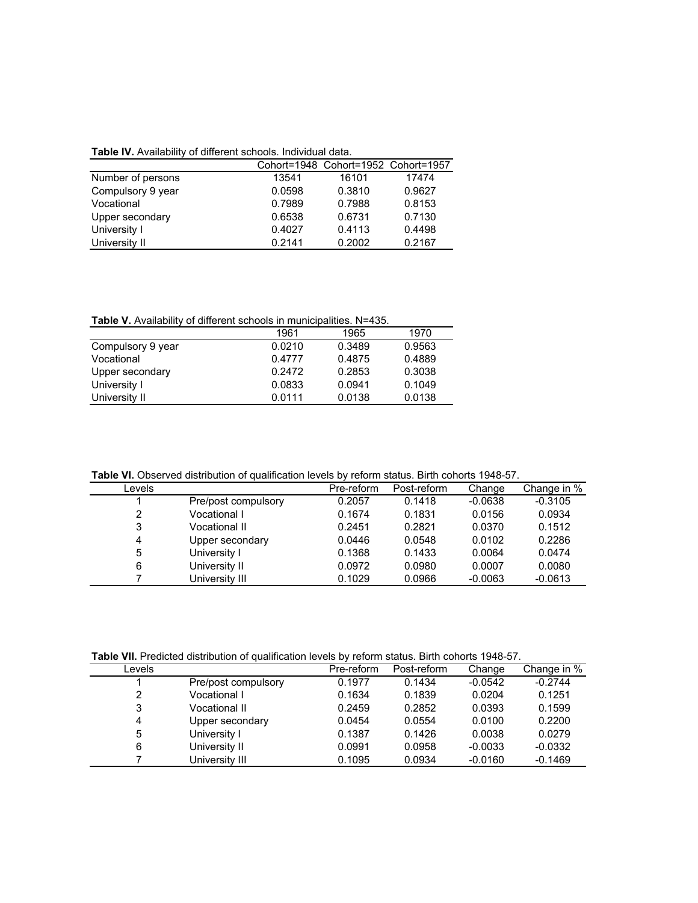**Table IV.** Availability of different schools. Individual data.

| | Cohort=1948 | Cohort=1952 | Cohort=1957 |
|---|---|---|---|
| Number of persons | 13541 | 16101 | 17474 |
| Compulsory 9 year | 0.0598 | 0.3810 | 0.9627 |
| Vocational | 0.7989 | 0.7988 | 0.8153 |
| Upper secondary | 0.6538 | 0.6731 | 0.7130 |
| University I | 0.4027 | 0.4113 | 0.4498 |
| University II | 0.2141 | 0.2002 | 0.2167 |

**Table V.** Availability of different schools in municipalities. N=435.

| | 1961 | 1965 | 1970 |
|---|---|---|---|
| Compulsory 9 year | 0.0210 | 0.3489 | 0.9563 |
| Vocational | 0.4777 | 0.4875 | 0.4889 |
| Upper secondary | 0.2472 | 0.2853 | 0.3038 |
| University I | 0.0833 | 0.0941 | 0.1049 |
| University II | 0.0111 | 0.0138 | 0.0138 |

**Table VI.** Observed distribution of qualification levels by reform status. Birth cohorts 1948-57.

| Levels | | Pre-reform | Post-reform | Change | Change in % |
|---|---|---|---|---|---|
| 1 | Pre/post compulsory | 0.2057 | 0.1418 | -0.0638 | -0.3105 |
| 2 | Vocational I | 0.1674 | 0.1831 | 0.0156 | 0.0934 |
| 3 | Vocational II | 0.2451 | 0.2821 | 0.0370 | 0.1512 |
| 4 | Upper secondary | 0.0446 | 0.0548 | 0.0102 | 0.2286 |
| 5 | University I | 0.1368 | 0.1433 | 0.0064 | 0.0474 |
| 6 | University II | 0.0972 | 0.0980 | 0.0007 | 0.0080 |
| 7 | University III | 0.1029 | 0.0966 | -0.0063 | -0.0613 |

**Table VII.** Predicted distribution of qualification levels by reform status. Birth cohorts 1948-57.

| Levels | | Pre-reform | Post-reform | Change | Change in % |
|---|---|---|---|---|---|
| 1 | Pre/post compulsory | 0.1977 | 0.1434 | -0.0542 | -0.2744 |
| 2 | Vocational I | 0.1634 | 0.1839 | 0.0204 | 0.1251 |
| 3 | Vocational II | 0.2459 | 0.2852 | 0.0393 | 0.1599 |
| 4 | Upper secondary | 0.0454 | 0.0554 | 0.0100 | 0.2200 |
| 5 | University I | 0.1387 | 0.1426 | 0.0038 | 0.0279 |
| 6 | University II | 0.0991 | 0.0958 | -0.0033 | -0.0332 |
| 7 | University III | 0.1095 | 0.0934 | -0.0160 | -0.1469 |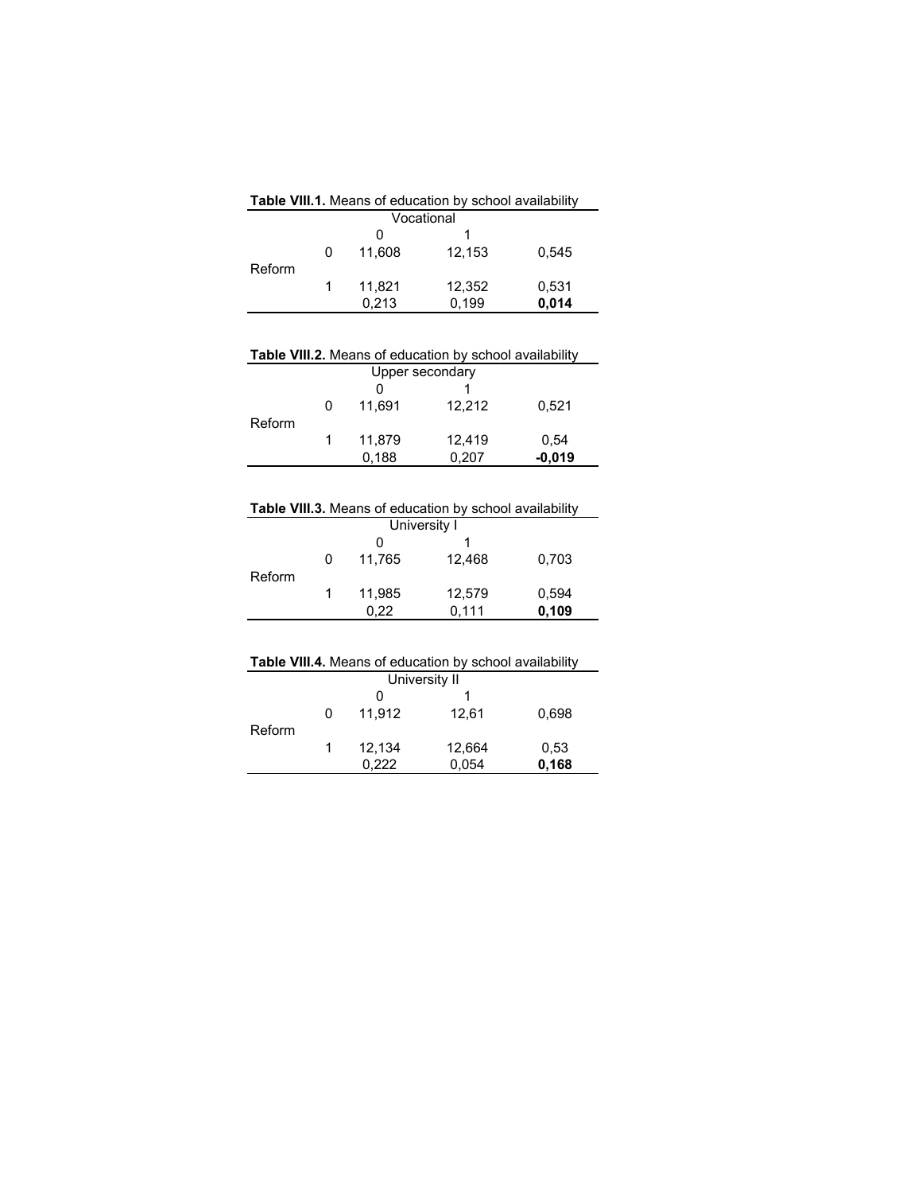**Table VIII.1.** Means of education by school availability

| | | Vocational | | |
|---|---|---|---|---|
| | | 0 | 1 | |
| Reform | 0 | 11,608 | 12,153 | 0,545 |
| | 1 | 11,821 | 12,352 | 0,531 |
| | | 0,213 | 0,199 | **0,014** |

**Table VIII.2.** Means of education by school availability

| | | Upper secondary | | |
|---|---|---|---|---|
| | | 0 | 1 | |
| Reform | 0 | 11,691 | 12,212 | 0,521 |
| | 1 | 11,879 | 12,419 | 0,54 |
| | | 0,188 | 0,207 | **-0,019** |

**Table VIII.3.** Means of education by school availability

| | | University I | | |
|---|---|---|---|---|
| | | 0 | 1 | |
| Reform | 0 | 11,765 | 12,468 | 0,703 |
| | 1 | 11,985 | 12,579 | 0,594 |
| | | 0,22 | 0,111 | **0,109** |

**Table VIII.4.** Means of education by school availability

| | | University II | | |
|---|---|---|---|---|
| | | 0 | 1 | |
| Reform | 0 | 11,912 | 12,61 | 0,698 |
| | 1 | 12,134 | 12,664 | 0,53 |
| | | 0,222 | 0,054 | **0,168** |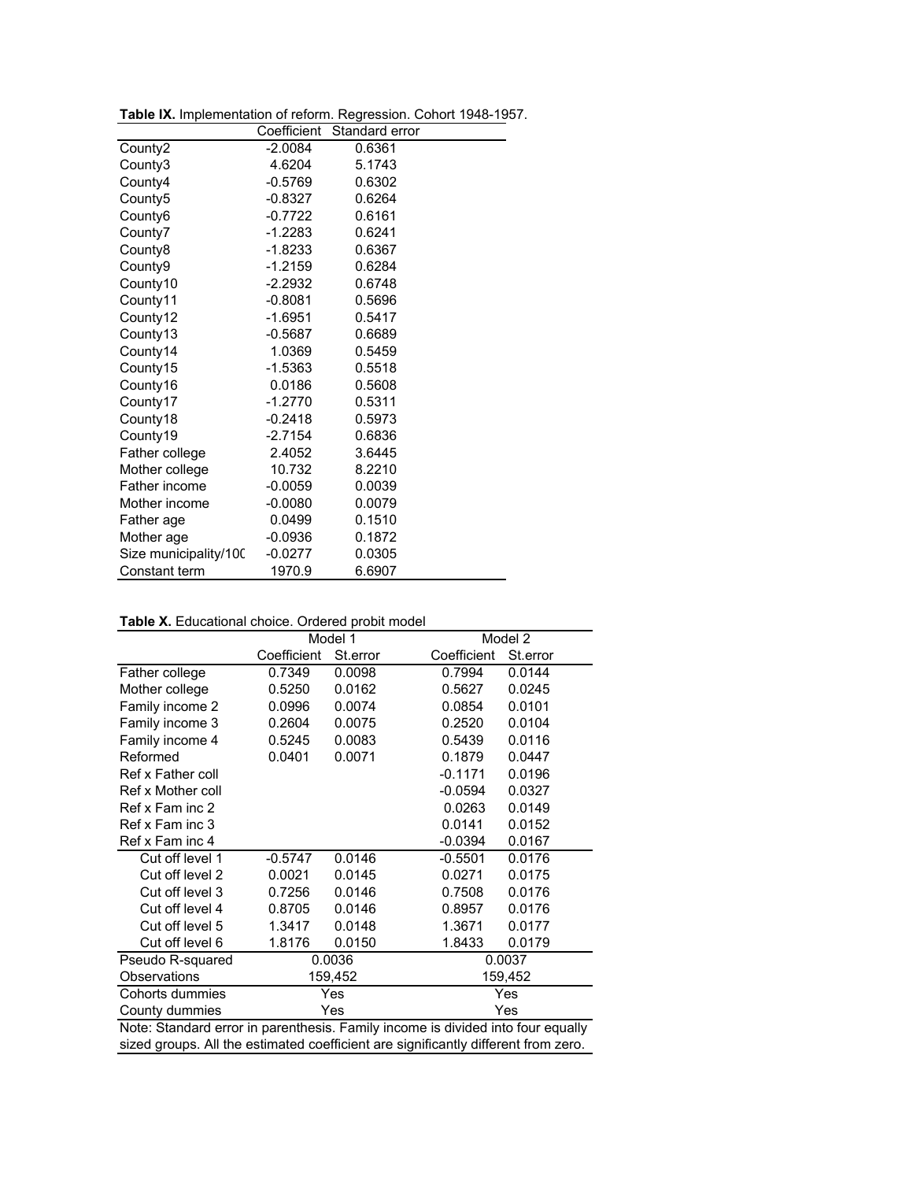**Table IX.** Implementation of reform. Regression. Cohort 1948-1957.

| | Coefficient | Standard error |
|---|---|---|
| County2 | -2.0084 | 0.6361 |
| County3 | 4.6204 | 5.1743 |
| County4 | -0.5769 | 0.6302 |
| County5 | -0.8327 | 0.6264 |
| County6 | -0.7722 | 0.6161 |
| County7 | -1.2283 | 0.6241 |
| County8 | -1.8233 | 0.6367 |
| County9 | -1.2159 | 0.6284 |
| County10 | -2.2932 | 0.6748 |
| County11 | -0.8081 | 0.5696 |
| County12 | -1.6951 | 0.5417 |
| County13 | -0.5687 | 0.6689 |
| County14 | 1.0369 | 0.5459 |
| County15 | -1.5363 | 0.5518 |
| County16 | 0.0186 | 0.5608 |
| County17 | -1.2770 | 0.5311 |
| County18 | -0.2418 | 0.5973 |
| County19 | -2.7154 | 0.6836 |
| Father college | 2.4052 | 3.6445 |
| Mother college | 10.732 | 8.2210 |
| Father income | -0.0059 | 0.0039 |
| Mother income | -0.0080 | 0.0079 |
| Father age | 0.0499 | 0.1510 |
| Mother age | -0.0936 | 0.1872 |
| Size municipality/10( | -0.0277 | 0.0305 |
| Constant term | 1970.9 | 6.6907 |

**Table X.** Educational choice. Ordered probit model

| | Model 1 | | Model 2 | |
|---|---|---|---|---|
| | Coefficient | St.error | Coefficient | St.error |
| Father college | 0.7349 | 0.0098 | 0.7994 | 0.0144 |
| Mother college | 0.5250 | 0.0162 | 0.5627 | 0.0245 |
| Family income 2 | 0.0996 | 0.0074 | 0.0854 | 0.0101 |
| Family income 3 | 0.2604 | 0.0075 | 0.2520 | 0.0104 |
| Family income 4 | 0.5245 | 0.0083 | 0.5439 | 0.0116 |
| Reformed | 0.0401 | 0.0071 | 0.1879 | 0.0447 |
| Ref x Father coll | | | -0.1171 | 0.0196 |
| Ref x Mother coll | | | -0.0594 | 0.0327 |
| Ref x Fam inc 2 | | | 0.0263 | 0.0149 |
| Ref x Fam inc 3 | | | 0.0141 | 0.0152 |
| Ref x Fam inc 4 | | | -0.0394 | 0.0167 |
| Cut off level 1 | -0.5747 | 0.0146 | -0.5501 | 0.0176 |
| Cut off level 2 | 0.0021 | 0.0145 | 0.0271 | 0.0175 |
| Cut off level 3 | 0.7256 | 0.0146 | 0.7508 | 0.0176 |
| Cut off level 4 | 0.8705 | 0.0146 | 0.8957 | 0.0176 |
| Cut off level 5 | 1.3417 | 0.0148 | 1.3671 | 0.0177 |
| Cut off level 6 | 1.8176 | 0.0150 | 1.8433 | 0.0179 |
| Pseudo R-squared | 0.0036 | | 0.0037 | |
| Observations | 159,452 | | 159,452 | |
| Cohorts dummies | Yes | | Yes | |
| County dummies | Yes | | Yes | |

Note: Standard error in parenthesis. Family income is divided into four equally sized groups. All the estimated coefficient are significantly different from zero.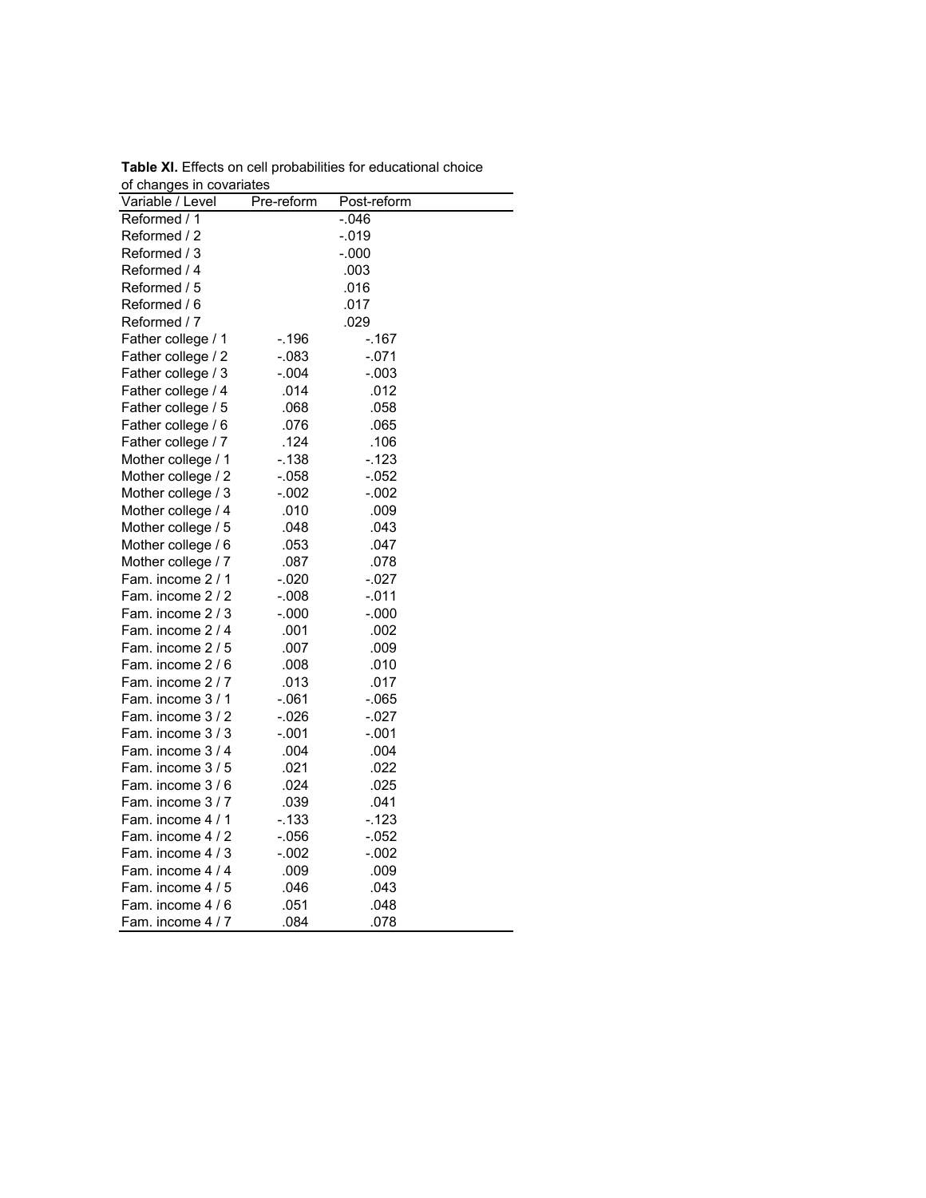**Table XI.** Effects on cell probabilities for educational choice of changes in covariates

| Variable / Level | Pre-reform | Post-reform |
|---|---|---|
| Reformed / 1 | | -.046 |
| Reformed / 2 | | -.019 |
| Reformed / 3 | | -.000 |
| Reformed / 4 | | .003 |
| Reformed / 5 | | .016 |
| Reformed / 6 | | .017 |
| Reformed / 7 | | .029 |
| Father college / 1 | -.196 | -.167 |
| Father college / 2 | -.083 | -.071 |
| Father college / 3 | -.004 | -.003 |
| Father college / 4 | .014 | .012 |
| Father college / 5 | .068 | .058 |
| Father college / 6 | .076 | .065 |
| Father college / 7 | .124 | .106 |
| Mother college / 1 | -.138 | -.123 |
| Mother college / 2 | -.058 | -.052 |
| Mother college / 3 | -.002 | -.002 |
| Mother college / 4 | .010 | .009 |
| Mother college / 5 | .048 | .043 |
| Mother college / 6 | .053 | .047 |
| Mother college / 7 | .087 | .078 |
| Fam. income 2 / 1 | -.020 | -.027 |
| Fam. income 2 / 2 | -.008 | -.011 |
| Fam. income 2 / 3 | -.000 | -.000 |
| Fam. income 2 / 4 | .001 | .002 |
| Fam. income 2 / 5 | .007 | .009 |
| Fam. income 2 / 6 | .008 | .010 |
| Fam. income 2 / 7 | .013 | .017 |
| Fam. income 3 / 1 | -.061 | -.065 |
| Fam. income 3 / 2 | -.026 | -.027 |
| Fam. income 3 / 3 | -.001 | -.001 |
| Fam. income 3 / 4 | .004 | .004 |
| Fam. income 3 / 5 | .021 | .022 |
| Fam. income 3 / 6 | .024 | .025 |
| Fam. income 3 / 7 | .039 | .041 |
| Fam. income 4 / 1 | -.133 | -.123 |
| Fam. income 4 / 2 | -.056 | -.052 |
| Fam. income 4 / 3 | -.002 | -.002 |
| Fam. income 4 / 4 | .009 | .009 |
| Fam. income 4 / 5 | .046 | .043 |
| Fam. income 4 / 6 | .051 | .048 |
| Fam. income 4 / 7 | .084 | .078 |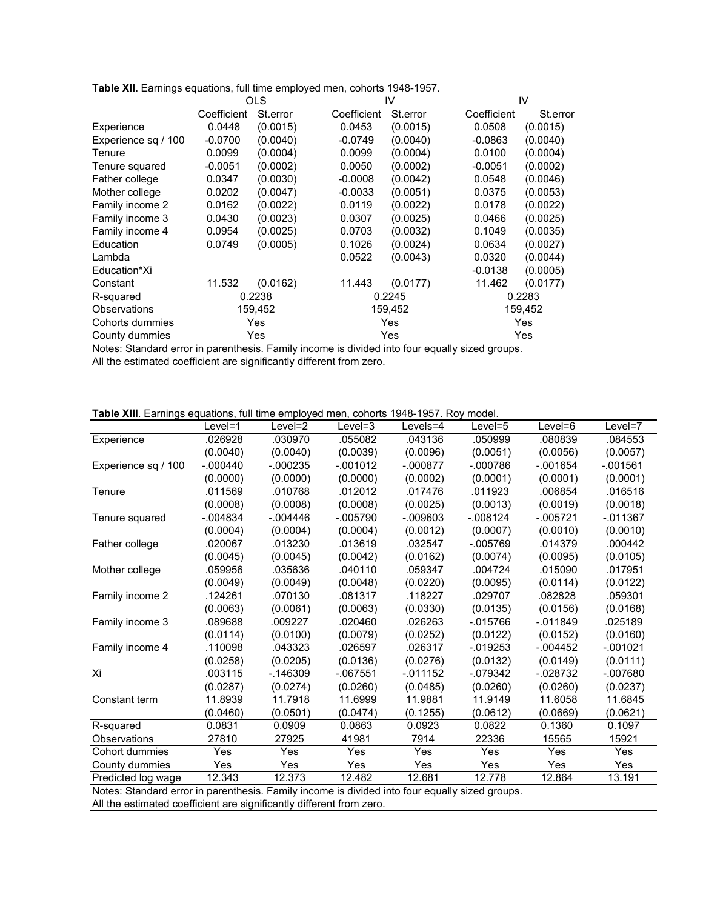**Table XII.** Earnings equations, full time employed men, cohorts 1948-1957.

| | OLS | | IV | | IV | |
|---|---|---|---|---|---|---|
| | Coefficient | St.error | Coefficient | St.error | Coefficient | St.error |
| Experience | 0.0448 | (0.0015) | 0.0453 | (0.0015) | 0.0508 | (0.0015) |
| Experience sq / 100 | -0.0700 | (0.0040) | -0.0749 | (0.0040) | -0.0863 | (0.0040) |
| Tenure | 0.0099 | (0.0004) | 0.0099 | (0.0004) | 0.0100 | (0.0004) |
| Tenure squared | -0.0051 | (0.0002) | 0.0050 | (0.0002) | -0.0051 | (0.0002) |
| Father college | 0.0347 | (0.0030) | -0.0008 | (0.0042) | 0.0548 | (0.0046) |
| Mother college | 0.0202 | (0.0047) | -0.0033 | (0.0051) | 0.0375 | (0.0053) |
| Family income 2 | 0.0162 | (0.0022) | 0.0119 | (0.0022) | 0.0178 | (0.0022) |
| Family income 3 | 0.0430 | (0.0023) | 0.0307 | (0.0025) | 0.0466 | (0.0025) |
| Family income 4 | 0.0954 | (0.0025) | 0.0703 | (0.0032) | 0.1049 | (0.0035) |
| Education | 0.0749 | (0.0005) | 0.1026 | (0.0024) | 0.0634 | (0.0027) |
| Lambda | | | 0.0522 | (0.0043) | 0.0320 | (0.0044) |
| Education*Xi | | | | | -0.0138 | (0.0005) |
| Constant | 11.532 | (0.0162) | 11.443 | (0.0177) | 11.462 | (0.0177) |
| R-squared | 0.2238 | | 0.2245 | | 0.2283 | |
| Observations | 159,452 | | 159,452 | | 159,452 | |
| Cohorts dummies | Yes | | Yes | | Yes | |
| County dummies | Yes | | Yes | | Yes | |

Notes: Standard error in parenthesis. Family income is divided into four equally sized groups.
All the estimated coefficient are significantly different from zero.

**Table XIII**. Earnings equations, full time employed men, cohorts 1948-1957. Roy model.

| | Level=1 | Level=2 | Level=3 | Levels=4 | Level=5 | Level=6 | Level=7 |
|---|---|---|---|---|---|---|---|
| Experience | .026928 | .030970 | .055082 | .043136 | .050999 | .080839 | .084553 |
| | (0.0040) | (0.0040) | (0.0039) | (0.0096) | (0.0051) | (0.0056) | (0.0057) |
| Experience sq / 100 | -.000440 | -.000235 | -.001012 | -.000877 | -.000786 | -.001654 | -.001561 |
| | (0.0000) | (0.0000) | (0.0000) | (0.0002) | (0.0001) | (0.0001) | (0.0001) |
| Tenure | .011569 | .010768 | .012012 | .017476 | .011923 | .006854 | .016516 |
| | (0.0008) | (0.0008) | (0.0008) | (0.0025) | (0.0013) | (0.0019) | (0.0018) |
| Tenure squared | -.004834 | -.004446 | -.005790 | -.009603 | -.008124 | -.005721 | -.011367 |
| | (0.0004) | (0.0004) | (0.0004) | (0.0012) | (0.0007) | (0.0010) | (0.0010) |
| Father college | .020067 | .013230 | .013619 | .032547 | -.005769 | .014379 | .000442 |
| | (0.0045) | (0.0045) | (0.0042) | (0.0162) | (0.0074) | (0.0095) | (0.0105) |
| Mother college | .059956 | .035636 | .040110 | .059347 | .004724 | .015090 | .017951 |
| | (0.0049) | (0.0049) | (0.0048) | (0.0220) | (0.0095) | (0.0114) | (0.0122) |
| Family income 2 | .124261 | .070130 | .081317 | .118227 | .029707 | .082828 | .059301 |
| | (0.0063) | (0.0061) | (0.0063) | (0.0330) | (0.0135) | (0.0156) | (0.0168) |
| Family income 3 | .089688 | .009227 | .020460 | .026263 | -.015766 | -.011849 | .025189 |
| | (0.0114) | (0.0100) | (0.0079) | (0.0252) | (0.0122) | (0.0152) | (0.0160) |
| Family income 4 | .110098 | .043323 | .026597 | .026317 | -.019253 | -.004452 | -.001021 |
| | (0.0258) | (0.0205) | (0.0136) | (0.0276) | (0.0132) | (0.0149) | (0.0111) |
| Xi | .003115 | -.146309 | -.067551 | -.011152 | -.079342 | -.028732 | -.007680 |
| | (0.0287) | (0.0274) | (0.0260) | (0.0485) | (0.0260) | (0.0260) | (0.0237) |
| Constant term | 11.8939 | 11.7918 | 11.6999 | 11.9881 | 11.9149 | 11.6058 | 11.6845 |
| | (0.0460) | (0.0501) | (0.0474) | (0.1255) | (0.0612) | (0.0669) | (0.0621) |
| R-squared | 0.0831 | 0.0909 | 0.0863 | 0.0923 | 0.0822 | 0.1360 | 0.1097 |
| Observations | 27810 | 27925 | 41981 | 7914 | 22336 | 15565 | 15921 |
| Cohort dummies | Yes | Yes | Yes | Yes | Yes | Yes | Yes |
| County dummies | Yes | Yes | Yes | Yes | Yes | Yes | Yes |
| Predicted log wage | 12.343 | 12.373 | 12.482 | 12.681 | 12.778 | 12.864 | 13.191 |

Notes: Standard error in parenthesis. Family income is divided into four equally sized groups.
All the estimated coefficient are significantly different from zero.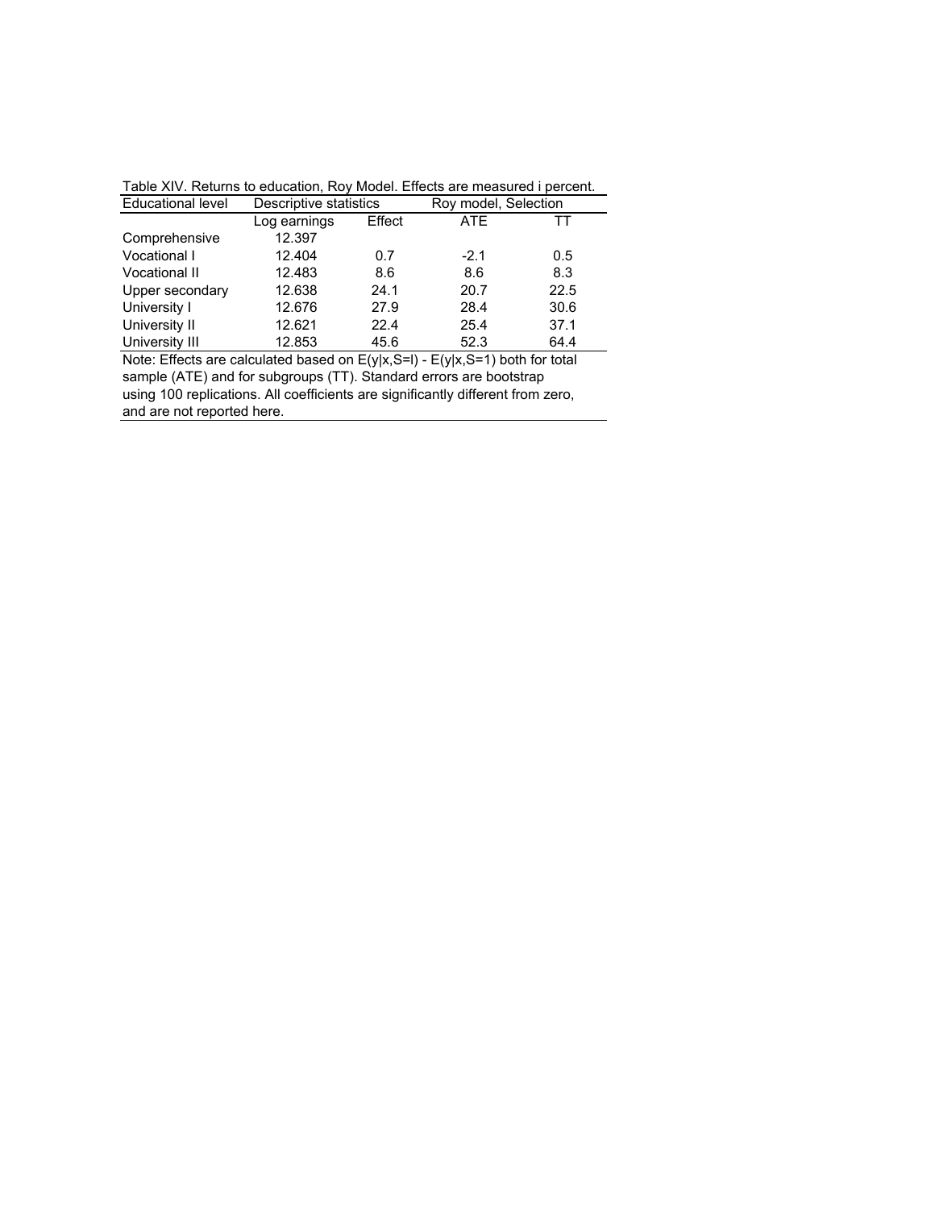Table XIV. Returns to education, Roy Model. Effects are measured i percent.

| Educational level | Descriptive statistics | | Roy model, Selection | |
|---|---|---|---|---|
| | Log earnings | Effect | ATE | TT |
| Comprehensive | 12.397 | | | |
| Vocational I | 12.404 | 0.7 | -2.1 | 0.5 |
| Vocational II | 12.483 | 8.6 | 8.6 | 8.3 |
| Upper secondary | 12.638 | 24.1 | 20.7 | 22.5 |
| University I | 12.676 | 27.9 | 28.4 | 30.6 |
| University II | 12.621 | 22.4 | 25.4 | 37.1 |
| University III | 12.853 | 45.6 | 52.3 | 64.4 |

Note: Effects are calculated based on $E(y|x,S=l) - E(y|x,S=1)$ both for total sample (ATE) and for subgroups (TT). Standard errors are bootstrap using 100 replications. All coefficients are significantly different from zero, and are not reported here.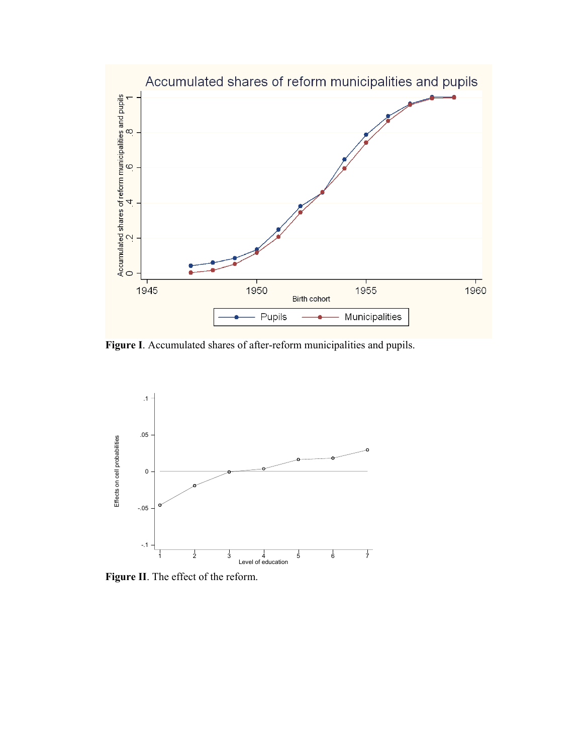**Figure I**. Accumulated shares of after-reform municipalities and pupils.

**Figure II**. The effect of the reform.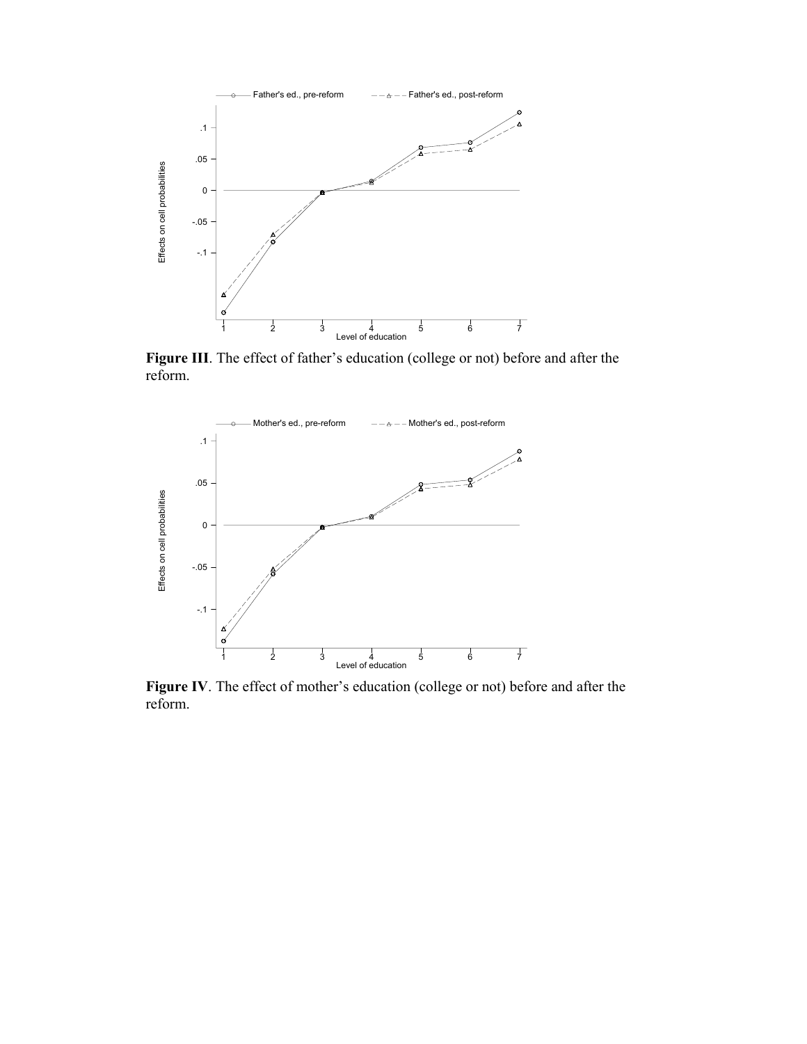**Figure III**. The effect of father's education (college or not) before and after the reform.

**Figure IV**. The effect of mother's education (college or not) before and after the reform.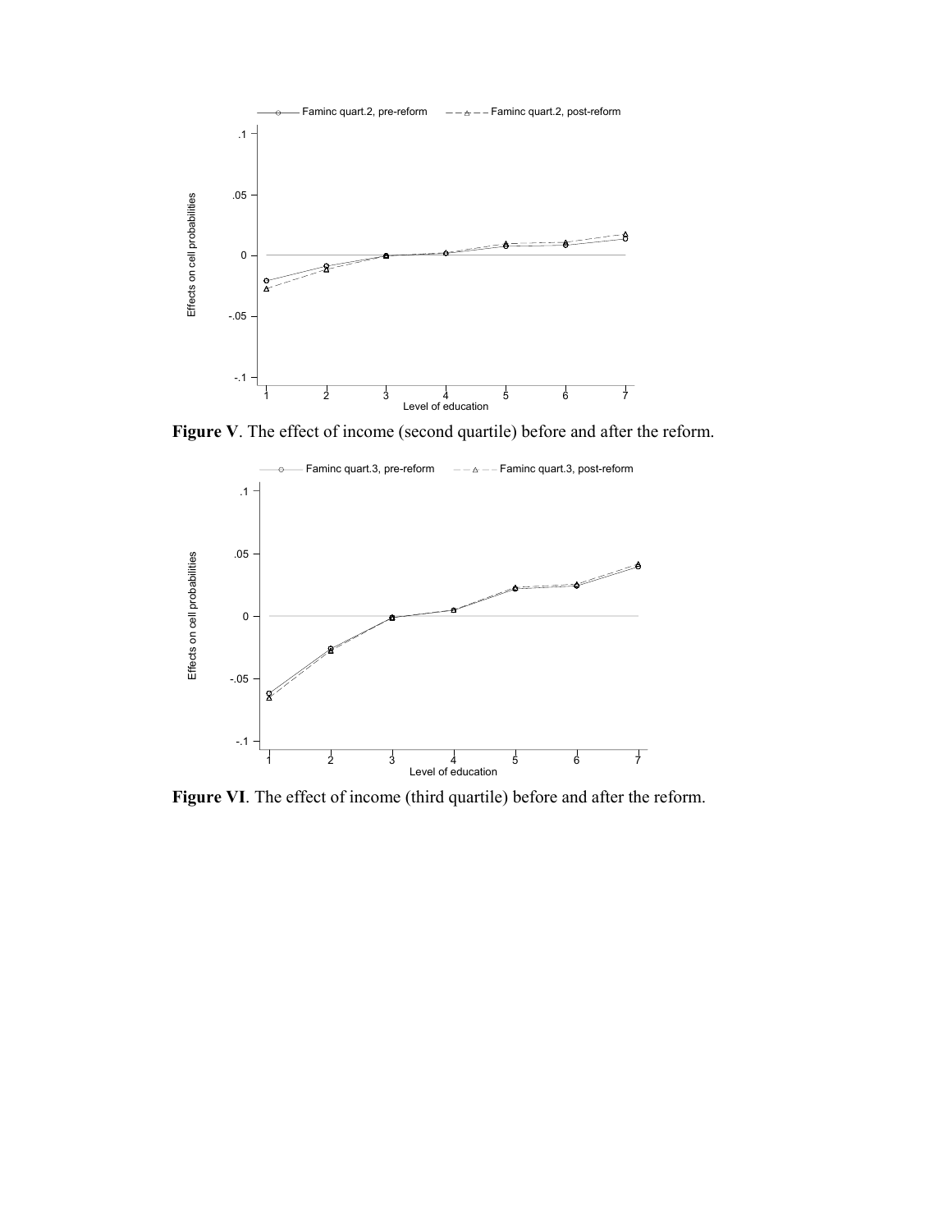**Figure V**. The effect of income (second quartile) before and after the reform.

**Figure VI**. The effect of income (third quartile) before and after the reform.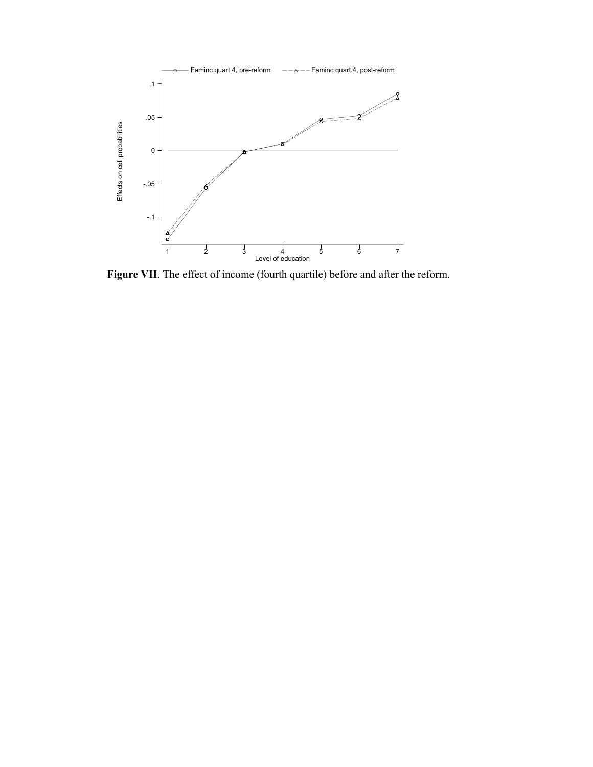**Figure VII**. The effect of income (fourth quartile) before and after the reform.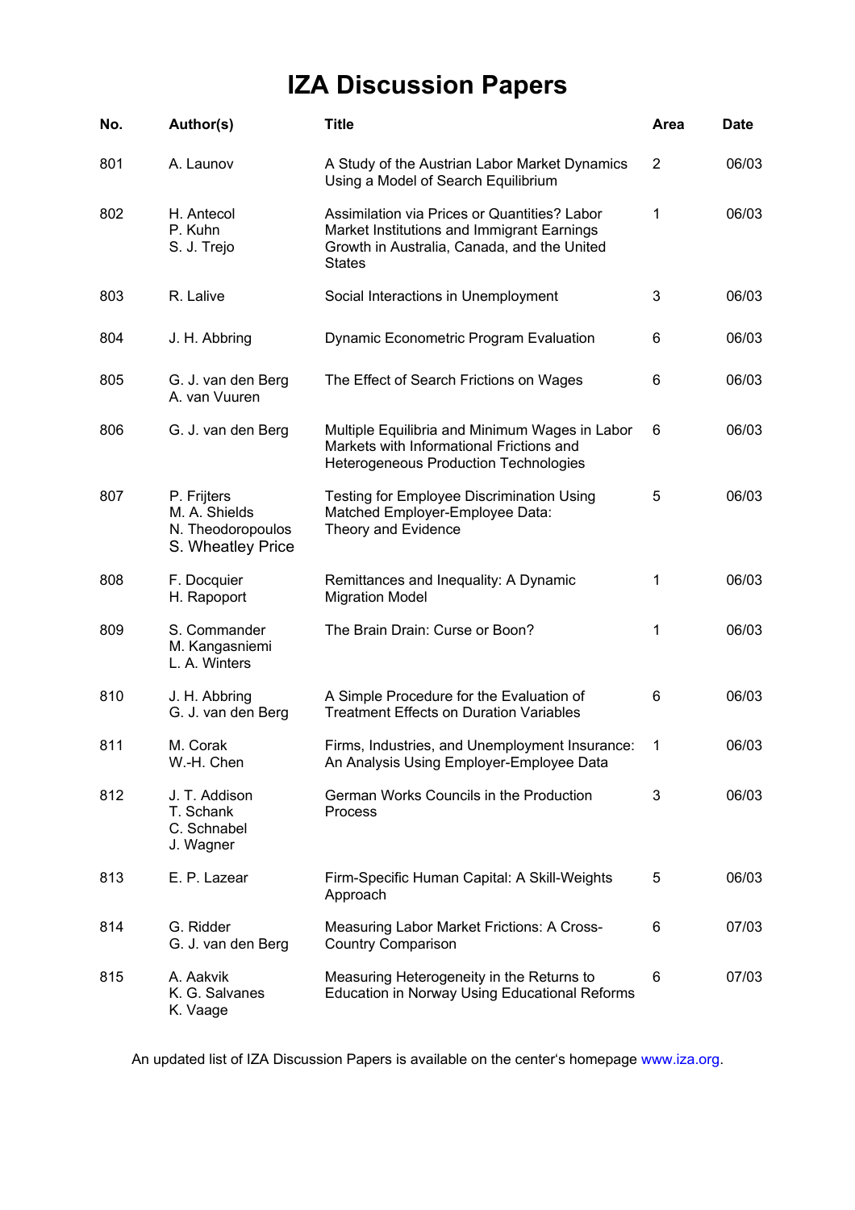# IZA Discussion Papers

| No. | Author(s) | Title | Area | Date |
|---|---|---|---|---|
| 801 | A. Launov | A Study of the Austrian Labor Market Dynamics Using a Model of Search Equilibrium | 2 | 06/03 |
| 802 | H. Antecol<br>P. Kuhn<br>S. J. Trejo | Assimilation via Prices or Quantities? Labor Market Institutions and Immigrant Earnings Growth in Australia, Canada, and the United States | 1 | 06/03 |
| 803 | R. Lalive | Social Interactions in Unemployment | 3 | 06/03 |
| 804 | J. H. Abbring | Dynamic Econometric Program Evaluation | 6 | 06/03 |
| 805 | G. J. van den Berg<br>A. van Vuuren | The Effect of Search Frictions on Wages | 6 | 06/03 |
| 806 | G. J. van den Berg | Multiple Equilibria and Minimum Wages in Labor Markets with Informational Frictions and Heterogeneous Production Technologies | 6 | 06/03 |
| 807 | P. Frijters<br>M. A. Shields<br>N. Theodoropoulos<br>S. Wheatley Price | Testing for Employee Discrimination Using Matched Employer-Employee Data: Theory and Evidence | 5 | 06/03 |
| 808 | F. Docquier<br>H. Rapoport | Remittances and Inequality: A Dynamic Migration Model | 1 | 06/03 |
| 809 | S. Commander<br>M. Kangasniemi<br>L. A. Winters | The Brain Drain: Curse or Boon? | 1 | 06/03 |
| 810 | J. H. Abbring<br>G. J. van den Berg | A Simple Procedure for the Evaluation of Treatment Effects on Duration Variables | 6 | 06/03 |
| 811 | M. Corak<br>W.-H. Chen | Firms, Industries, and Unemployment Insurance: An Analysis Using Employer-Employee Data | 1 | 06/03 |
| 812 | J. T. Addison<br>T. Schank<br>C. Schnabel<br>J. Wagner | German Works Councils in the Production Process | 3 | 06/03 |
| 813 | E. P. Lazear | Firm-Specific Human Capital: A Skill-Weights Approach | 5 | 06/03 |
| 814 | G. Ridder<br>G. J. van den Berg | Measuring Labor Market Frictions: A Cross-Country Comparison | 6 | 07/03 |
| 815 | A. Aakvik<br>K. G. Salvanes<br>K. Vaage | Measuring Heterogeneity in the Returns to Education in Norway Using Educational Reforms | 6 | 07/03 |

An updated list of IZA Discussion Papers is available on the center's homepage www.iza.org.